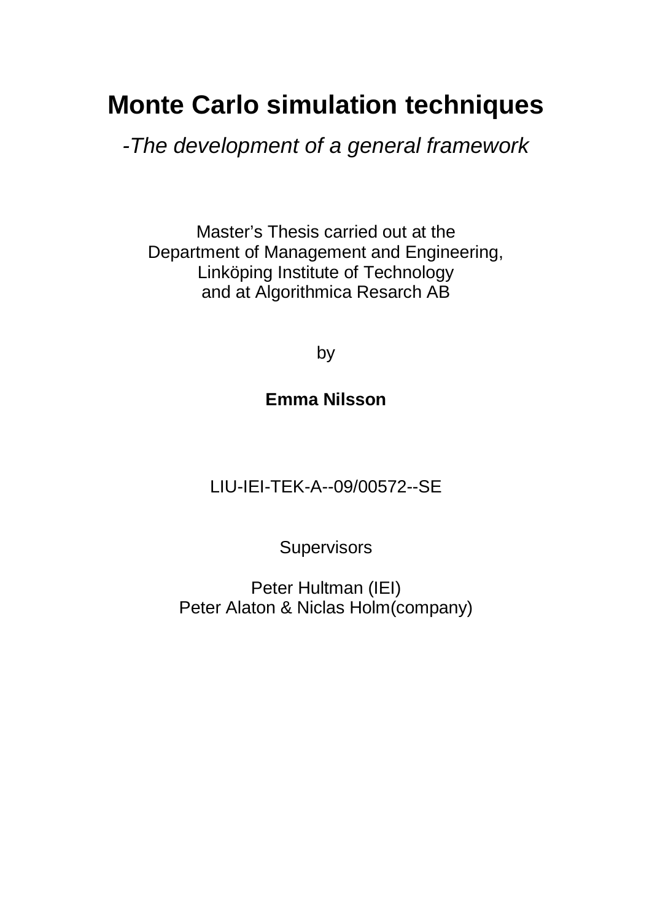# Monte Carlo simulation techniques

*-The development of a general framework*

Master's Thesis carried out at the
Department of Management and Engineering,
Linköping Institute of Technology
and at Algorithmica Resarch AB

by

**Emma Nilsson**

LIU-IEI-TEK-A--09/00572--SE

Supervisors

Peter Hultman (IEI)
Peter Alaton & Niclas Holm(company)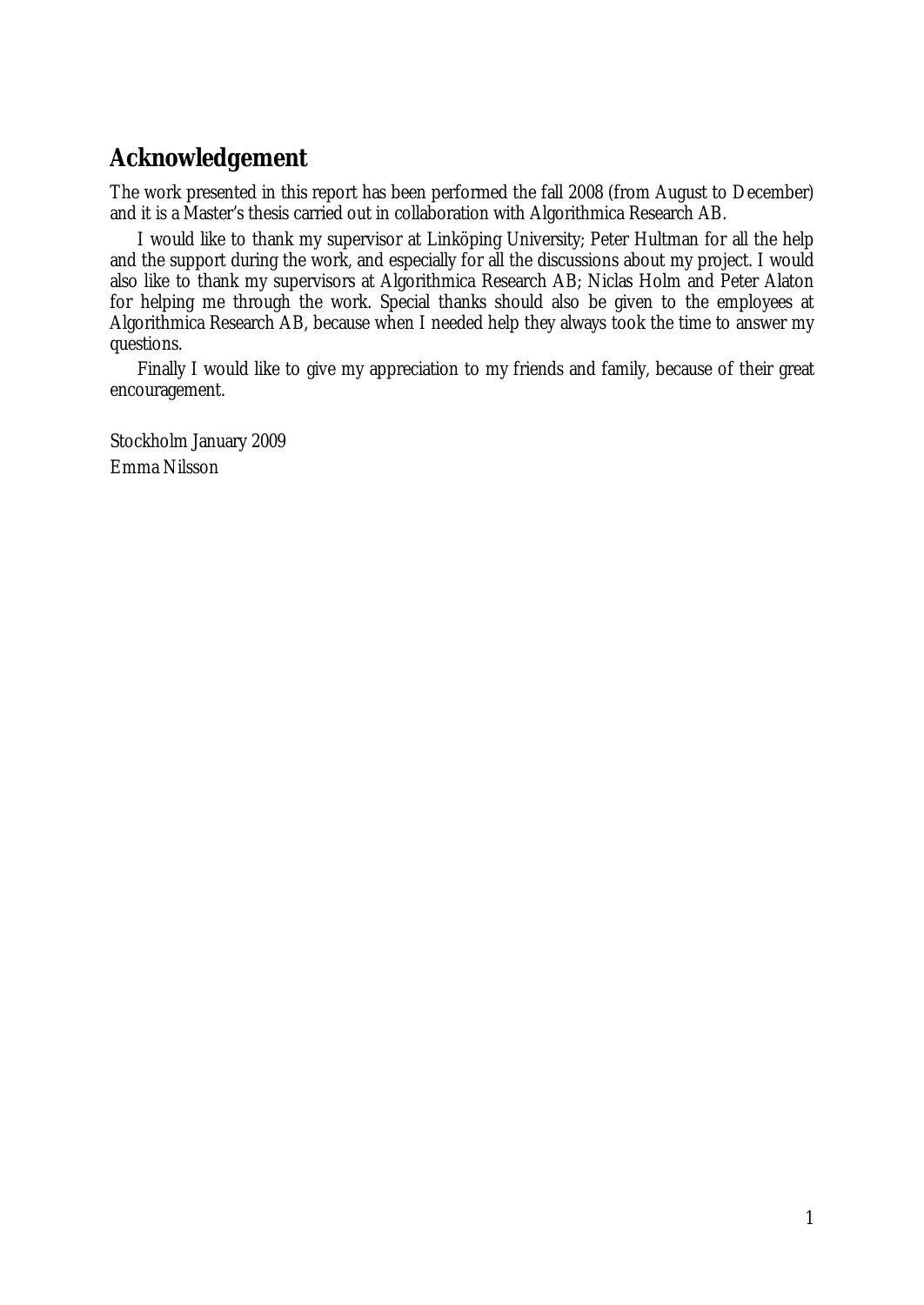# Acknowledgement

The work presented in this report has been performed the fall 2008 (from August to December) and it is a Master's thesis carried out in collaboration with Algorithmica Research AB.

I would like to thank my supervisor at Linköping University; Peter Hultman for all the help and the support during the work, and especially for all the discussions about my project. I would also like to thank my supervisors at Algorithmica Research AB; Niclas Holm and Peter Alaton for helping me through the work. Special thanks should also be given to the employees at Algorithmica Research AB, because when I needed help they always took the time to answer my questions.

Finally I would like to give my appreciation to my friends and family, because of their great encouragement.

Stockholm January 2009
Emma Nilsson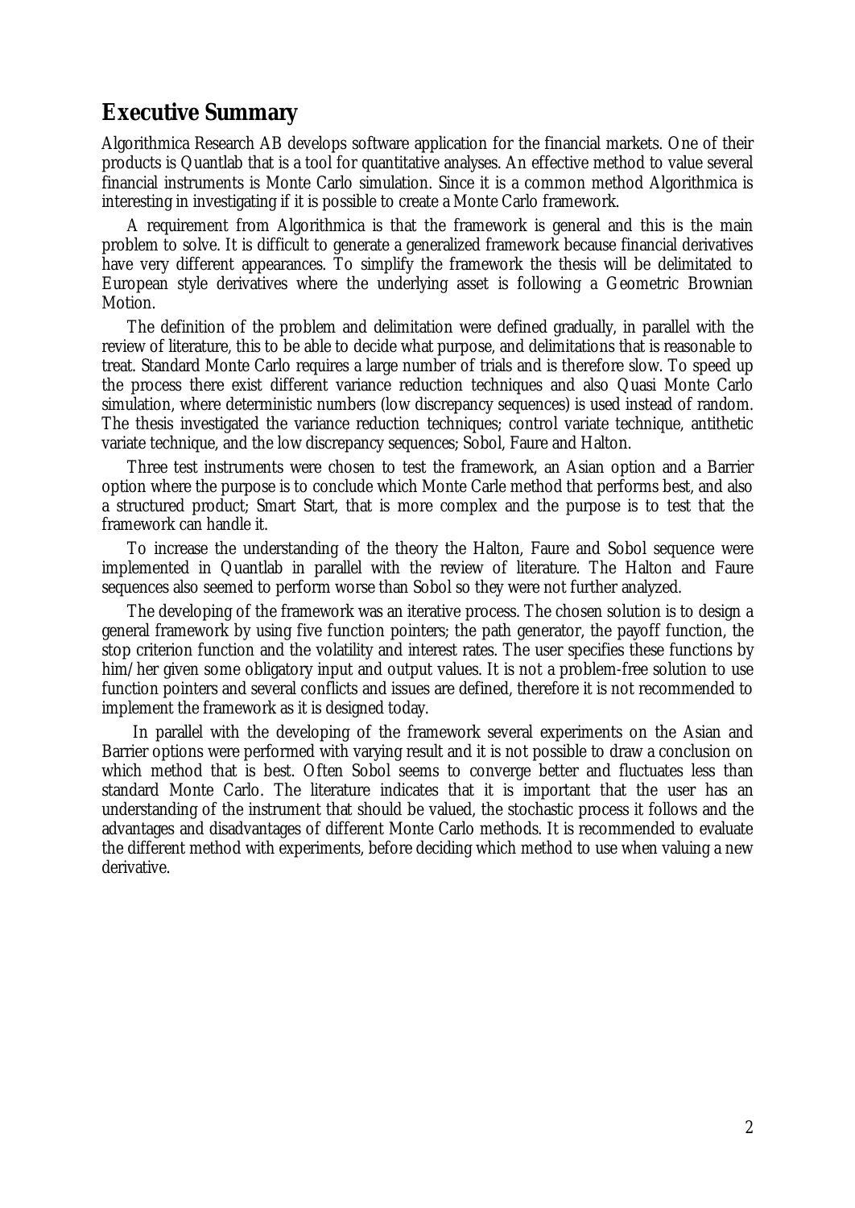## Executive Summary

Algorithmica Research AB develops software application for the financial markets. One of their products is Quantlab that is a tool for quantitative analyses. An effective method to value several financial instruments is Monte Carlo simulation. Since it is a common method Algorithmica is interesting in investigating if it is possible to create a Monte Carlo framework.

A requirement from Algorithmica is that the framework is general and this is the main problem to solve. It is difficult to generate a generalized framework because financial derivatives have very different appearances. To simplify the framework the thesis will be delimitated to European style derivatives where the underlying asset is following a Geometric Brownian Motion.

The definition of the problem and delimitation were defined gradually, in parallel with the review of literature, this to be able to decide what purpose, and delimitations that is reasonable to treat. Standard Monte Carlo requires a large number of trials and is therefore slow. To speed up the process there exist different variance reduction techniques and also Quasi Monte Carlo simulation, where deterministic numbers (low discrepancy sequences) is used instead of random. The thesis investigated the variance reduction techniques; control variate technique, antithetic variate technique, and the low discrepancy sequences; Sobol, Faure and Halton.

Three test instruments were chosen to test the framework, an Asian option and a Barrier option where the purpose is to conclude which Monte Carle method that performs best, and also a structured product; Smart Start, that is more complex and the purpose is to test that the framework can handle it.

To increase the understanding of the theory the Halton, Faure and Sobol sequence were implemented in Quantlab in parallel with the review of literature. The Halton and Faure sequences also seemed to perform worse than Sobol so they were not further analyzed.

The developing of the framework was an iterative process. The chosen solution is to design a general framework by using five function pointers; the path generator, the payoff function, the stop criterion function and the volatility and interest rates. The user specifies these functions by him/her given some obligatory input and output values. It is not a problem-free solution to use function pointers and several conflicts and issues are defined, therefore it is not recommended to implement the framework as it is designed today.

In parallel with the developing of the framework several experiments on the Asian and Barrier options were performed with varying result and it is not possible to draw a conclusion on which method that is best. Often Sobol seems to converge better and fluctuates less than standard Monte Carlo. The literature indicates that it is important that the user has an understanding of the instrument that should be valued, the stochastic process it follows and the advantages and disadvantages of different Monte Carlo methods. It is recommended to evaluate the different method with experiments, before deciding which method to use when valuing a new derivative.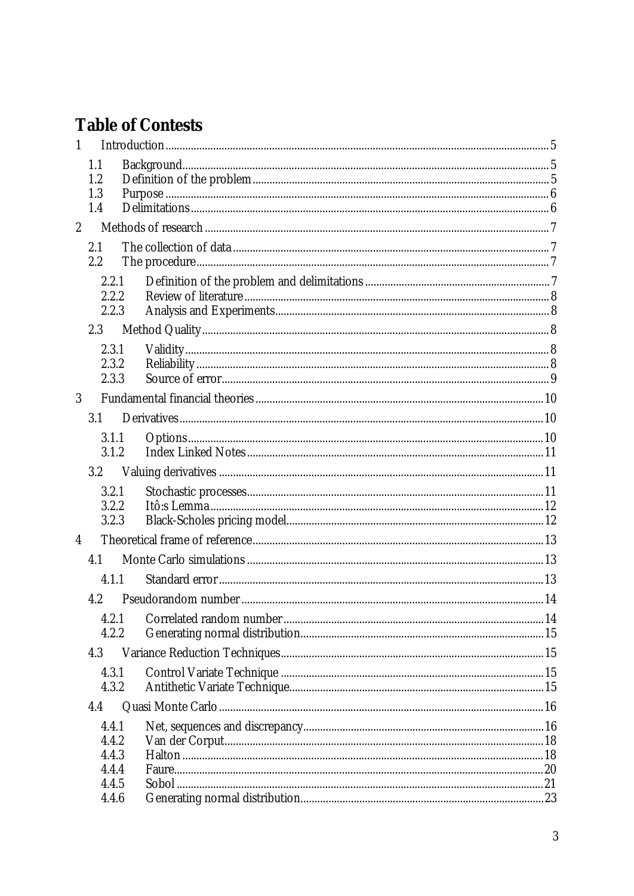# Table of Contests

1 Introduction ..... 5
- 1.1 Background ..... 5
- 1.2 Definition of the problem ..... 5
- 1.3 Purpose ..... 6
- 1.4 Delimitations ..... 6

2 Methods of research ..... 7
- 2.1 The collection of data ..... 7
- 2.2 The procedure ..... 7
  - 2.2.1 Definition of the problem and delimitations ..... 7
  - 2.2.2 Review of literature ..... 8
  - 2.2.3 Analysis and Experiments ..... 8
- 2.3 Method Quality ..... 8
  - 2.3.1 Validity ..... 8
  - 2.3.2 Reliability ..... 8
  - 2.3.3 Source of error ..... 9

3 Fundamental financial theories ..... 10
- 3.1 Derivatives ..... 10
  - 3.1.1 Options ..... 10
  - 3.1.2 Index Linked Notes ..... 11
- 3.2 Valuing derivatives ..... 11
  - 3.2.1 Stochastic processes ..... 11
  - 3.2.2 Itô:s Lemma ..... 12
  - 3.2.3 Black-Scholes pricing model ..... 12

4 Theoretical frame of reference ..... 13
- 4.1 Monte Carlo simulations ..... 13
  - 4.1.1 Standard error ..... 13
- 4.2 Pseudorandom number ..... 14
  - 4.2.1 Correlated random number ..... 14
  - 4.2.2 Generating normal distribution ..... 15
- 4.3 Variance Reduction Techniques ..... 15
  - 4.3.1 Control Variate Technique ..... 15
  - 4.3.2 Antithetic Variate Technique ..... 15
- 4.4 Quasi Monte Carlo ..... 16
  - 4.4.1 Net, sequences and discrepancy ..... 16
  - 4.4.2 Van der Corput ..... 18
  - 4.4.3 Halton ..... 18
  - 4.4.4 Faure ..... 20
  - 4.4.5 Sobol ..... 21
  - 4.4.6 Generating normal distribution ..... 23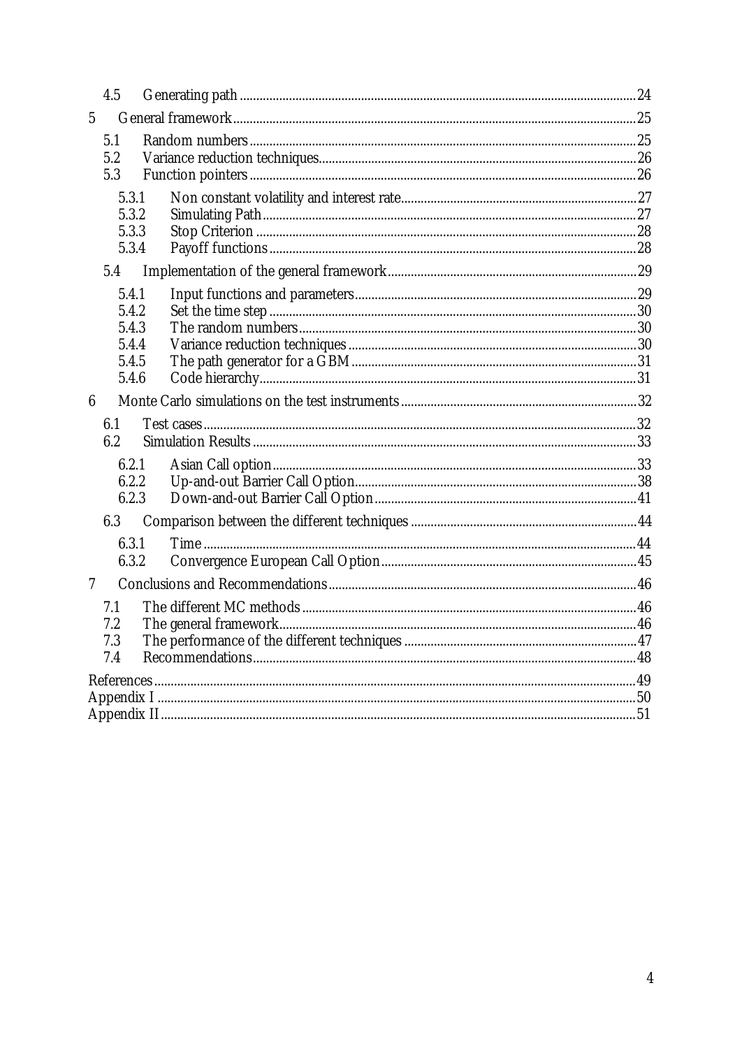4.5 Generating path ........ 24

5 General framework ........ 25

- 5.1 Random numbers ........ 25
- 5.2 Variance reduction techniques ........ 26
- 5.3 Function pointers ........ 26
  - 5.3.1 Non constant volatility and interest rate ........ 27
  - 5.3.2 Simulating Path ........ 27
  - 5.3.3 Stop Criterion ........ 28
  - 5.3.4 Payoff functions ........ 28
- 5.4 Implementation of the general framework ........ 29
  - 5.4.1 Input functions and parameters ........ 29
  - 5.4.2 Set the time step ........ 30
  - 5.4.3 The random numbers ........ 30
  - 5.4.4 Variance reduction techniques ........ 30
  - 5.4.5 The path generator for a GBM ........ 31
  - 5.4.6 Code hierarchy ........ 31

6 Monte Carlo simulations on the test instruments ........ 32

- 6.1 Test cases ........ 32
- 6.2 Simulation Results ........ 33
  - 6.2.1 Asian Call option ........ 33
  - 6.2.2 Up-and-out Barrier Call Option ........ 38
  - 6.2.3 Down-and-out Barrier Call Option ........ 41
- 6.3 Comparison between the different techniques ........ 44
  - 6.3.1 Time ........ 44
  - 6.3.2 Convergence European Call Option ........ 45

7 Conclusions and Recommendations ........ 46

- 7.1 The different MC methods ........ 46
- 7.2 The general framework ........ 46
- 7.3 The performance of the different techniques ........ 47
- 7.4 Recommendations ........ 48

References ........ 49

Appendix I ........ 50

Appendix II ........ 51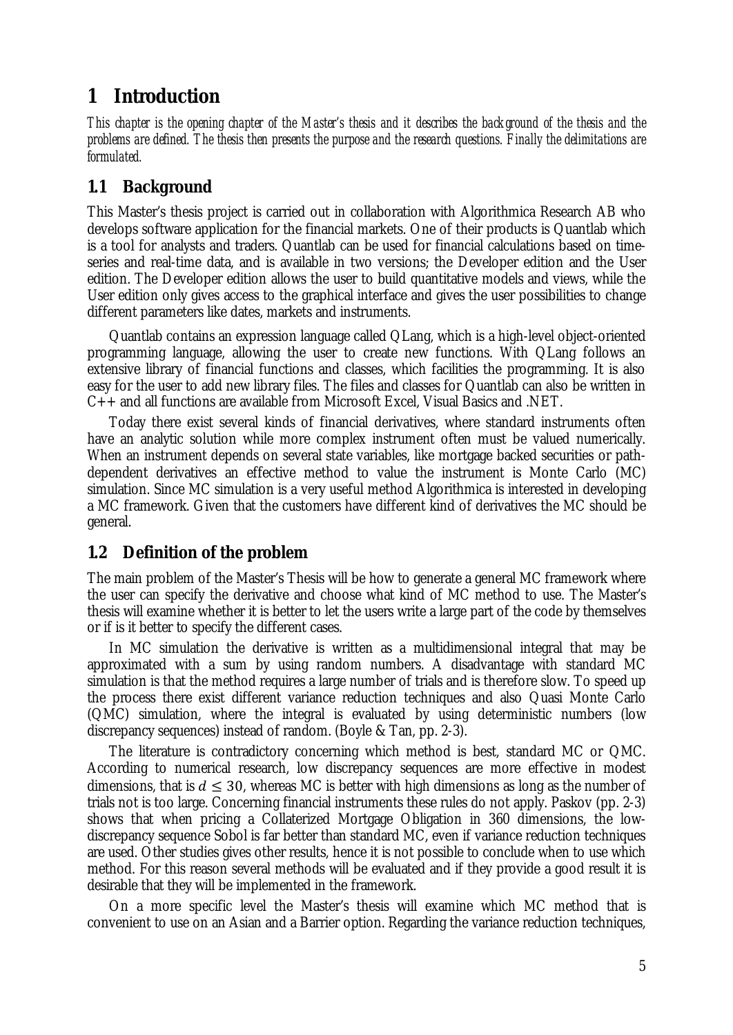# 1 Introduction

*This chapter is the opening chapter of the Master's thesis and it describes the background of the thesis and the problems are defined. The thesis then presents the purpose and the research questions. Finally the delimitations are formulated.*

## 1.1 Background

This Master's thesis project is carried out in collaboration with Algorithmica Research AB who develops software application for the financial markets. One of their products is Quantlab which is a tool for analysts and traders. Quantlab can be used for financial calculations based on time-series and real-time data, and is available in two versions; the Developer edition and the User edition. The Developer edition allows the user to build quantitative models and views, while the User edition only gives access to the graphical interface and gives the user possibilities to change different parameters like dates, markets and instruments.

Quantlab contains an expression language called QLang, which is a high-level object-oriented programming language, allowing the user to create new functions. With QLang follows an extensive library of financial functions and classes, which facilities the programming. It is also easy for the user to add new library files. The files and classes for Quantlab can also be written in C++ and all functions are available from Microsoft Excel, Visual Basics and .NET.

Today there exist several kinds of financial derivatives, where standard instruments often have an analytic solution while more complex instrument often must be valued numerically. When an instrument depends on several state variables, like mortgage backed securities or path-dependent derivatives an effective method to value the instrument is Monte Carlo (MC) simulation. Since MC simulation is a very useful method Algorithmica is interested in developing a MC framework. Given that the customers have different kind of derivatives the MC should be general.

## 1.2 Definition of the problem

The main problem of the Master's Thesis will be how to generate a general MC framework where the user can specify the derivative and choose what kind of MC method to use. The Master's thesis will examine whether it is better to let the users write a large part of the code by themselves or if is it better to specify the different cases.

In MC simulation the derivative is written as a multidimensional integral that may be approximated with a sum by using random numbers. A disadvantage with standard MC simulation is that the method requires a large number of trials and is therefore slow. To speed up the process there exist different variance reduction techniques and also Quasi Monte Carlo (QMC) simulation, where the integral is evaluated by using deterministic numbers (low discrepancy sequences) instead of random. (Boyle & Tan, pp. 2-3).

The literature is contradictory concerning which method is best, standard MC or QMC. According to numerical research, low discrepancy sequences are more effective in modest dimensions, that is $d \leq 30$, whereas MC is better with high dimensions as long as the number of trials not is too large. Concerning financial instruments these rules do not apply. Paskov (pp. 2-3) shows that when pricing a Collaterized Mortgage Obligation in 360 dimensions, the low-discrepancy sequence Sobol is far better than standard MC, even if variance reduction techniques are used. Other studies gives other results, hence it is not possible to conclude when to use which method. For this reason several methods will be evaluated and if they provide a good result it is desirable that they will be implemented in the framework.

On a more specific level the Master's thesis will examine which MC method that is convenient to use on an Asian and a Barrier option. Regarding the variance reduction techniques,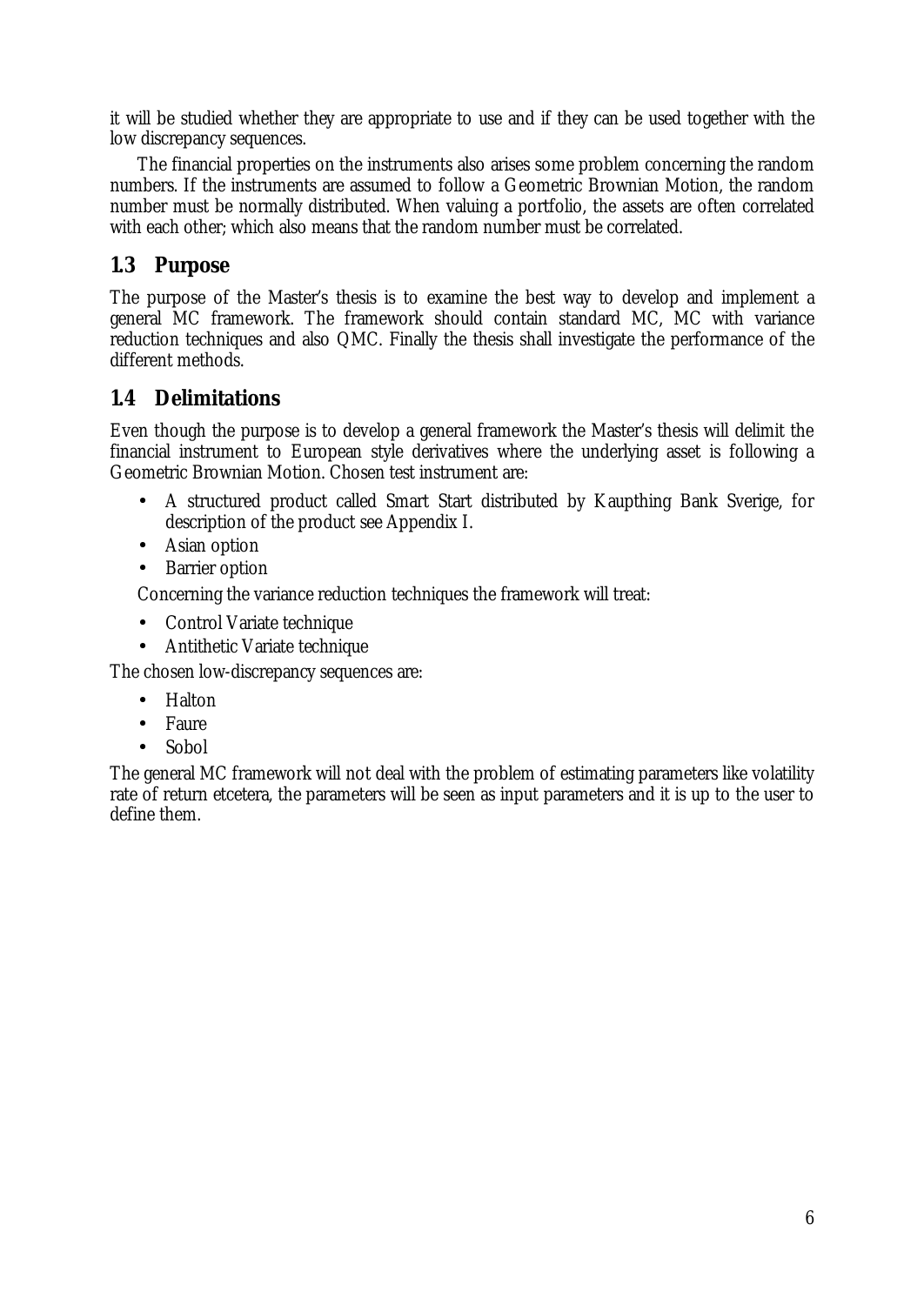it will be studied whether they are appropriate to use and if they can be used together with the low discrepancy sequences.

The financial properties on the instruments also arises some problem concerning the random numbers. If the instruments are assumed to follow a Geometric Brownian Motion, the random number must be normally distributed. When valuing a portfolio, the assets are often correlated with each other; which also means that the random number must be correlated.

## 1.3 Purpose

The purpose of the Master's thesis is to examine the best way to develop and implement a general MC framework. The framework should contain standard MC, MC with variance reduction techniques and also QMC. Finally the thesis shall investigate the performance of the different methods.

## 1.4 Delimitations

Even though the purpose is to develop a general framework the Master's thesis will delimit the financial instrument to European style derivatives where the underlying asset is following a Geometric Brownian Motion. Chosen test instrument are:

- A structured product called Smart Start distributed by Kaupthing Bank Sverige, for description of the product see Appendix I.
- Asian option
- Barrier option

Concerning the variance reduction techniques the framework will treat:

- Control Variate technique
- Antithetic Variate technique

The chosen low-discrepancy sequences are:

- Halton
- Faure
- Sobol

The general MC framework will not deal with the problem of estimating parameters like volatility rate of return etcetera, the parameters will be seen as input parameters and it is up to the user to define them.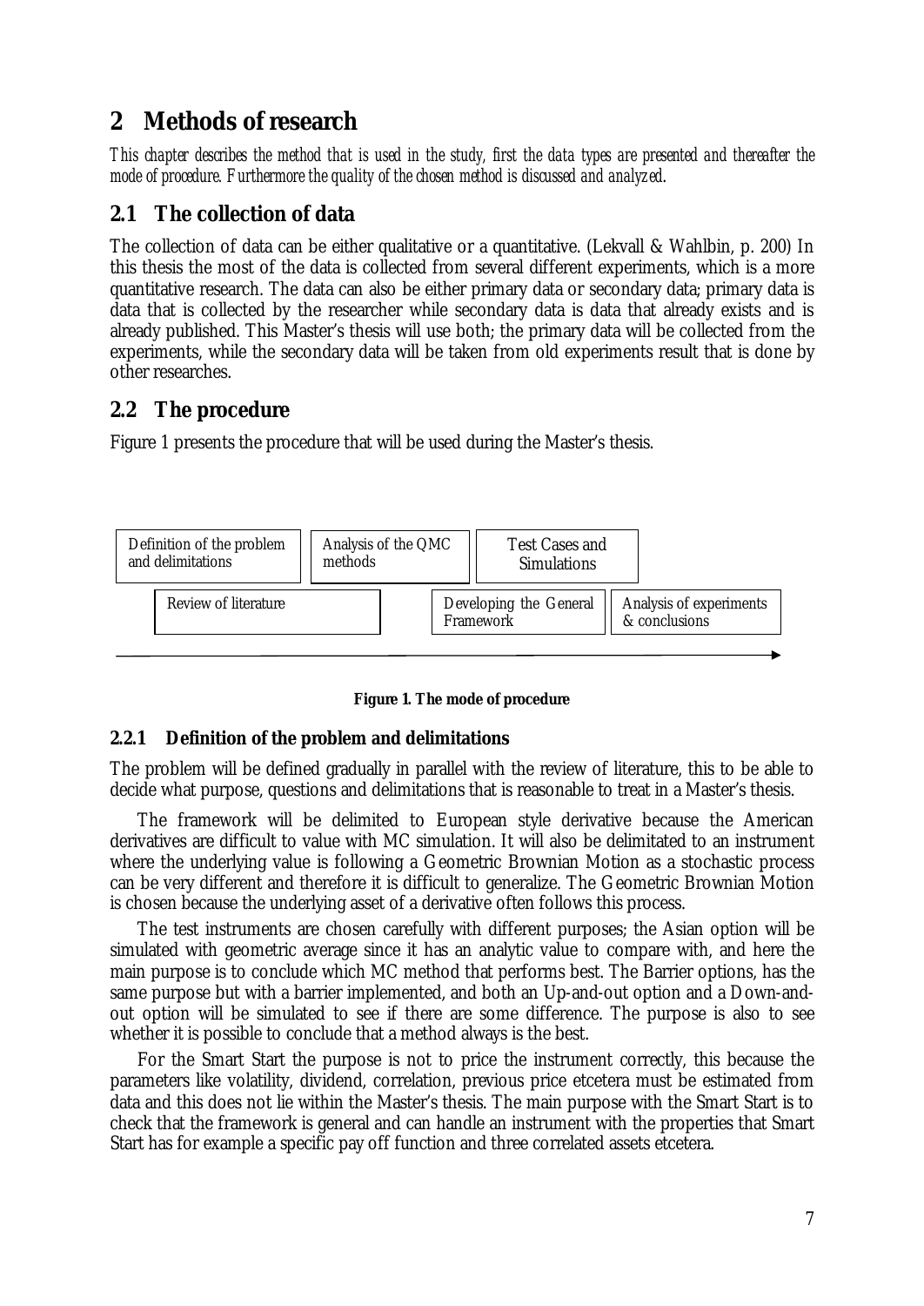# 2 Methods of research

*This chapter describes the method that is used in the study, first the data types are presented and thereafter the mode of procedure. Furthermore the quality of the chosen method is discussed and analyzed.*

## 2.1 The collection of data

The collection of data can be either qualitative or a quantitative. (Lekvall & Wahlbin, p. 200) In this thesis the most of the data is collected from several different experiments, which is a more quantitative research. The data can also be either primary data or secondary data; primary data is data that is collected by the researcher while secondary data is data that already exists and is already published. This Master's thesis will use both; the primary data will be collected from the experiments, while the secondary data will be taken from old experiments result that is done by other researches.

## 2.2 The procedure

Figure 1 presents the procedure that will be used during the Master's thesis.

Definition of the problem and delimitations

Review of literature

Analysis of the QMC methods

Developing the General Framework

Test Cases and Simulations

Analysis of experiments & conclusions

**Figure 1. The mode of procedure**

### 2.2.1 Definition of the problem and delimitations

The problem will be defined gradually in parallel with the review of literature, this to be able to decide what purpose, questions and delimitations that is reasonable to treat in a Master's thesis.

The framework will be delimited to European style derivative because the American derivatives are difficult to value with MC simulation. It will also be delimitated to an instrument where the underlying value is following a Geometric Brownian Motion as a stochastic process can be very different and therefore it is difficult to generalize. The Geometric Brownian Motion is chosen because the underlying asset of a derivative often follows this process.

The test instruments are chosen carefully with different purposes; the Asian option will be simulated with geometric average since it has an analytic value to compare with, and here the main purpose is to conclude which MC method that performs best. The Barrier options, has the same purpose but with a barrier implemented, and both an Up-and-out option and a Down-and-out option will be simulated to see if there are some difference. The purpose is also to see whether it is possible to conclude that a method always is the best.

For the Smart Start the purpose is not to price the instrument correctly, this because the parameters like volatility, dividend, correlation, previous price etcetera must be estimated from data and this does not lie within the Master's thesis. The main purpose with the Smart Start is to check that the framework is general and can handle an instrument with the properties that Smart Start has for example a specific pay off function and three correlated assets etcetera.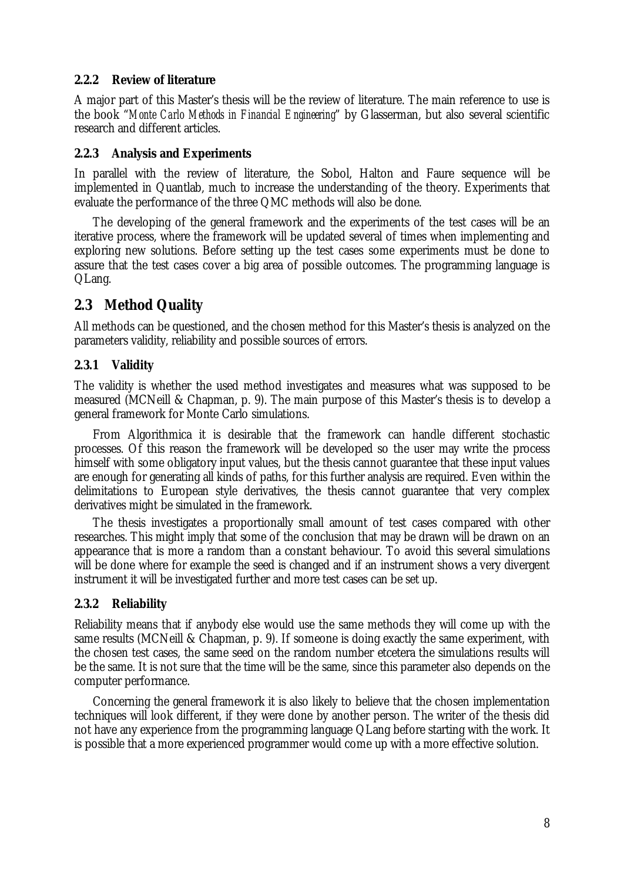### 2.2.2 Review of literature

A major part of this Master's thesis will be the review of literature. The main reference to use is the book "*Monte Carlo Methods in Financial Engineering*" by Glasserman, but also several scientific research and different articles.

### 2.2.3 Analysis and Experiments

In parallel with the review of literature, the Sobol, Halton and Faure sequence will be implemented in Quantlab, much to increase the understanding of the theory. Experiments that evaluate the performance of the three QMC methods will also be done.

The developing of the general framework and the experiments of the test cases will be an iterative process, where the framework will be updated several of times when implementing and exploring new solutions. Before setting up the test cases some experiments must be done to assure that the test cases cover a big area of possible outcomes. The programming language is QLang.

## 2.3 Method Quality

All methods can be questioned, and the chosen method for this Master's thesis is analyzed on the parameters validity, reliability and possible sources of errors.

### 2.3.1 Validity

The validity is whether the used method investigates and measures what was supposed to be measured (MCNeill & Chapman, p. 9). The main purpose of this Master's thesis is to develop a general framework for Monte Carlo simulations.

From Algorithmica it is desirable that the framework can handle different stochastic processes. Of this reason the framework will be developed so the user may write the process himself with some obligatory input values, but the thesis cannot guarantee that these input values are enough for generating all kinds of paths, for this further analysis are required. Even within the delimitations to European style derivatives, the thesis cannot guarantee that very complex derivatives might be simulated in the framework.

The thesis investigates a proportionally small amount of test cases compared with other researches. This might imply that some of the conclusion that may be drawn will be drawn on an appearance that is more a random than a constant behaviour. To avoid this several simulations will be done where for example the seed is changed and if an instrument shows a very divergent instrument it will be investigated further and more test cases can be set up.

### 2.3.2 Reliability

Reliability means that if anybody else would use the same methods they will come up with the same results (MCNeill & Chapman, p. 9). If someone is doing exactly the same experiment, with the chosen test cases, the same seed on the random number etcetera the simulations results will be the same. It is not sure that the time will be the same, since this parameter also depends on the computer performance.

Concerning the general framework it is also likely to believe that the chosen implementation techniques will look different, if they were done by another person. The writer of the thesis did not have any experience from the programming language QLang before starting with the work. It is possible that a more experienced programmer would come up with a more effective solution.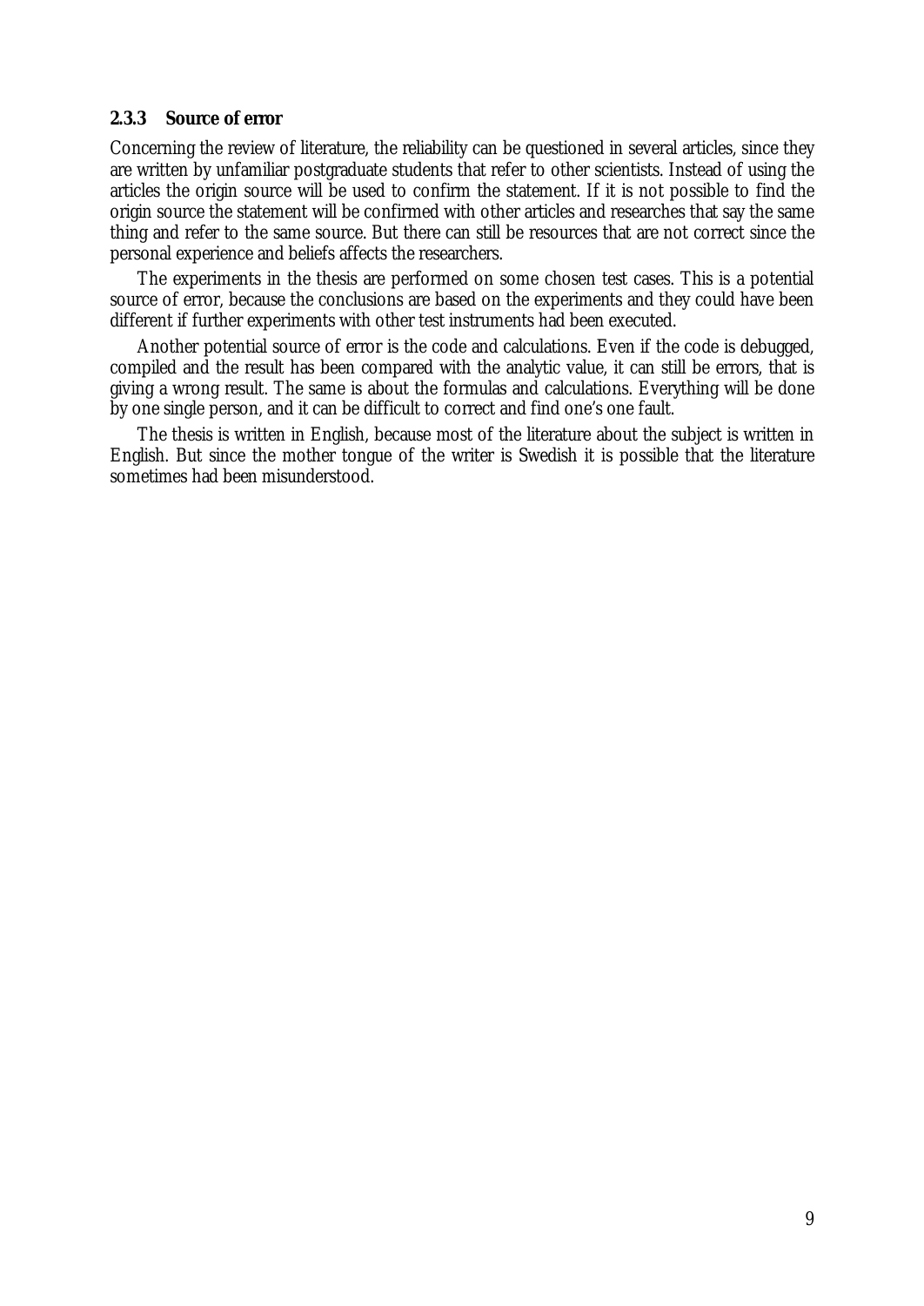### 2.3.3 Source of error

Concerning the review of literature, the reliability can be questioned in several articles, since they are written by unfamiliar postgraduate students that refer to other scientists. Instead of using the articles the origin source will be used to confirm the statement. If it is not possible to find the origin source the statement will be confirmed with other articles and researches that say the same thing and refer to the same source. But there can still be resources that are not correct since the personal experience and beliefs affects the researchers.

The experiments in the thesis are performed on some chosen test cases. This is a potential source of error, because the conclusions are based on the experiments and they could have been different if further experiments with other test instruments had been executed.

Another potential source of error is the code and calculations. Even if the code is debugged, compiled and the result has been compared with the analytic value, it can still be errors, that is giving a wrong result. The same is about the formulas and calculations. Everything will be done by one single person, and it can be difficult to correct and find one's one fault.

The thesis is written in English, because most of the literature about the subject is written in English. But since the mother tongue of the writer is Swedish it is possible that the literature sometimes had been misunderstood.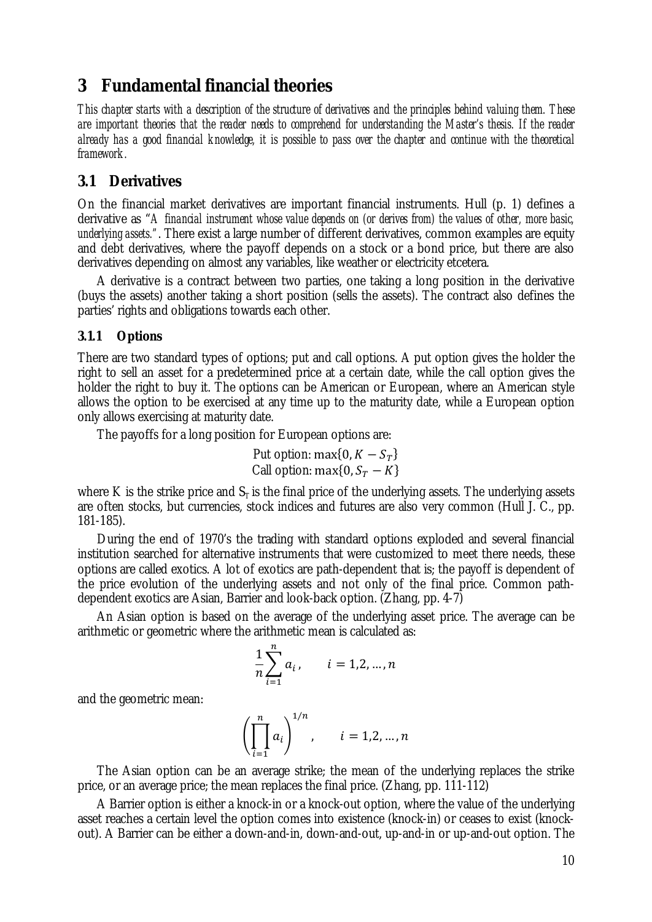# 3 Fundamental financial theories

*This chapter starts with a description of the structure of derivatives and the principles behind valuing them. These are important theories that the reader needs to comprehend for understanding the Master's thesis. If the reader already has a good financial knowledge, it is possible to pass over the chapter and continue with the theoretical framework.*

## 3.1 Derivatives

On the financial market derivatives are important financial instruments. Hull (p. 1) defines a derivative as "*A financial instrument whose value depends on (or derives from) the values of other, more basic, underlying assets.*". There exist a large number of different derivatives, common examples are equity and debt derivatives, where the payoff depends on a stock or a bond price, but there are also derivatives depending on almost any variables, like weather or electricity etcetera.

A derivative is a contract between two parties, one taking a long position in the derivative (buys the assets) another taking a short position (sells the assets). The contract also defines the parties' rights and obligations towards each other.

### 3.1.1 Options

There are two standard types of options; put and call options. A put option gives the holder the right to sell an asset for a predetermined price at a certain date, while the call option gives the holder the right to buy it. The options can be American or European, where an American style allows the option to be exercised at any time up to the maturity date, while a European option only allows exercising at maturity date.

The payoffs for a long position for European options are:

$$\text{Put option: } \max\{0, K - S_T\}$$
$$\text{Call option: } \max\{0, S_T - K\}$$

where K is the strike price and $S_T$ is the final price of the underlying assets. The underlying assets are often stocks, but currencies, stock indices and futures are also very common (Hull J. C., pp. 181-185).

During the end of 1970's the trading with standard options exploded and several financial institution searched for alternative instruments that were customized to meet there needs, these options are called exotics. A lot of exotics are path-dependent that is; the payoff is dependent of the price evolution of the underlying assets and not only of the final price. Common path-dependent exotics are Asian, Barrier and look-back option. (Zhang, pp. 4-7)

An Asian option is based on the average of the underlying asset price. The average can be arithmetic or geometric where the arithmetic mean is calculated as:

$$\frac{1}{n}\sum_{i=1}^{n} a_i, \qquad i = 1,2,\ldots,n$$

and the geometric mean:

$$\left(\prod_{i=1}^{n} a_i\right)^{1/n}, \qquad i = 1,2,\ldots,n$$

The Asian option can be an average strike; the mean of the underlying replaces the strike price, or an average price; the mean replaces the final price. (Zhang, pp. 111-112)

A Barrier option is either a knock-in or a knock-out option, where the value of the underlying asset reaches a certain level the option comes into existence (knock-in) or ceases to exist (knock-out). A Barrier can be either a down-and-in, down-and-out, up-and-in or up-and-out option. The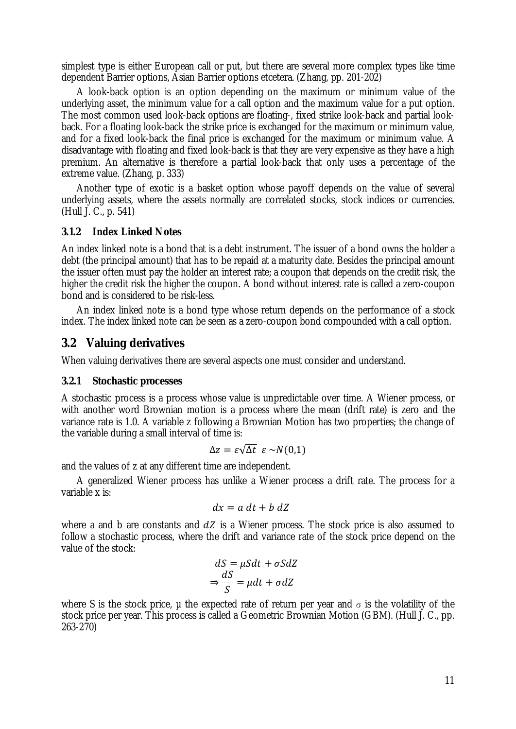simplest type is either European call or put, but there are several more complex types like time dependent Barrier options, Asian Barrier options etcetera. (Zhang, pp. 201-202)

A look-back option is an option depending on the maximum or minimum value of the underlying asset, the minimum value for a call option and the maximum value for a put option. The most common used look-back options are floating-, fixed strike look-back and partial look-back. For a floating look-back the strike price is exchanged for the maximum or minimum value, and for a fixed look-back the final price is exchanged for the maximum or minimum value. A disadvantage with floating and fixed look-back is that they are very expensive as they have a high premium. An alternative is therefore a partial look-back that only uses a percentage of the extreme value. (Zhang, p. 333)

Another type of exotic is a basket option whose payoff depends on the value of several underlying assets, where the assets normally are correlated stocks, stock indices or currencies. (Hull J. C., p. 541)

### 3.1.2 Index Linked Notes

An index linked note is a bond that is a debt instrument. The issuer of a bond owns the holder a debt (the principal amount) that has to be repaid at a maturity date. Besides the principal amount the issuer often must pay the holder an interest rate; a coupon that depends on the credit risk, the higher the credit risk the higher the coupon. A bond without interest rate is called a zero-coupon bond and is considered to be risk-less.

An index linked note is a bond type whose return depends on the performance of a stock index. The index linked note can be seen as a zero-coupon bond compounded with a call option.

## 3.2 Valuing derivatives

When valuing derivatives there are several aspects one must consider and understand.

### 3.2.1 Stochastic processes

A stochastic process is a process whose value is unpredictable over time. A Wiener process, or with another word Brownian motion is a process where the mean (drift rate) is zero and the variance rate is 1.0. A variable z following a Brownian Motion has two properties; the change of the variable during a small interval of time is:

$$\Delta z = \varepsilon\sqrt{\Delta t} \;\; \varepsilon \sim N(0,1)$$

and the values of z at any different time are independent.

A generalized Wiener process has unlike a Wiener process a drift rate. The process for a variable x is:

$$dx = a\,dt + b\,dZ$$

where a and b are constants and $dZ$ is a Wiener process. The stock price is also assumed to follow a stochastic process, where the drift and variance rate of the stock price depend on the value of the stock:

$$dS = \mu S dt + \sigma S dZ$$
$$\Rightarrow \frac{dS}{S} = \mu dt + \sigma dZ$$

where S is the stock price, μ the expected rate of return per year and $\sigma$ is the volatility of the stock price per year. This process is called a Geometric Brownian Motion (GBM). (Hull J. C., pp. 263-270)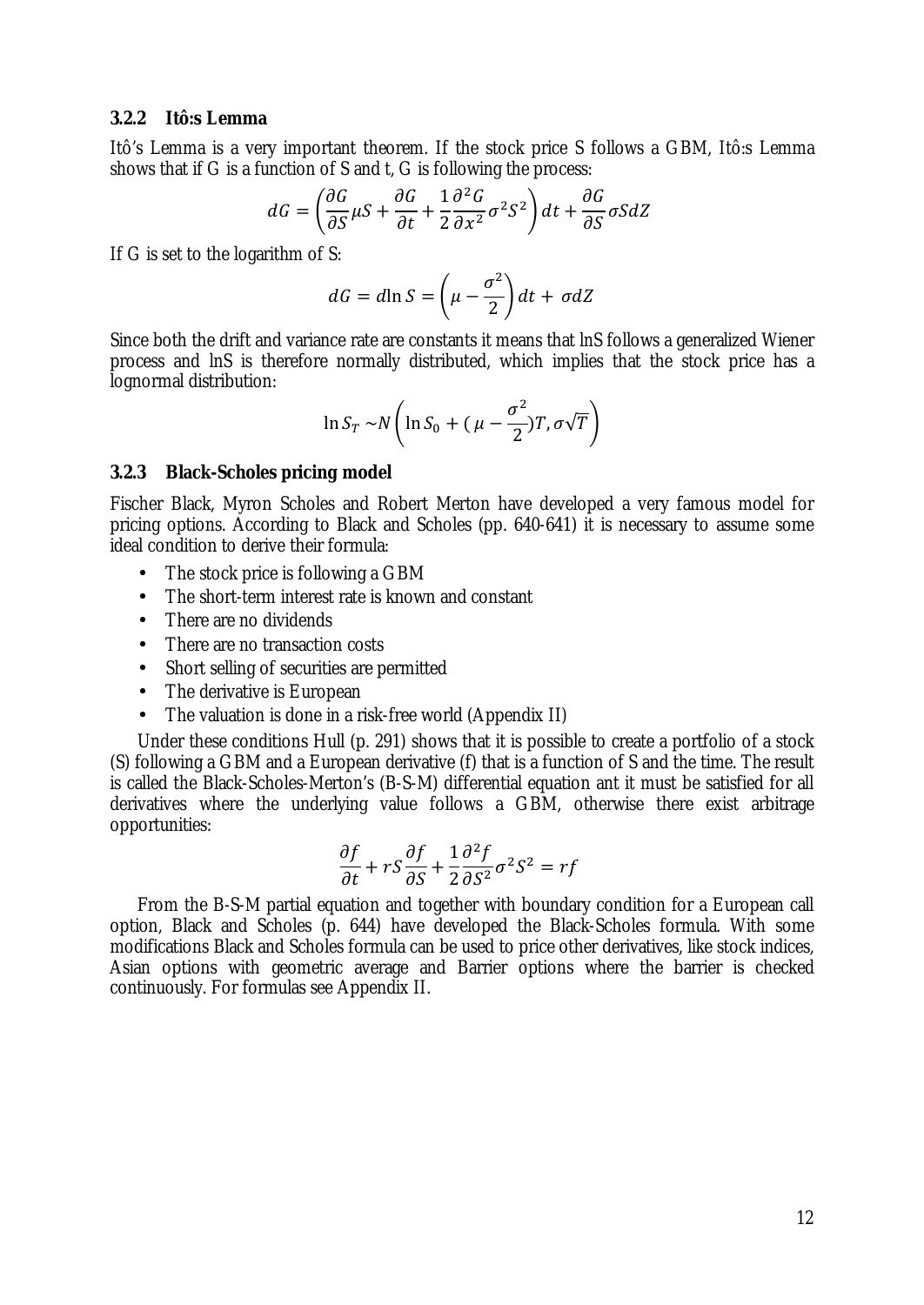### 3.2.2 Itô:s Lemma

Itô's Lemma is a very important theorem. If the stock price S follows a GBM, Itô:s Lemma shows that if G is a function of S and t, G is following the process:

$$dG = \left(\frac{\partial G}{\partial S}\mu S + \frac{\partial G}{\partial t} + \frac{1}{2}\frac{\partial^2 G}{\partial x^2}\sigma^2 S^2\right)dt + \frac{\partial G}{\partial S}\sigma S dZ$$

If G is set to the logarithm of S:

$$dG = d\ln S = \left(\mu - \frac{\sigma^2}{2}\right)dt + \sigma dZ$$

Since both the drift and variance rate are constants it means that lnS follows a generalized Wiener process and lnS is therefore normally distributed, which implies that the stock price has a lognormal distribution:

$$\ln S_T \sim N\left(\ln S_0 + (\mu - \frac{\sigma^2}{2})T, \sigma\sqrt{T}\right)$$

### 3.2.3 Black-Scholes pricing model

Fischer Black, Myron Scholes and Robert Merton have developed a very famous model for pricing options. According to Black and Scholes (pp. 640-641) it is necessary to assume some ideal condition to derive their formula:

- The stock price is following a GBM
- The short-term interest rate is known and constant
- There are no dividends
- There are no transaction costs
- Short selling of securities are permitted
- The derivative is European
- The valuation is done in a risk-free world (Appendix II)

Under these conditions Hull (p. 291) shows that it is possible to create a portfolio of a stock (S) following a GBM and a European derivative (f) that is a function of S and the time. The result is called the Black-Scholes-Merton's (B-S-M) differential equation ant it must be satisfied for all derivatives where the underlying value follows a GBM, otherwise there exist arbitrage opportunities:

$$\frac{\partial f}{\partial t} + rS\frac{\partial f}{\partial S} + \frac{1}{2}\frac{\partial^2 f}{\partial S^2}\sigma^2 S^2 = rf$$

From the B-S-M partial equation and together with boundary condition for a European call option, Black and Scholes (p. 644) have developed the Black-Scholes formula. With some modifications Black and Scholes formula can be used to price other derivatives, like stock indices, Asian options with geometric average and Barrier options where the barrier is checked continuously. For formulas see Appendix II.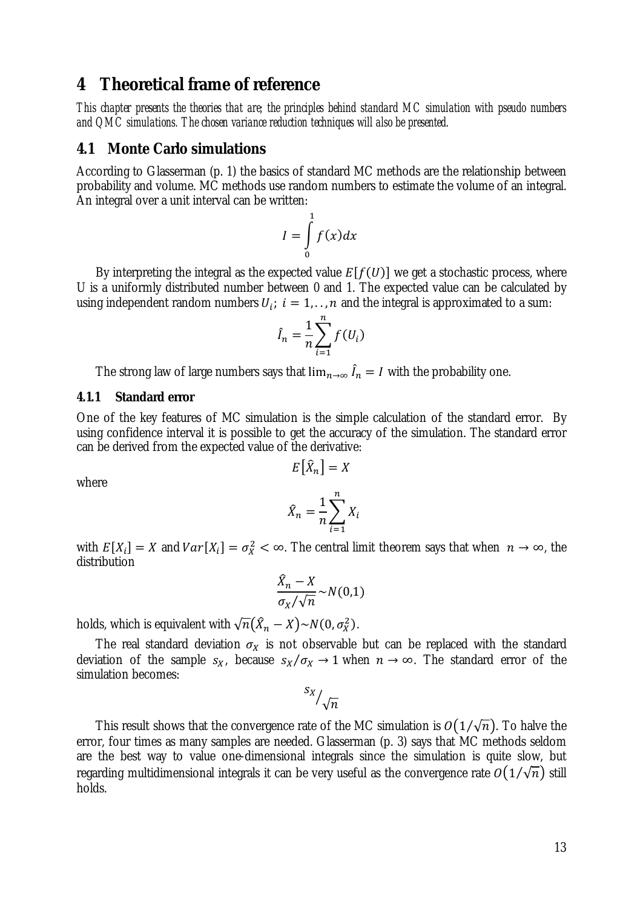# 4 Theoretical frame of reference

*This chapter presents the theories that are; the principles behind standard MC simulation with pseudo numbers and QMC simulations. The chosen variance reduction techniques will also be presented.*

## 4.1 Monte Carlo simulations

According to Glasserman (p. 1) the basics of standard MC methods are the relationship between probability and volume. MC methods use random numbers to estimate the volume of an integral. An integral over a unit interval can be written:

$$I = \int_0^1 f(x)dx$$

By interpreting the integral as the expected value $E[f(U)]$ we get a stochastic process, where U is a uniformly distributed number between 0 and 1. The expected value can be calculated by using independent random numbers $U_i$; $i = 1,..,n$ and the integral is approximated to a sum:

$$\hat{I}_n = \frac{1}{n}\sum_{i=1}^{n} f(U_i)$$

The strong law of large numbers says that $\lim_{n\to\infty} \hat{I}_n = I$ with the probability one.

### 4.1.1 Standard error

One of the key features of MC simulation is the simple calculation of the standard error. By using confidence interval it is possible to get the accuracy of the simulation. The standard error can be derived from the expected value of the derivative:

$$E[\hat{X}_n] = X$$

where

$$\hat{X}_n = \frac{1}{n}\sum_{i=1}^{n} X_i$$

with $E[X_i] = X$ and $Var[X_i] = \sigma_X^2 < \infty$. The central limit theorem says that when $n \to \infty$, the distribution

$$\frac{\hat{X}_n - X}{\sigma_X/\sqrt{n}} \sim N(0,1)$$

holds, which is equivalent with $\sqrt{n}(\hat{X}_n - X) \sim N(0, \sigma_X^2)$.

The real standard deviation $\sigma_X$ is not observable but can be replaced with the standard deviation of the sample $s_X$, because $s_X/\sigma_X \to 1$ when $n \to \infty$. The standard error of the simulation becomes:

$$s_X/\sqrt{n}$$

This result shows that the convergence rate of the MC simulation is $O(1/\sqrt{n})$. To halve the error, four times as many samples are needed. Glasserman (p. 3) says that MC methods seldom are the best way to value one-dimensional integrals since the simulation is quite slow, but regarding multidimensional integrals it can be very useful as the convergence rate $O(1/\sqrt{n})$ still holds.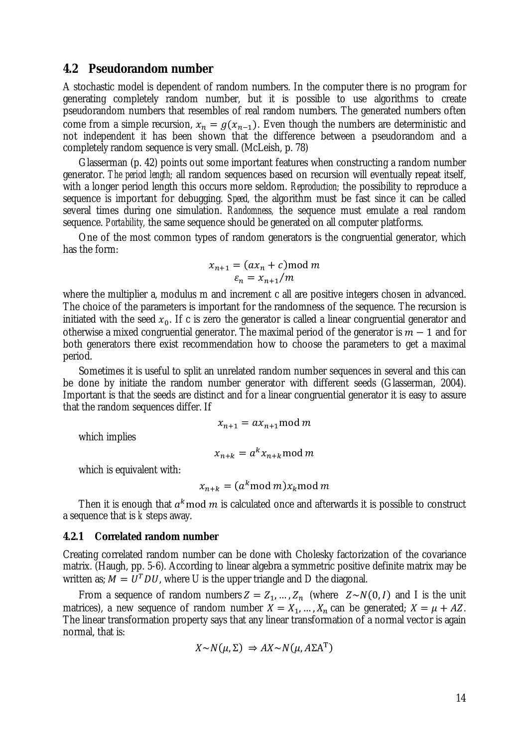## 4.2 Pseudorandom number

A stochastic model is dependent of random numbers. In the computer there is no program for generating completely random number, but it is possible to use algorithms to create pseudorandom numbers that resembles of real random numbers. The generated numbers often come from a simple recursion, $x_n = g(x_{n-1})$. Even though the numbers are deterministic and not independent it has been shown that the difference between a pseudorandom and a completely random sequence is very small. (McLeish, p. 78)

Glasserman (p. 42) points out some important features when constructing a random number generator. *The period length;* all random sequences based on recursion will eventually repeat itself, with a longer period length this occurs more seldom. *Reproduction;* the possibility to reproduce a sequence is important for debugging. *Speed,* the algorithm must be fast since it can be called several times during one simulation. *Randomness,* the sequence must emulate a real random sequence. *Portability,* the same sequence should be generated on all computer platforms.

One of the most common types of random generators is the congruential generator, which has the form:

$$x_{n+1} = (ax_n + c) \bmod m$$
$$\varepsilon_n = x_{n+1}/m$$

where the multiplier a, modulus m and increment c all are positive integers chosen in advanced. The choice of the parameters is important for the randomness of the sequence. The recursion is initiated with the seed $x_0$. If c is zero the generator is called a linear congruential generator and otherwise a mixed congruential generator. The maximal period of the generator is $m - 1$ and for both generators there exist recommendation how to choose the parameters to get a maximal period.

Sometimes it is useful to split an unrelated random number sequences in several and this can be done by initiate the random number generator with different seeds (Glasserman, 2004). Important is that the seeds are distinct and for a linear congruential generator it is easy to assure that the random sequences differ. If

$$x_{n+1} = ax_{n+1} \bmod m$$

which implies

$$x_{n+k} = a^k x_{n+k} \bmod m$$

which is equivalent with:

$$x_{n+k} = (a^k \bmod m)x_k \bmod m$$

Then it is enough that $a^k \bmod m$ is calculated once and afterwards it is possible to construct a sequence that is *k* steps away.

### 4.2.1 Correlated random number

Creating correlated random number can be done with Cholesky factorization of the covariance matrix. (Haugh, pp. 5-6). According to linear algebra a symmetric positive definite matrix may be written as; $M = U^T DU$, where U is the upper triangle and D the diagonal.

From a sequence of random numbers $Z = Z_1, \ldots, Z_n$ (where $Z \sim N(0, I)$ and I is the unit matrices), a new sequence of random number $X = X_1, \ldots, X_n$ can be generated; $X = \mu + AZ$. The linear transformation property says that any linear transformation of a normal vector is again normal, that is:

$$X \sim N(\mu, \Sigma) \Rightarrow AX \sim N(\mu, A\Sigma A^T)$$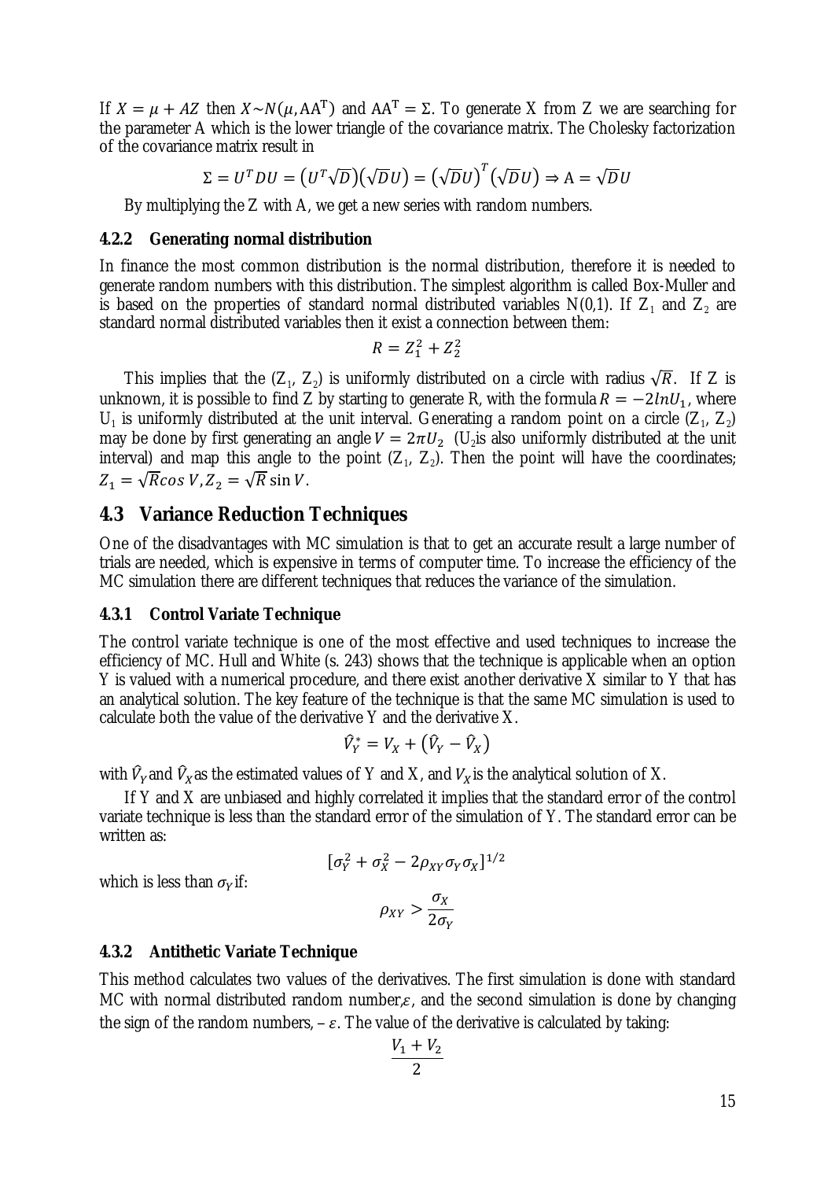If $X = \mu + AZ$ then $X \sim N(\mu, AA^T)$ and $AA^T = \Sigma$. To generate X from Z we are searching for the parameter A which is the lower triangle of the covariance matrix. The Cholesky factorization of the covariance matrix result in

$$\Sigma = U^T D U = \left(U^T \sqrt{D}\right)\left(\sqrt{D} U\right) = \left(\sqrt{D} U\right)^T \left(\sqrt{D} U\right) \Rightarrow A = \sqrt{D} U$$

By multiplying the Z with A, we get a new series with random numbers.

### 4.2.2 Generating normal distribution

In finance the most common distribution is the normal distribution, therefore it is needed to generate random numbers with this distribution. The simplest algorithm is called Box-Muller and is based on the properties of standard normal distributed variables N(0,1). If $Z_1$ and $Z_2$ are standard normal distributed variables then it exist a connection between them:

$$R = Z_1^2 + Z_2^2$$

This implies that the ($Z_1$, $Z_2$) is uniformly distributed on a circle with radius $\sqrt{R}$. If Z is unknown, it is possible to find Z by starting to generate R, with the formula $R = -2 ln U_1$, where $U_1$ is uniformly distributed at the unit interval. Generating a random point on a circle ($Z_1$, $Z_2$) may be done by first generating an angle $V = 2\pi U_2$ ($U_2$is also uniformly distributed at the unit interval) and map this angle to the point ($Z_1$, $Z_2$). Then the point will have the coordinates; $Z_1 = \sqrt{R} cos\, V, Z_2 = \sqrt{R} \sin V$.

## 4.3 Variance Reduction Techniques

One of the disadvantages with MC simulation is that to get an accurate result a large number of trials are needed, which is expensive in terms of computer time. To increase the efficiency of the MC simulation there are different techniques that reduces the variance of the simulation.

### 4.3.1 Control Variate Technique

The control variate technique is one of the most effective and used techniques to increase the efficiency of MC. Hull and White (s. 243) shows that the technique is applicable when an option Y is valued with a numerical procedure, and there exist another derivative X similar to Y that has an analytical solution. The key feature of the technique is that the same MC simulation is used to calculate both the value of the derivative Y and the derivative X.

$$\hat{V}_Y^* = V_X + \left(\hat{V}_Y - \hat{V}_X\right)$$

with $\hat{V}_Y$ and $\hat{V}_X$ as the estimated values of Y and X, and $V_X$ is the analytical solution of X.

If Y and X are unbiased and highly correlated it implies that the standard error of the control variate technique is less than the standard error of the simulation of Y. The standard error can be written as:

$$[\sigma_Y^2 + \sigma_X^2 - 2\rho_{XY}\sigma_Y\sigma_X]^{1/2}$$

which is less than $\sigma_Y$ if:

$$\rho_{XY} > \frac{\sigma_X}{2\sigma_Y}$$

### 4.3.2 Antithetic Variate Technique

This method calculates two values of the derivatives. The first simulation is done with standard MC with normal distributed random number,$\varepsilon$, and the second simulation is done by changing the sign of the random numbers, $-\varepsilon$. The value of the derivative is calculated by taking:

$$\frac{V_1 + V_2}{2}$$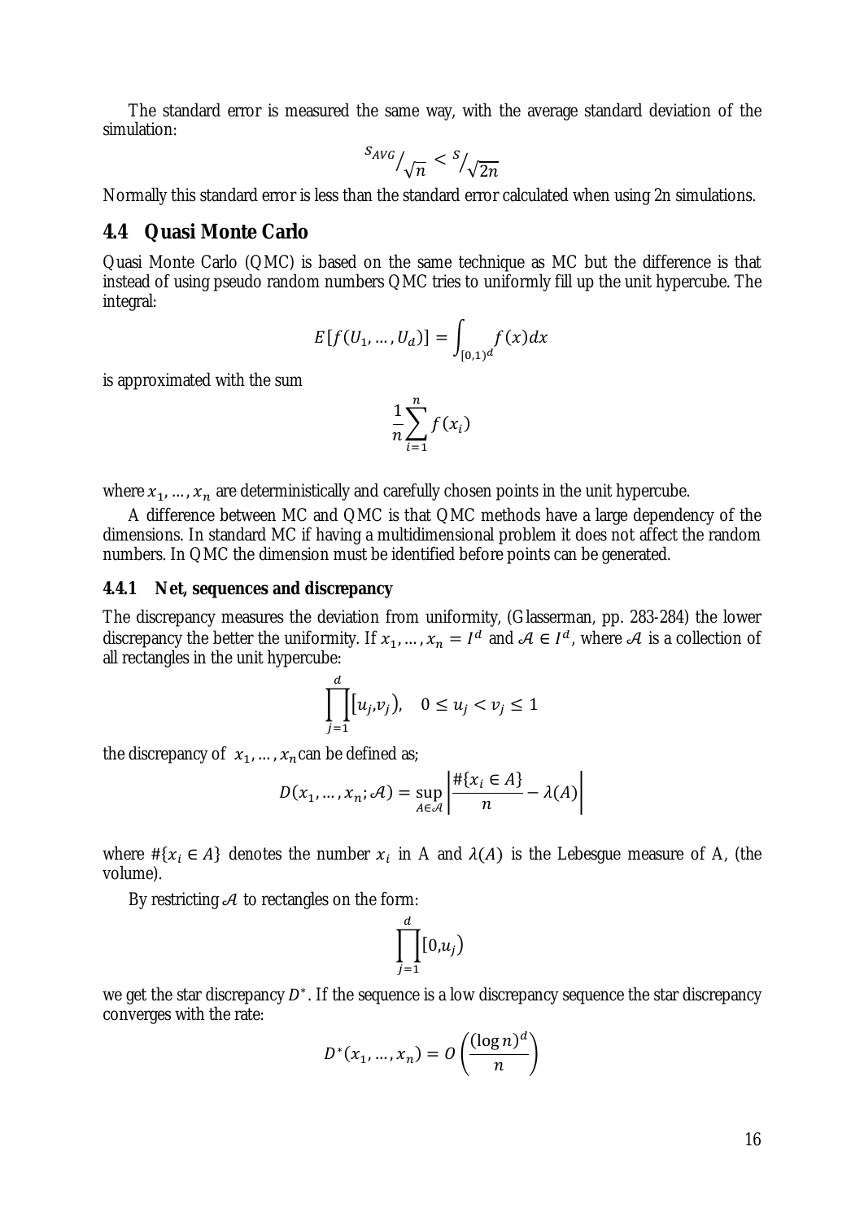The standard error is measured the same way, with the average standard deviation of the simulation:

$$s_{AVG}/\sqrt{n} < s/\sqrt{2n}$$

Normally this standard error is less than the standard error calculated when using 2n simulations.

## 4.4 Quasi Monte Carlo

Quasi Monte Carlo (QMC) is based on the same technique as MC but the difference is that instead of using pseudo random numbers QMC tries to uniformly fill up the unit hypercube. The integral:

$$E[f(U_1, \dots, U_d)] = \int_{[0,1)^d} f(x)dx$$

is approximated with the sum

$$\frac{1}{n}\sum_{i=1}^{n} f(x_i)$$

where $x_1, \dots, x_n$ are deterministically and carefully chosen points in the unit hypercube.

A difference between MC and QMC is that QMC methods have a large dependency of the dimensions. In standard MC if having a multidimensional problem it does not affect the random numbers. In QMC the dimension must be identified before points can be generated.

### 4.4.1 Net, sequences and discrepancy

The discrepancy measures the deviation from uniformity, (Glasserman, pp. 283-284) the lower discrepancy the better the uniformity. If $x_1, \dots, x_n = I^d$ and $\mathcal{A} \in I^d$, where $\mathcal{A}$ is a collection of all rectangles in the unit hypercube:

$$\prod_{j=1}^{d}[u_j, v_j), \quad 0 \le u_j < v_j \le 1$$

the discrepancy of $x_1, \dots, x_n$ can be defined as;

$$D(x_1, \dots, x_n; \mathcal{A}) = \sup_{A \in \mathcal{A}} \left| \frac{\#\{x_i \in A\}}{n} - \lambda(A) \right|$$

where $\#\{x_i \in A\}$ denotes the number $x_i$ in A and $\lambda(A)$ is the Lebesgue measure of A, (the volume).

By restricting $\mathcal{A}$ to rectangles on the form:

$$\prod_{j=1}^{d}[0, u_j)$$

we get the star discrepancy $D^*$. If the sequence is a low discrepancy sequence the star discrepancy converges with the rate:

$$D^*(x_1, \dots, x_n) = O\left(\frac{(\log n)^d}{n}\right)$$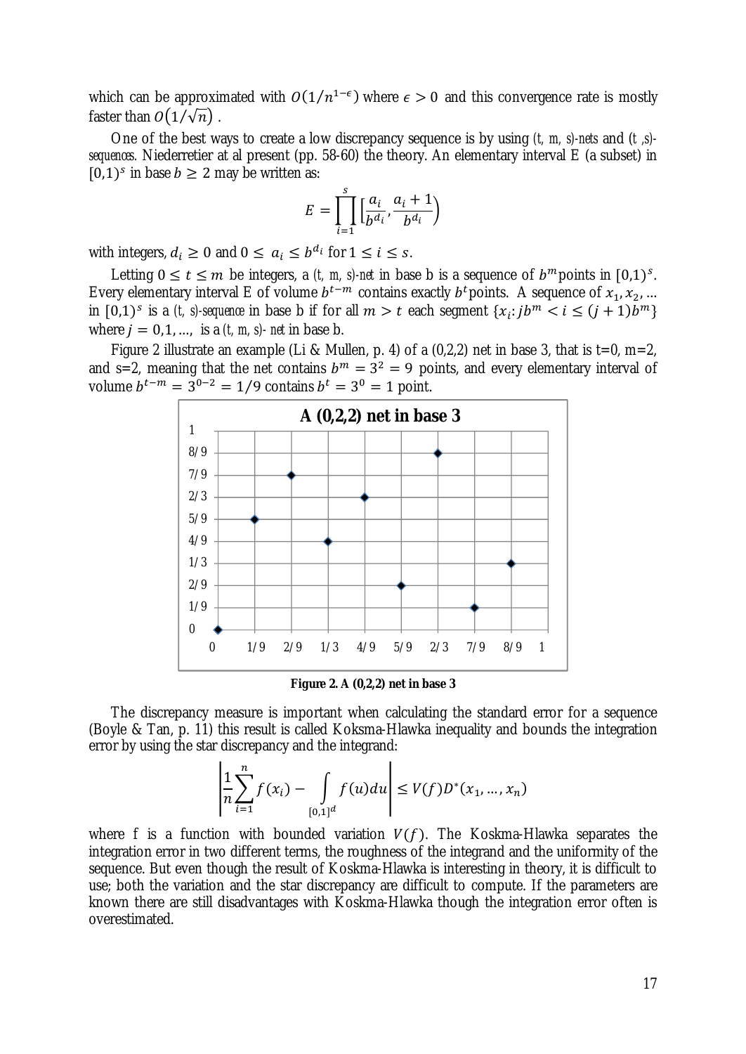which can be approximated with $O(1/n^{1-\epsilon})$ where $\epsilon > 0$ and this convergence rate is mostly faster than $O(1/\sqrt{n})$ .

One of the best ways to create a low discrepancy sequence is by using *(t, m, s)-nets* and *(t ,s)-sequences.* Niederretier at al present (pp. 58-60) the theory. An elementary interval E (a subset) in $[0,1)^s$ in base $b \geq 2$ may be written as:

$$E = \prod_{i=1}^{s} \left[\frac{a_i}{b^{d_i}}, \frac{a_i + 1}{b^{d_i}}\right)$$

with integers, $d_i \geq 0$ and $0 \leq a_i \leq b^{d_i}$ for $1 \leq i \leq s$.

Letting $0 \leq t \leq m$ be integers, a *(t, m, s)-net* in base b is a sequence of $b^m$points in $[0,1)^s$. Every elementary interval E of volume $b^{t-m}$ contains exactly $b^t$points. A sequence of $x_1, x_2, \ldots$ in $[0,1)^s$ is a *(t, s)-sequence* in base b if for all $m > t$ each segment $\{x_i: jb^m < i \leq (j+1)b^m\}$ where $j = 0,1, \ldots,$ is a *(t, m, s)- net* in base b.

Figure 2 illustrate an example (Li & Mullen, p. 4) of a (0,2,2) net in base 3, that is t=0, m=2, and s=2, meaning that the net contains $b^m = 3^2 = 9$ points, and every elementary interval of volume $b^{t-m} = 3^{0-2} = 1/9$ contains $b^t = 3^0 = 1$ point.

**Figure 2. A (0,2,2) net in base 3**

The discrepancy measure is important when calculating the standard error for a sequence (Boyle & Tan, p. 11) this result is called Koksma-Hlawka inequality and bounds the integration error by using the star discrepancy and the integrand:

$$\left| \frac{1}{n}\sum_{i=1}^{n} f(x_i) - \int_{[0,1]^d} f(u)du \right| \leq V(f)D^*(x_1, \ldots, x_n)$$

where f is a function with bounded variation $V(f)$. The Koskma-Hlawka separates the integration error in two different terms, the roughness of the integrand and the uniformity of the sequence. But even though the result of Koskma-Hlawka is interesting in theory, it is difficult to use; both the variation and the star discrepancy are difficult to compute. If the parameters are known there are still disadvantages with Koskma-Hlawka though the integration error often is overestimated.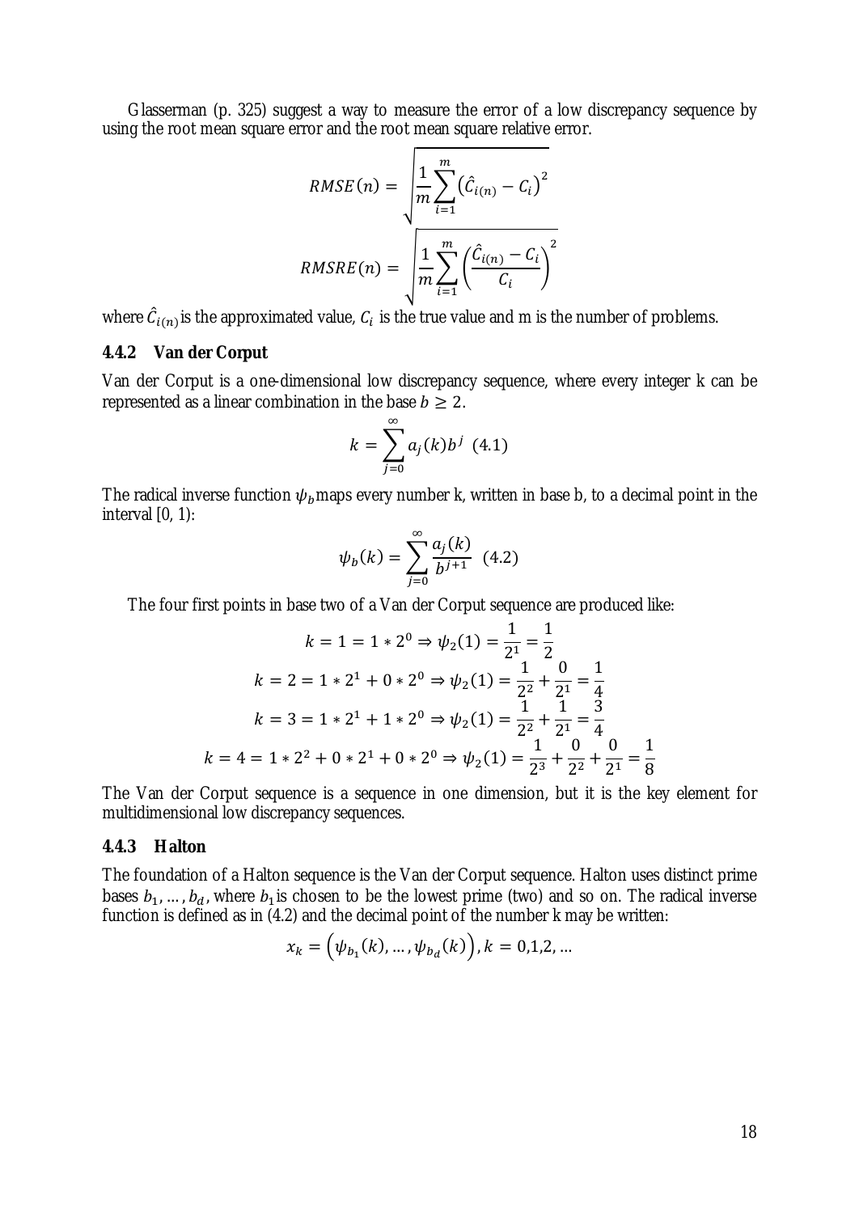Glasserman (p. 325) suggest a way to measure the error of a low discrepancy sequence by using the root mean square error and the root mean square relative error.

$$RMSE(n) = \sqrt{\frac{1}{m}\sum_{i=1}^{m}\left(\hat{C}_{i(n)} - C_i\right)^2}$$

$$RMSRE(n) = \sqrt{\frac{1}{m}\sum_{i=1}^{m}\left(\frac{\hat{C}_{i(n)} - C_i}{C_i}\right)^2}$$

where $\hat{C}_{i(n)}$ is the approximated value, $C_i$ is the true value and m is the number of problems.

### 4.4.2 Van der Corput

Van der Corput is a one-dimensional low discrepancy sequence, where every integer k can be represented as a linear combination in the base $b \geq 2$.

$$k = \sum_{j=0}^{\infty} a_j(k) b^j \quad (4.1)$$

The radical inverse function $\psi_b$ maps every number k, written in base b, to a decimal point in the interval [0, 1):

$$\psi_b(k) = \sum_{j=0}^{\infty} \frac{a_j(k)}{b^{j+1}} \quad (4.2)$$

The four first points in base two of a Van der Corput sequence are produced like:

$$k = 1 = 1 * 2^0 \Rightarrow \psi_2(1) = \frac{1}{2^1} = \frac{1}{2}$$

$$k = 2 = 1 * 2^1 + 0 * 2^0 \Rightarrow \psi_2(1) = \frac{1}{2^2} + \frac{0}{2^1} = \frac{1}{4}$$

$$k = 3 = 1 * 2^1 + 1 * 2^0 \Rightarrow \psi_2(1) = \frac{1}{2^2} + \frac{1}{2^1} = \frac{3}{4}$$

$$k = 4 = 1 * 2^2 + 0 * 2^1 + 0 * 2^0 \Rightarrow \psi_2(1) = \frac{1}{2^3} + \frac{0}{2^2} + \frac{0}{2^1} = \frac{1}{8}$$

The Van der Corput sequence is a sequence in one dimension, but it is the key element for multidimensional low discrepancy sequences.

### 4.4.3 Halton

The foundation of a Halton sequence is the Van der Corput sequence. Halton uses distinct prime bases $b_1, \ldots, b_d$, where $b_1$ is chosen to be the lowest prime (two) and so on. The radical inverse function is defined as in (4.2) and the decimal point of the number k may be written:

$$x_k = \left(\psi_{b_1}(k), \ldots, \psi_{b_d}(k)\right), k = 0,1,2, \ldots$$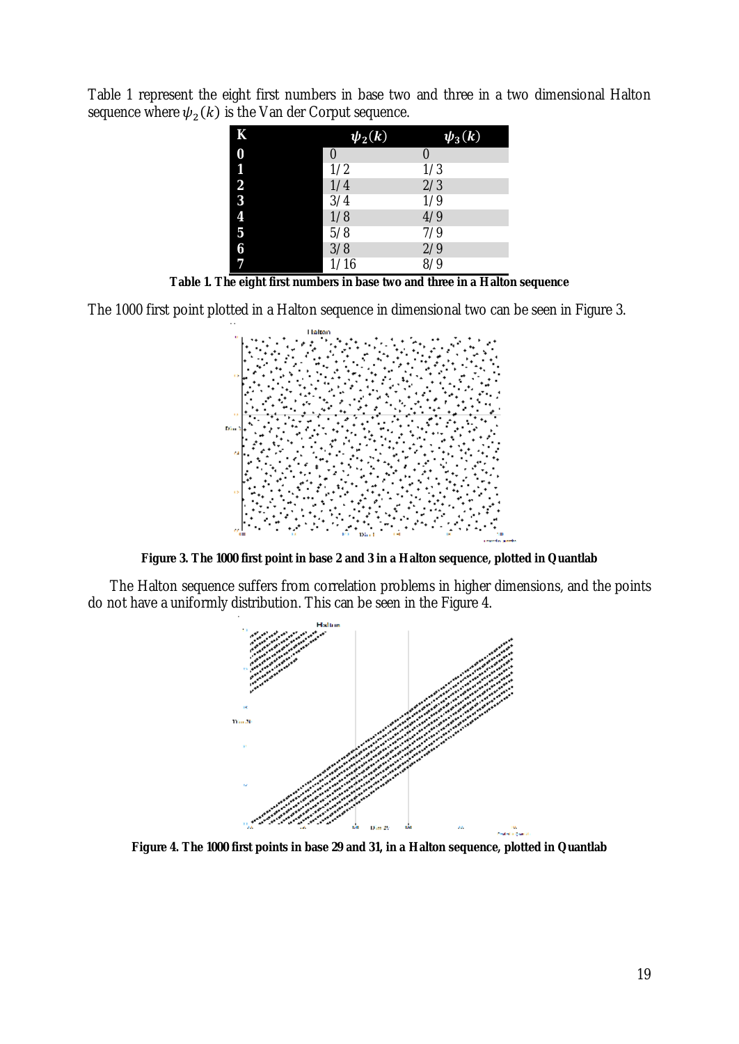Table 1 represent the eight first numbers in base two and three in a two dimensional Halton sequence where $\psi_2(k)$ is the Van der Corput sequence.

| K | $\psi_2(k)$ | $\psi_3(k)$ |
|---|---|---|
| 0 | 0 | 0 |
| 1 | 1/2 | 1/3 |
| 2 | 1/4 | 2/3 |
| 3 | 3/4 | 1/9 |
| 4 | 1/8 | 4/9 |
| 5 | 5/8 | 7/9 |
| 6 | 3/8 | 2/9 |
| 7 | 1/16 | 8/9 |

**Table 1. The eight first numbers in base two and three in a Halton sequence**

The 1000 first point plotted in a Halton sequence in dimensional two can be seen in Figure 3.

**Figure 3. The 1000 first point in base 2 and 3 in a Halton sequence, plotted in Quantlab**

The Halton sequence suffers from correlation problems in higher dimensions, and the points do not have a uniformly distribution. This can be seen in the Figure 4.

**Figure 4. The 1000 first points in base 29 and 31, in a Halton sequence, plotted in Quantlab**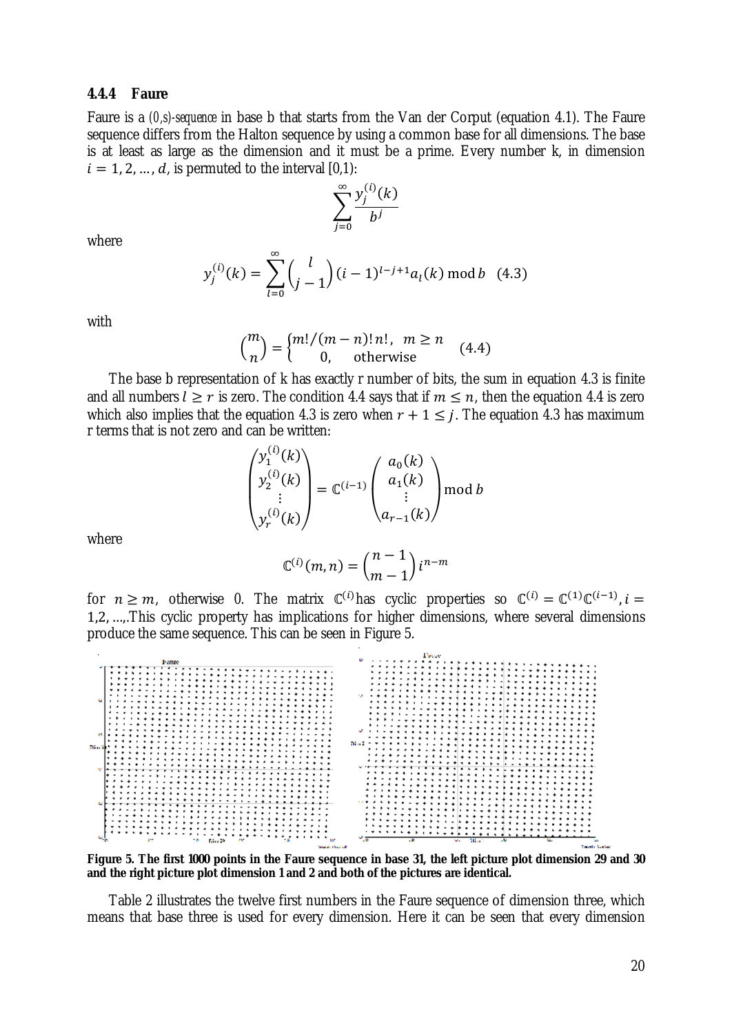### 4.4.4 Faure

Faure is a *(0,s)-sequence* in base b that starts from the Van der Corput (equation 4.1). The Faure sequence differs from the Halton sequence by using a common base for all dimensions. The base is at least as large as the dimension and it must be a prime. Every number k, in dimension $i = 1, 2, \dots, d$, is permuted to the interval [0,1):

$$\sum_{j=0}^{\infty} \frac{y_j^{(i)}(k)}{b^j}$$

where

$$y_j^{(i)}(k) = \sum_{l=0}^{\infty} \binom{l}{j-1} (i-1)^{l-j+1} a_l(k) \bmod b \quad (4.3)$$

with

$$\binom{m}{n} = \begin{cases} m!/(m-n)!\,n!, & m \geq n \\ 0, & \text{otherwise} \end{cases} \quad (4.4)$$

The base b representation of k has exactly r number of bits, the sum in equation 4.3 is finite and all numbers $l \geq r$ is zero. The condition 4.4 says that if $m \leq n$, then the equation 4.4 is zero which also implies that the equation 4.3 is zero when $r + 1 \leq j$. The equation 4.3 has maximum r terms that is not zero and can be written:

$$\begin{pmatrix} y_1^{(i)}(k) \\ y_2^{(i)}(k) \\ \vdots \\ y_r^{(i)}(k) \end{pmatrix} = \mathbb{C}^{(i-1)} \begin{pmatrix} a_0(k) \\ a_1(k) \\ \vdots \\ a_{r-1}(k) \end{pmatrix} \bmod b$$

where

$$\mathbb{C}^{(i)}(m,n) = \binom{n-1}{m-1} i^{n-m}$$

for $n \geq m$, otherwise 0. The matrix $\mathbb{C}^{(i)}$ has cyclic properties so $\mathbb{C}^{(i)} = \mathbb{C}^{(1)}\mathbb{C}^{(i-1)}, i = 1,2, \dots,$.This cyclic property has implications for higher dimensions, where several dimensions produce the same sequence. This can be seen in Figure 5.

**Figure 5. The first 1000 points in the Faure sequence in base 31, the left picture plot dimension 29 and 30 and the right picture plot dimension 1 and 2 and both of the pictures are identical.**

Table 2 illustrates the twelve first numbers in the Faure sequence of dimension three, which means that base three is used for every dimension. Here it can be seen that every dimension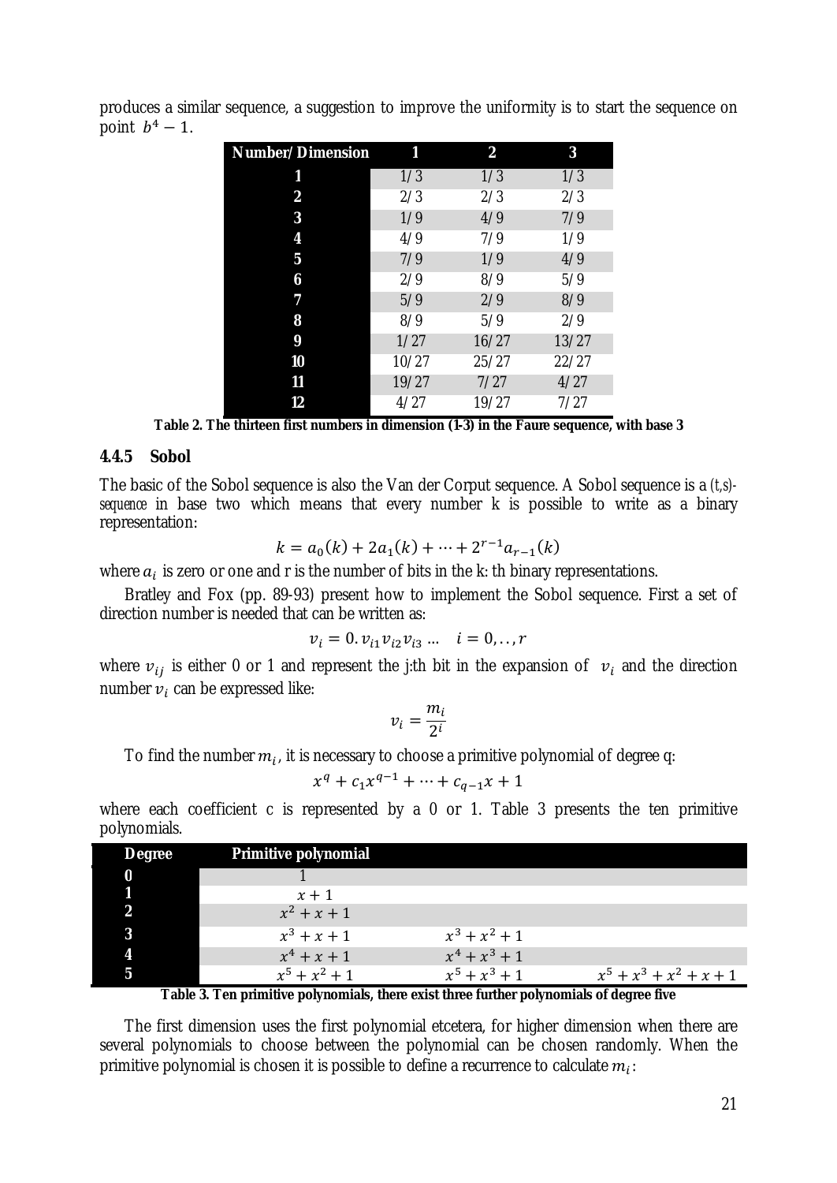produces a similar sequence, a suggestion to improve the uniformity is to start the sequence on point $b^4 - 1$.

| Number/Dimension | 1 | 2 | 3 |
|---|---|---|---|
| 1 | 1/3 | 1/3 | 1/3 |
| 2 | 2/3 | 2/3 | 2/3 |
| 3 | 1/9 | 4/9 | 7/9 |
| 4 | 4/9 | 7/9 | 1/9 |
| 5 | 7/9 | 1/9 | 4/9 |
| 6 | 2/9 | 8/9 | 5/9 |
| 7 | 5/9 | 2/9 | 8/9 |
| 8 | 8/9 | 5/9 | 2/9 |
| 9 | 1/27 | 16/27 | 13/27 |
| 10 | 10/27 | 25/27 | 22/27 |
| 11 | 19/27 | 7/27 | 4/27 |
| 12 | 4/27 | 19/27 | 7/27 |

**Table 2. The thirteen first numbers in dimension (1-3) in the Faure sequence, with base 3**

### 4.4.5 Sobol

The basic of the Sobol sequence is also the Van der Corput sequence. A Sobol sequence is a *(t,s)-sequence* in base two which means that every number k is possible to write as a binary representation:

$$k = a_0(k) + 2a_1(k) + \cdots + 2^{r-1}a_{r-1}(k)$$

where $a_i$ is zero or one and r is the number of bits in the k: th binary representations.

Bratley and Fox (pp. 89-93) present how to implement the Sobol sequence. First a set of direction number is needed that can be written as:

$$v_i = 0.v_{i1}v_{i2}v_{i3}\ldots \quad i = 0,\ldots,r$$

where $v_{ij}$ is either 0 or 1 and represent the j:th bit in the expansion of $v_i$ and the direction number $v_i$ can be expressed like:

$$v_i = \frac{m_i}{2^i}$$

To find the number $m_i$, it is necessary to choose a primitive polynomial of degree q:

$$x^q + c_1x^{q-1} + \cdots + c_{q-1}x + 1$$

where each coefficient c is represented by a 0 or 1. Table 3 presents the ten primitive polynomials.

| Degree | Primitive polynomial | | |
|---|---|---|---|
| 0 | $1$ | | |
| 1 | $x + 1$ | | |
| 2 | $x^2 + x + 1$ | | |
| 3 | $x^3 + x + 1$ | $x^3 + x^2 + 1$ | |
| 4 | $x^4 + x + 1$ | $x^4 + x^3 + 1$ | |
| 5 | $x^5 + x^2 + 1$ | $x^5 + x^3 + 1$ | $x^5 + x^3 + x^2 + x + 1$ |

**Table 3. Ten primitive polynomials, there exist three further polynomials of degree five**

The first dimension uses the first polynomial etcetera, for higher dimension when there are several polynomials to choose between the polynomial can be chosen randomly. When the primitive polynomial is chosen it is possible to define a recurrence to calculate $m_i$: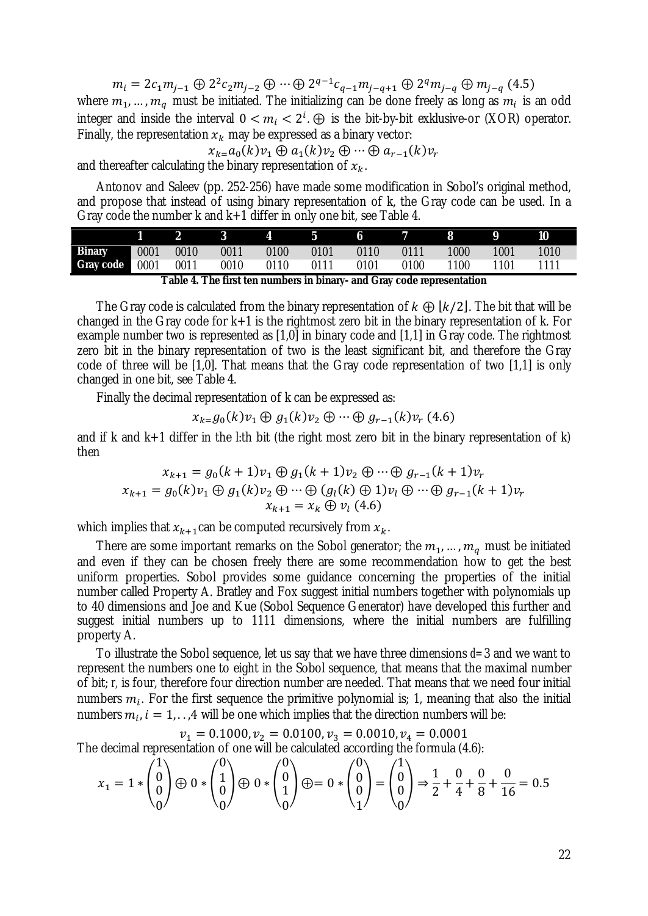$$m_i = 2c_1 m_{j-1} \oplus 2^2 c_2 m_{j-2} \oplus \cdots \oplus 2^{q-1} c_{q-1} m_{j-q+1} \oplus 2^q m_{j-q} \oplus m_{j-q} \quad (4.5)$$

where $m_1, \ldots, m_q$ must be initiated. The initializing can be done freely as long as $m_i$ is an odd integer and inside the interval $0 < m_i < 2^i$. $\oplus$ is the bit-by-bit exklusive-or (XOR) operator. Finally, the representation $x_k$ may be expressed as a binary vector:

$$x_{k=} a_0(k) v_1 \oplus a_1(k) v_2 \oplus \cdots \oplus a_{r-1}(k) v_r$$

and thereafter calculating the binary representation of $x_k$.

Antonov and Saleev (pp. 252-256) have made some modification in Sobol's original method, and propose that instead of using binary representation of k, the Gray code can be used. In a Gray code the number k and k+1 differ in only one bit, see Table 4.

| | 1 | 2 | 3 | 4 | 5 | 6 | 7 | 8 | 9 | 10 |
|---|---|---|---|---|---|---|---|---|---|---|
| **Binary** | 0001 | 0010 | 0011 | 0100 | 0101 | 0110 | 0111 | 1000 | 1001 | 1010 |
| **Gray code** | 0001 | 0011 | 0010 | 0110 | 0111 | 0101 | 0100 | 1100 | 1101 | 1111 |

**Table 4. The first ten numbers in binary- and Gray code representation**

The Gray code is calculated from the binary representation of $k \oplus \lfloor k/2 \rfloor$. The bit that will be changed in the Gray code for k+1 is the rightmost zero bit in the binary representation of k. For example number two is represented as [1,0] in binary code and [1,1] in Gray code. The rightmost zero bit in the binary representation of two is the least significant bit, and therefore the Gray code of three will be [1,0]. That means that the Gray code representation of two [1,1] is only changed in one bit, see Table 4.

Finally the decimal representation of k can be expressed as:

$$x_{k=} g_0(k) v_1 \oplus g_1(k) v_2 \oplus \cdots \oplus g_{r-1}(k) v_r \quad (4.6)$$

and if k and k+1 differ in the l:th bit (the right most zero bit in the binary representation of k) then

$$x_{k+1} = g_0(k+1) v_1 \oplus g_1(k+1) v_2 \oplus \cdots \oplus g_{r-1}(k+1) v_r$$
$$x_{k+1} = g_0(k) v_1 \oplus g_1(k) v_2 \oplus \cdots \oplus (g_l(k) \oplus 1) v_l \oplus \cdots \oplus g_{r-1}(k+1) v_r$$
$$x_{k+1} = x_k \oplus v_l \quad (4.6)$$

which implies that $x_{k+1}$ can be computed recursively from $x_k$.

There are some important remarks on the Sobol generator; the $m_1, \ldots, m_q$ must be initiated and even if they can be chosen freely there are some recommendation how to get the best uniform properties. Sobol provides some guidance concerning the properties of the initial number called Property A. Bratley and Fox suggest initial numbers together with polynomials up to 40 dimensions and Joe and Kue (Sobol Sequence Generator) have developed this further and suggest initial numbers up to 1111 dimensions, where the initial numbers are fulfilling property A.

To illustrate the Sobol sequence, let us say that we have three dimensions $d=3$ and we want to represent the numbers one to eight in the Sobol sequence, that means that the maximal number of bit; $r$, is four, therefore four direction number are needed. That means that we need four initial numbers $m_i$. For the first sequence the primitive polynomial is; 1, meaning that also the initial numbers $m_i, i = 1, \ldots, 4$ will be one which implies that the direction numbers will be:

$$v_1 = 0.1000, v_2 = 0.0100, v_3 = 0.0010, v_4 = 0.0001$$

The decimal representation of one will be calculated according the formula (4.6):

$$x_1 = 1 * \begin{pmatrix} 1 \\ 0 \\ 0 \\ 0 \end{pmatrix} \oplus 0 * \begin{pmatrix} 0 \\ 1 \\ 0 \\ 0 \end{pmatrix} \oplus 0 * \begin{pmatrix} 0 \\ 0 \\ 1 \\ 0 \end{pmatrix} \oplus = 0 * \begin{pmatrix} 0 \\ 0 \\ 0 \\ 1 \end{pmatrix} = \begin{pmatrix} 1 \\ 0 \\ 0 \\ 0 \end{pmatrix} \Rightarrow \frac{1}{2} + \frac{0}{4} + \frac{0}{8} + \frac{0}{16} = 0.5$$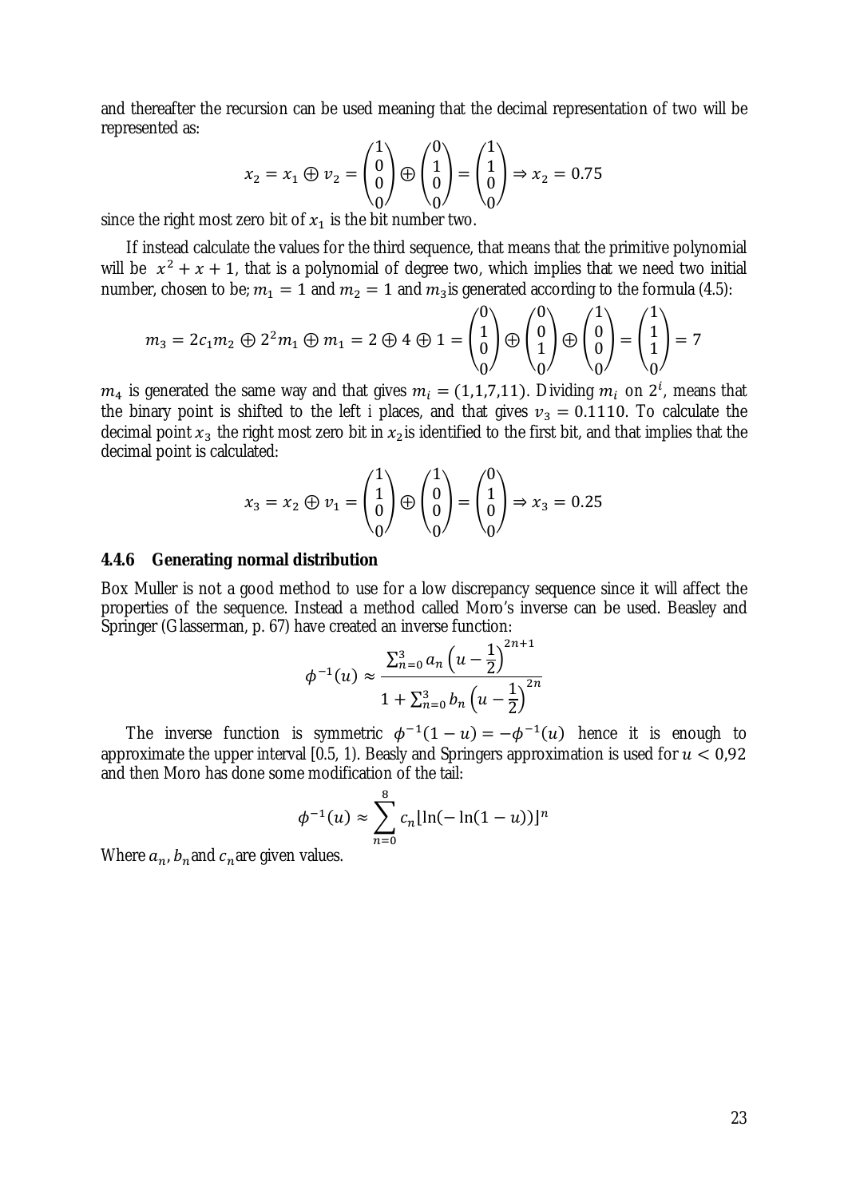and thereafter the recursion can be used meaning that the decimal representation of two will be represented as:

$$x_2 = x_1 \oplus v_2 = \begin{pmatrix} 1 \\ 0 \\ 0 \\ 0 \end{pmatrix} \oplus \begin{pmatrix} 0 \\ 1 \\ 0 \\ 0 \end{pmatrix} = \begin{pmatrix} 1 \\ 1 \\ 0 \\ 0 \end{pmatrix} \Rightarrow x_2 = 0.75$$

since the right most zero bit of $x_1$ is the bit number two.

If instead calculate the values for the third sequence, that means that the primitive polynomial will be $x^2 + x + 1$, that is a polynomial of degree two, which implies that we need two initial number, chosen to be; $m_1 = 1$ and $m_2 = 1$ and $m_3$ is generated according to the formula (4.5):

$$m_3 = 2c_1 m_2 \oplus 2^2 m_1 \oplus m_1 = 2 \oplus 4 \oplus 1 = \begin{pmatrix} 0 \\ 1 \\ 0 \\ 0 \end{pmatrix} \oplus \begin{pmatrix} 0 \\ 0 \\ 1 \\ 0 \end{pmatrix} \oplus \begin{pmatrix} 1 \\ 0 \\ 0 \\ 0 \end{pmatrix} = \begin{pmatrix} 1 \\ 1 \\ 1 \\ 0 \end{pmatrix} = 7$$

$m_4$ is generated the same way and that gives $m_i = (1,1,7,11)$. Dividing $m_i$ on $2^i$, means that the binary point is shifted to the left i places, and that gives $v_3 = 0.1110$. To calculate the decimal point $x_3$ the right most zero bit in $x_2$ is identified to the first bit, and that implies that the decimal point is calculated:

$$x_3 = x_2 \oplus v_1 = \begin{pmatrix} 1 \\ 1 \\ 0 \\ 0 \end{pmatrix} \oplus \begin{pmatrix} 1 \\ 0 \\ 0 \\ 0 \end{pmatrix} = \begin{pmatrix} 0 \\ 1 \\ 0 \\ 0 \end{pmatrix} \Rightarrow x_3 = 0.25$$

### 4.4.6 Generating normal distribution

Box Muller is not a good method to use for a low discrepancy sequence since it will affect the properties of the sequence. Instead a method called Moro's inverse can be used. Beasley and Springer (Glasserman, p. 67) have created an inverse function:

$$\phi^{-1}(u) \approx \frac{\sum_{n=0}^{3} a_n \left(u - \frac{1}{2}\right)^{2n+1}}{1 + \sum_{n=0}^{3} b_n \left(u - \frac{1}{2}\right)^{2n}}$$

The inverse function is symmetric $\phi^{-1}(1-u) = -\phi^{-1}(u)$ hence it is enough to approximate the upper interval [0.5, 1). Beasly and Springers approximation is used for $u < 0{,}92$ and then Moro has done some modification of the tail:

$$\phi^{-1}(u) \approx \sum_{n=0}^{8} c_n [\ln(-\ln(1-u))]^n$$

Where $a_n$, $b_n$ and $c_n$ are given values.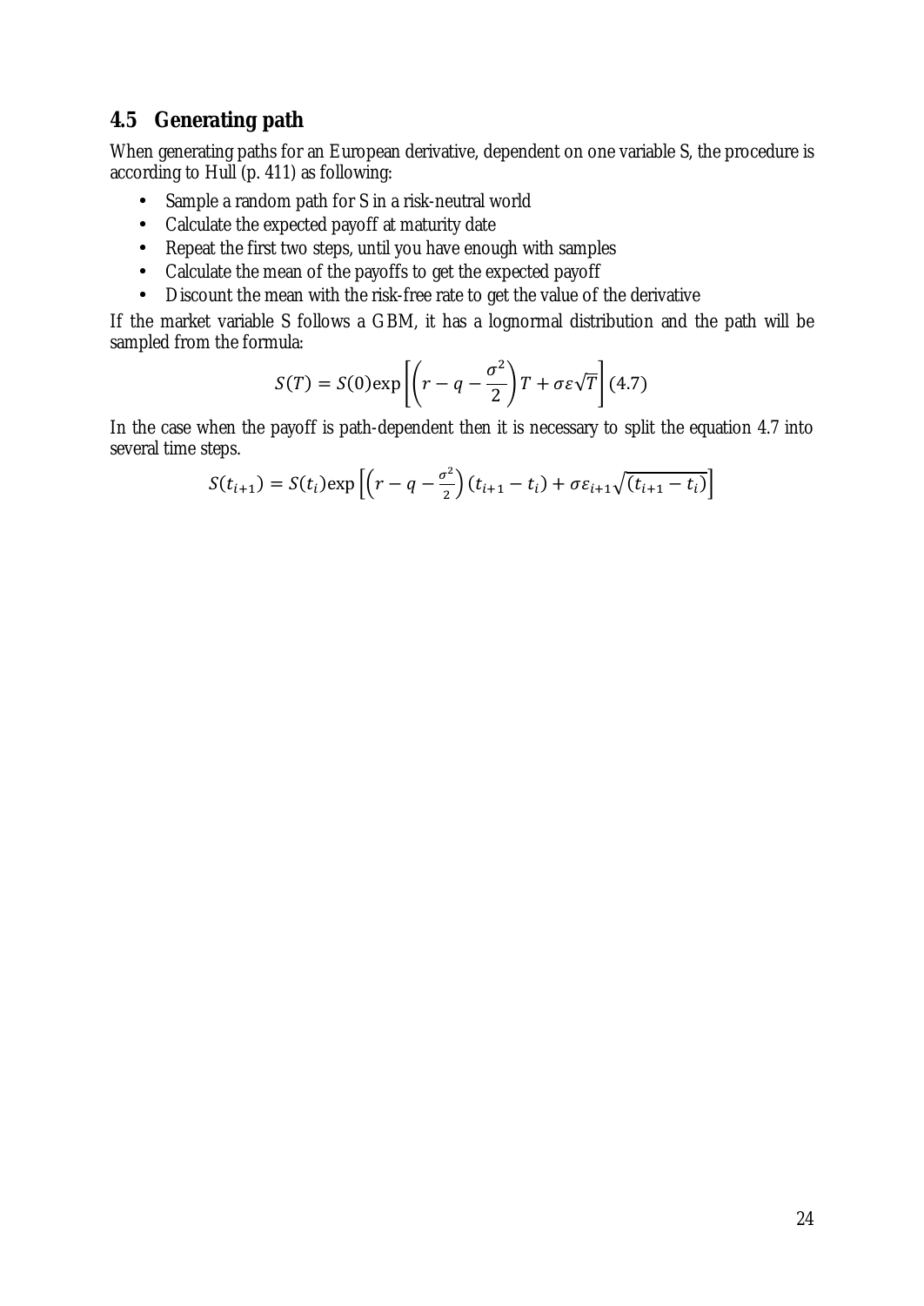## 4.5 Generating path

When generating paths for an European derivative, dependent on one variable S, the procedure is according to Hull (p. 411) as following:

- Sample a random path for S in a risk-neutral world
- Calculate the expected payoff at maturity date
- Repeat the first two steps, until you have enough with samples
- Calculate the mean of the payoffs to get the expected payoff
- Discount the mean with the risk-free rate to get the value of the derivative

If the market variable S follows a GBM, it has a lognormal distribution and the path will be sampled from the formula:

$$S(T) = S(0)\exp\left[\left(r - q - \frac{\sigma^2}{2}\right)T + \sigma\varepsilon\sqrt{T}\right] \quad (4.7)$$

In the case when the payoff is path-dependent then it is necessary to split the equation 4.7 into several time steps.

$$S(t_{i+1}) = S(t_i)\exp\left[\left(r - q - \frac{\sigma^2}{2}\right)(t_{i+1} - t_i) + \sigma\varepsilon_{i+1}\sqrt{(t_{i+1} - t_i)}\right]$$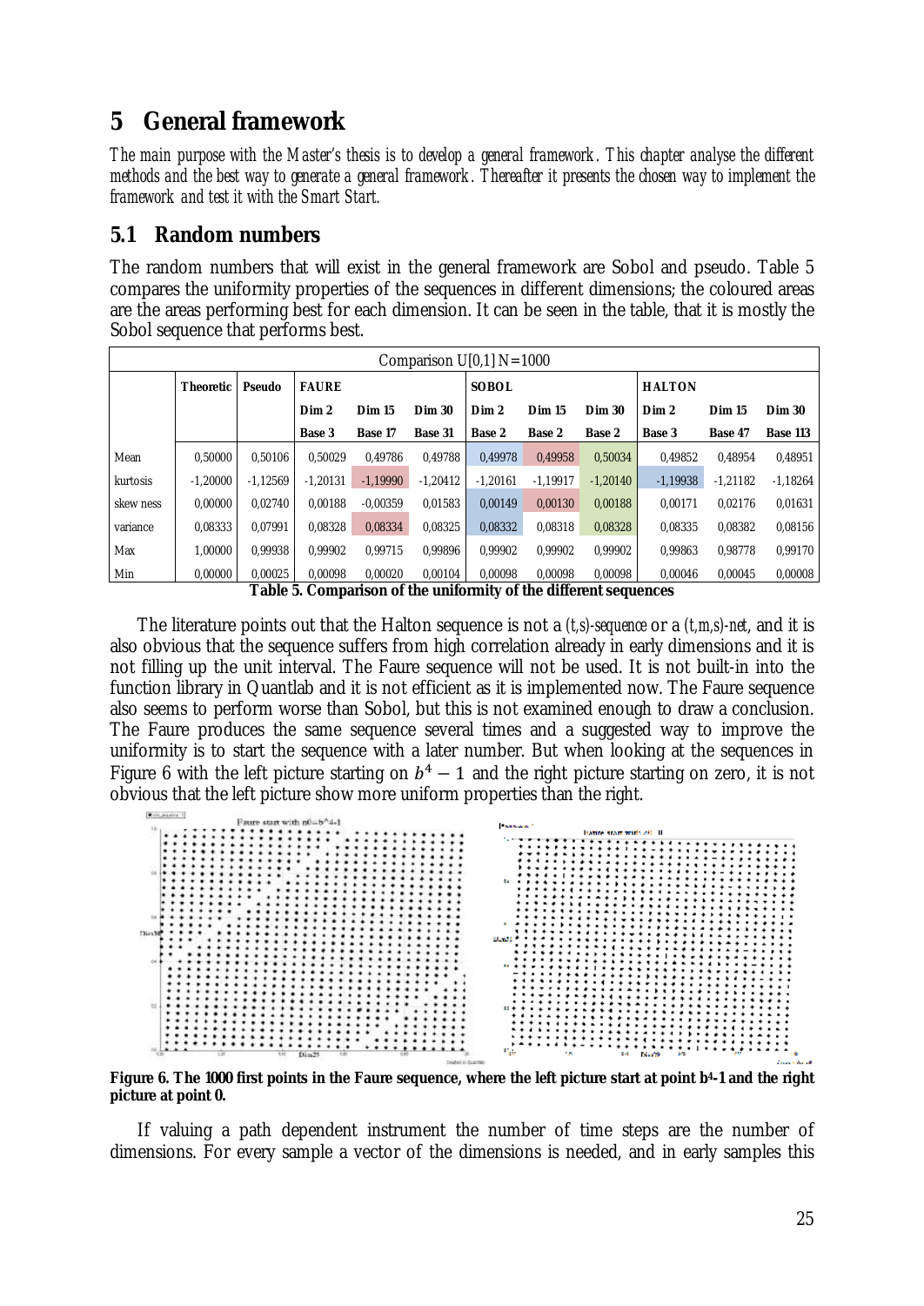# 5 General framework

*The main purpose with the Master's thesis is to develop a general framework. This chapter analyse the different methods and the best way to generate a general framework. Thereafter it presents the chosen way to implement the framework and test it with the Smart Start.*

## 5.1 Random numbers

The random numbers that will exist in the general framework are Sobol and pseudo. Table 5 compares the uniformity properties of the sequences in different dimensions; the coloured areas are the areas performing best for each dimension. It can be seen in the table, that it is mostly the Sobol sequence that performs best.

| Comparison U[0,1] N=1000 | | | | | | | | | | | |
|---|---|---|---|---|---|---|---|---|---|---|---|
| | **Theoretic** | **Pseudo** | **FAURE** | | | **SOBOL** | | | **HALTON** | | |
| | | | **Dim 2** | **Dim 15** | **Dim 30** | **Dim 2** | **Dim 15** | **Dim 30** | **Dim 2** | **Dim 15** | **Dim 30** |
| | | | **Base 3** | **Base 17** | **Base 31** | **Base 2** | **Base 2** | **Base 2** | **Base 3** | **Base 47** | **Base 113** |
| Mean | 0,50000 | 0,50106 | 0,50029 | 0,49786 | 0,49788 | 0,49978 | 0,49958 | 0,50034 | 0,49852 | 0,48954 | 0,48951 |
| kurtosis | -1,20000 | -1,12569 | -1,20131 | -1,19990 | -1,20412 | -1,20161 | -1,19917 | -1,20140 | -1,19938 | -1,21182 | -1,18264 |
| skew ness | 0,00000 | 0,02740 | 0,00188 | -0,00359 | 0,01583 | 0,00149 | 0,00130 | 0,00188 | 0,00171 | 0,02176 | 0,01631 |
| variance | 0,08333 | 0,07991 | 0,08328 | 0,08334 | 0,08325 | 0,08332 | 0,08318 | 0,08328 | 0,08335 | 0,08382 | 0,08156 |
| Max | 1,00000 | 0,99938 | 0,99902 | 0,99715 | 0,99896 | 0,99902 | 0,99902 | 0,99902 | 0,99863 | 0,98778 | 0,99170 |
| Min | 0,00000 | 0,00025 | 0,00098 | 0,00020 | 0,00104 | 0,00098 | 0,00098 | 0,00098 | 0,00046 | 0,00045 | 0,00008 |

**Table 5. Comparison of the uniformity of the different sequences**

The literature points out that the Halton sequence is not a *(t,s)-sequence* or a *(t,m,s)-net*, and it is also obvious that the sequence suffers from high correlation already in early dimensions and it is not filling up the unit interval. The Faure sequence will not be used. It is not built-in into the function library in Quantlab and it is not efficient as it is implemented now. The Faure sequence also seems to perform worse than Sobol, but this is not examined enough to draw a conclusion. The Faure produces the same sequence several times and a suggested way to improve the uniformity is to start the sequence with a later number. But when looking at the sequences in Figure 6 with the left picture starting on $b^4 - 1$ and the right picture starting on zero, it is not obvious that the left picture show more uniform properties than the right.

**Figure 6. The 1000 first points in the Faure sequence, where the left picture start at point $b^4$-1 and the right picture at point 0.**

If valuing a path dependent instrument the number of time steps are the number of dimensions. For every sample a vector of the dimensions is needed, and in early samples this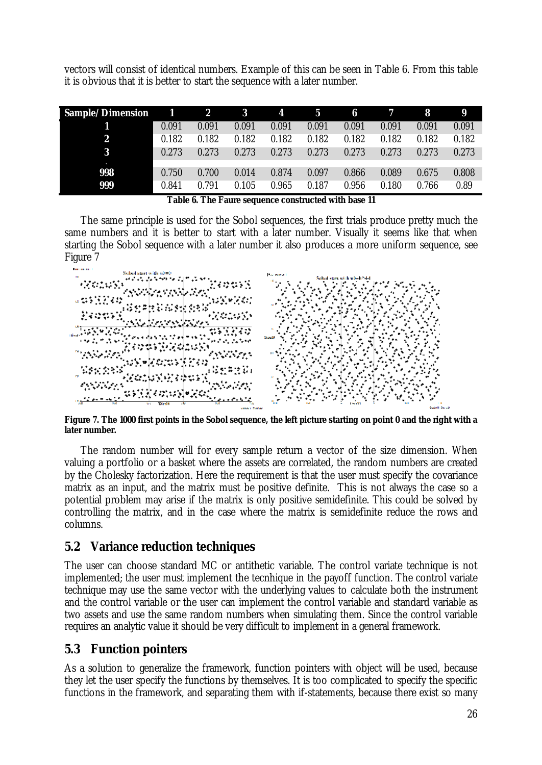vectors will consist of identical numbers. Example of this can be seen in Table 6. From this table it is obvious that it is better to start the sequence with a later number.

| Sample/Dimension | 1 | 2 | 3 | 4 | 5 | 6 | 7 | 8 | 9 |
|---|---|---|---|---|---|---|---|---|---|
| 1 | 0.091 | 0.091 | 0.091 | 0.091 | 0.091 | 0.091 | 0.091 | 0.091 | 0.091 |
| 2 | 0.182 | 0.182 | 0.182 | 0.182 | 0.182 | 0.182 | 0.182 | 0.182 | 0.182 |
| 3 | 0.273 | 0.273 | 0.273 | 0.273 | 0.273 | 0.273 | 0.273 | 0.273 | 0.273 |
| . | | | | | | | | | |
| 998 | 0.750 | 0.700 | 0.014 | 0.874 | 0.097 | 0.866 | 0.089 | 0.675 | 0.808 |
| 999 | 0.841 | 0.791 | 0.105 | 0.965 | 0.187 | 0.956 | 0.180 | 0.766 | 0.89 |

**Table 6. The Faure sequence constructed with base 11**

The same principle is used for the Sobol sequences, the first trials produce pretty much the same numbers and it is better to start with a later number. Visually it seems like that when starting the Sobol sequence with a later number it also produces a more uniform sequence, see Figure 7

**Figure 7. The 1000 first points in the Sobol sequence, the left picture starting on point 0 and the right with a later number.**

The random number will for every sample return a vector of the size dimension. When valuing a portfolio or a basket where the assets are correlated, the random numbers are created by the Cholesky factorization. Here the requirement is that the user must specify the covariance matrix as an input, and the matrix must be positive definite. This is not always the case so a potential problem may arise if the matrix is only positive semidefinite. This could be solved by controlling the matrix, and in the case where the matrix is semidefinite reduce the rows and columns.

## 5.2 Variance reduction techniques

The user can choose standard MC or antithetic variable. The control variate technique is not implemented; the user must implement the tecnhique in the payoff function. The control variate technique may use the same vector with the underlying values to calculate both the instrument and the control variable or the user can implement the control variable and standard variable as two assets and use the same random numbers when simulating them. Since the control variable requires an analytic value it should be very difficult to implement in a general framework.

## 5.3 Function pointers

As a solution to generalize the framework, function pointers with object will be used, because they let the user specify the functions by themselves. It is too complicated to specify the specific functions in the framework, and separating them with if-statements, because there exist so many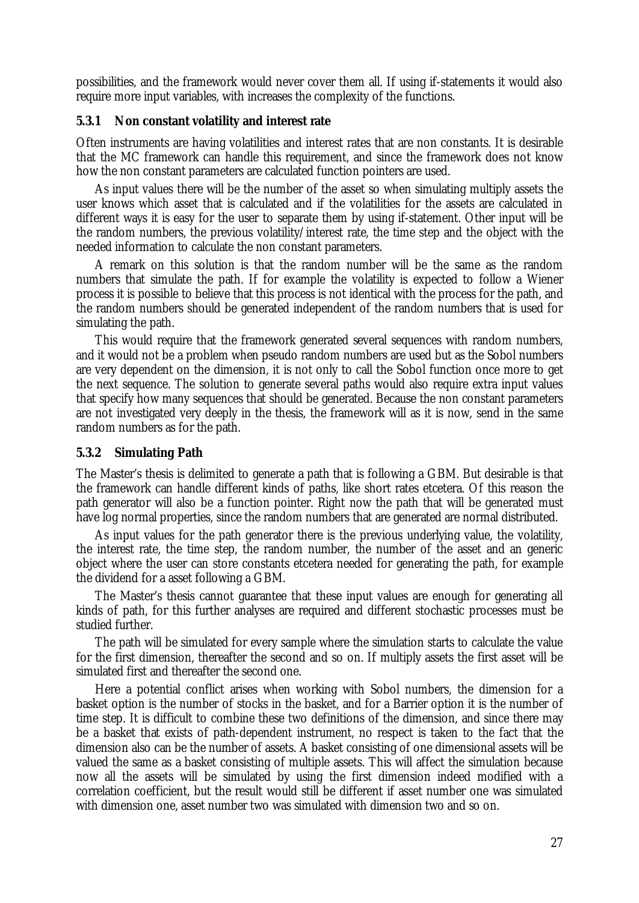possibilities, and the framework would never cover them all. If using if-statements it would also require more input variables, with increases the complexity of the functions.

### 5.3.1 Non constant volatility and interest rate

Often instruments are having volatilities and interest rates that are non constants. It is desirable that the MC framework can handle this requirement, and since the framework does not know how the non constant parameters are calculated function pointers are used.

As input values there will be the number of the asset so when simulating multiply assets the user knows which asset that is calculated and if the volatilities for the assets are calculated in different ways it is easy for the user to separate them by using if-statement. Other input will be the random numbers, the previous volatility/interest rate, the time step and the object with the needed information to calculate the non constant parameters.

A remark on this solution is that the random number will be the same as the random numbers that simulate the path. If for example the volatility is expected to follow a Wiener process it is possible to believe that this process is not identical with the process for the path, and the random numbers should be generated independent of the random numbers that is used for simulating the path.

This would require that the framework generated several sequences with random numbers, and it would not be a problem when pseudo random numbers are used but as the Sobol numbers are very dependent on the dimension, it is not only to call the Sobol function once more to get the next sequence. The solution to generate several paths would also require extra input values that specify how many sequences that should be generated. Because the non constant parameters are not investigated very deeply in the thesis, the framework will as it is now, send in the same random numbers as for the path.

### 5.3.2 Simulating Path

The Master's thesis is delimited to generate a path that is following a GBM. But desirable is that the framework can handle different kinds of paths, like short rates etcetera. Of this reason the path generator will also be a function pointer. Right now the path that will be generated must have log normal properties, since the random numbers that are generated are normal distributed.

As input values for the path generator there is the previous underlying value, the volatility, the interest rate, the time step, the random number, the number of the asset and an generic object where the user can store constants etcetera needed for generating the path, for example the dividend for a asset following a GBM.

The Master's thesis cannot guarantee that these input values are enough for generating all kinds of path, for this further analyses are required and different stochastic processes must be studied further.

The path will be simulated for every sample where the simulation starts to calculate the value for the first dimension, thereafter the second and so on. If multiply assets the first asset will be simulated first and thereafter the second one.

Here a potential conflict arises when working with Sobol numbers, the dimension for a basket option is the number of stocks in the basket, and for a Barrier option it is the number of time step. It is difficult to combine these two definitions of the dimension, and since there may be a basket that exists of path-dependent instrument, no respect is taken to the fact that the dimension also can be the number of assets. A basket consisting of one dimensional assets will be valued the same as a basket consisting of multiple assets. This will affect the simulation because now all the assets will be simulated by using the first dimension indeed modified with a correlation coefficient, but the result would still be different if asset number one was simulated with dimension one, asset number two was simulated with dimension two and so on.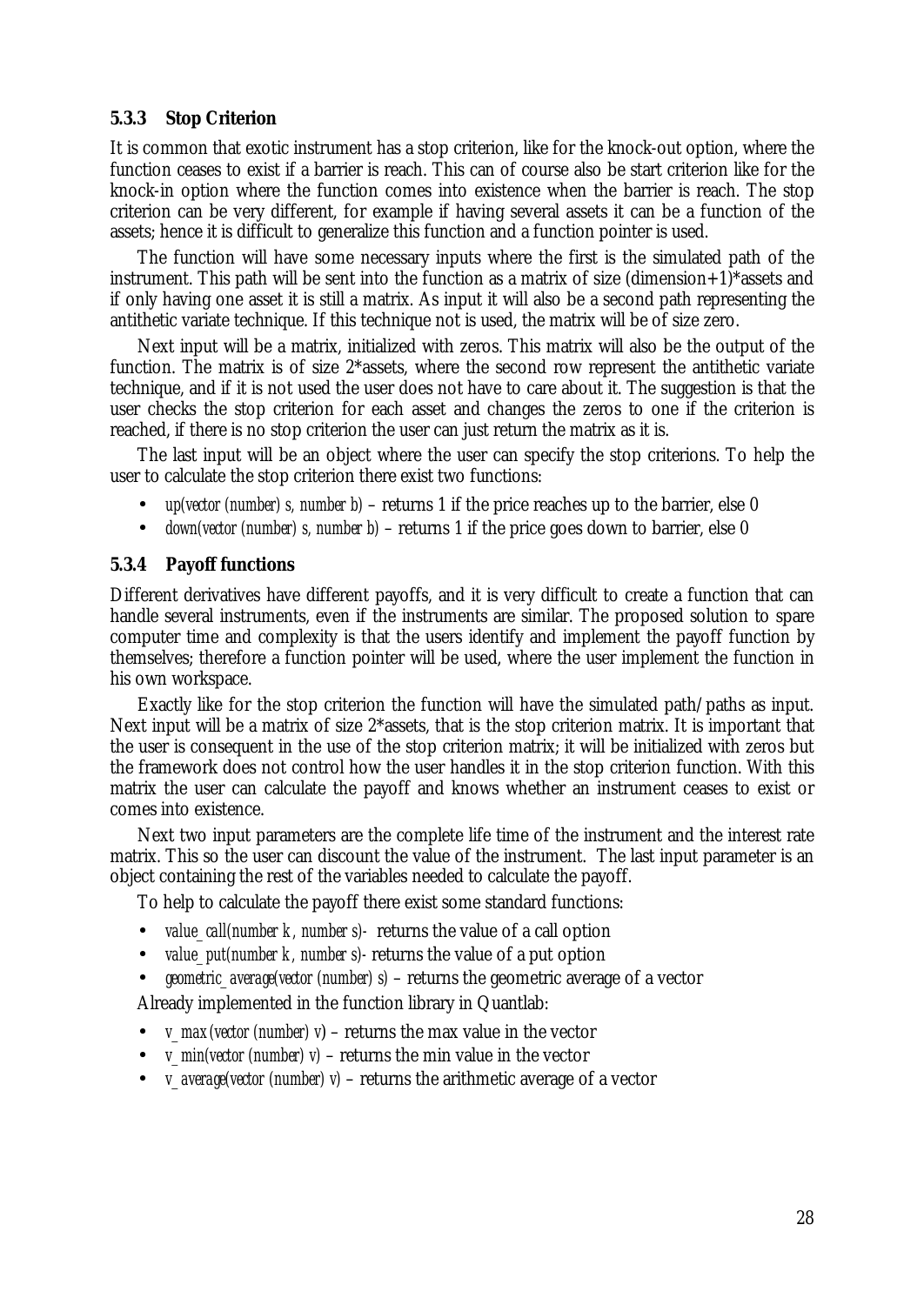### 5.3.3 Stop Criterion

It is common that exotic instrument has a stop criterion, like for the knock-out option, where the function ceases to exist if a barrier is reach. This can of course also be start criterion like for the knock-in option where the function comes into existence when the barrier is reach. The stop criterion can be very different, for example if having several assets it can be a function of the assets; hence it is difficult to generalize this function and a function pointer is used.

The function will have some necessary inputs where the first is the simulated path of the instrument. This path will be sent into the function as a matrix of size (dimension+1)*assets and if only having one asset it is still a matrix. As input it will also be a second path representing the antithetic variate technique. If this technique not is used, the matrix will be of size zero.

Next input will be a matrix, initialized with zeros. This matrix will also be the output of the function. The matrix is of size 2*assets, where the second row represent the antithetic variate technique, and if it is not used the user does not have to care about it. The suggestion is that the user checks the stop criterion for each asset and changes the zeros to one if the criterion is reached, if there is no stop criterion the user can just return the matrix as it is.

The last input will be an object where the user can specify the stop criterions. To help the user to calculate the stop criterion there exist two functions:

- *up(vector (number) s, number b)* – returns 1 if the price reaches up to the barrier, else 0
- *down(vector (number) s, number b)* – returns 1 if the price goes down to barrier, else 0

### 5.3.4 Payoff functions

Different derivatives have different payoffs, and it is very difficult to create a function that can handle several instruments, even if the instruments are similar. The proposed solution to spare computer time and complexity is that the users identify and implement the payoff function by themselves; therefore a function pointer will be used, where the user implement the function in his own workspace.

Exactly like for the stop criterion the function will have the simulated path/paths as input. Next input will be a matrix of size 2*assets, that is the stop criterion matrix. It is important that the user is consequent in the use of the stop criterion matrix; it will be initialized with zeros but the framework does not control how the user handles it in the stop criterion function. With this matrix the user can calculate the payoff and knows whether an instrument ceases to exist or comes into existence.

Next two input parameters are the complete life time of the instrument and the interest rate matrix. This so the user can discount the value of the instrument. The last input parameter is an object containing the rest of the variables needed to calculate the payoff.

To help to calculate the payoff there exist some standard functions:

- *value_call(number k, number s)*- returns the value of a call option
- *value_put(number k, number s)*- returns the value of a put option
- *geometric_average(vector (number) s)* – returns the geometric average of a vector

Already implemented in the function library in Quantlab:

- *v_max(vector (number) v)* – returns the max value in the vector
- *v_min(vector (number) v)* – returns the min value in the vector
- *v_average(vector (number) v)* – returns the arithmetic average of a vector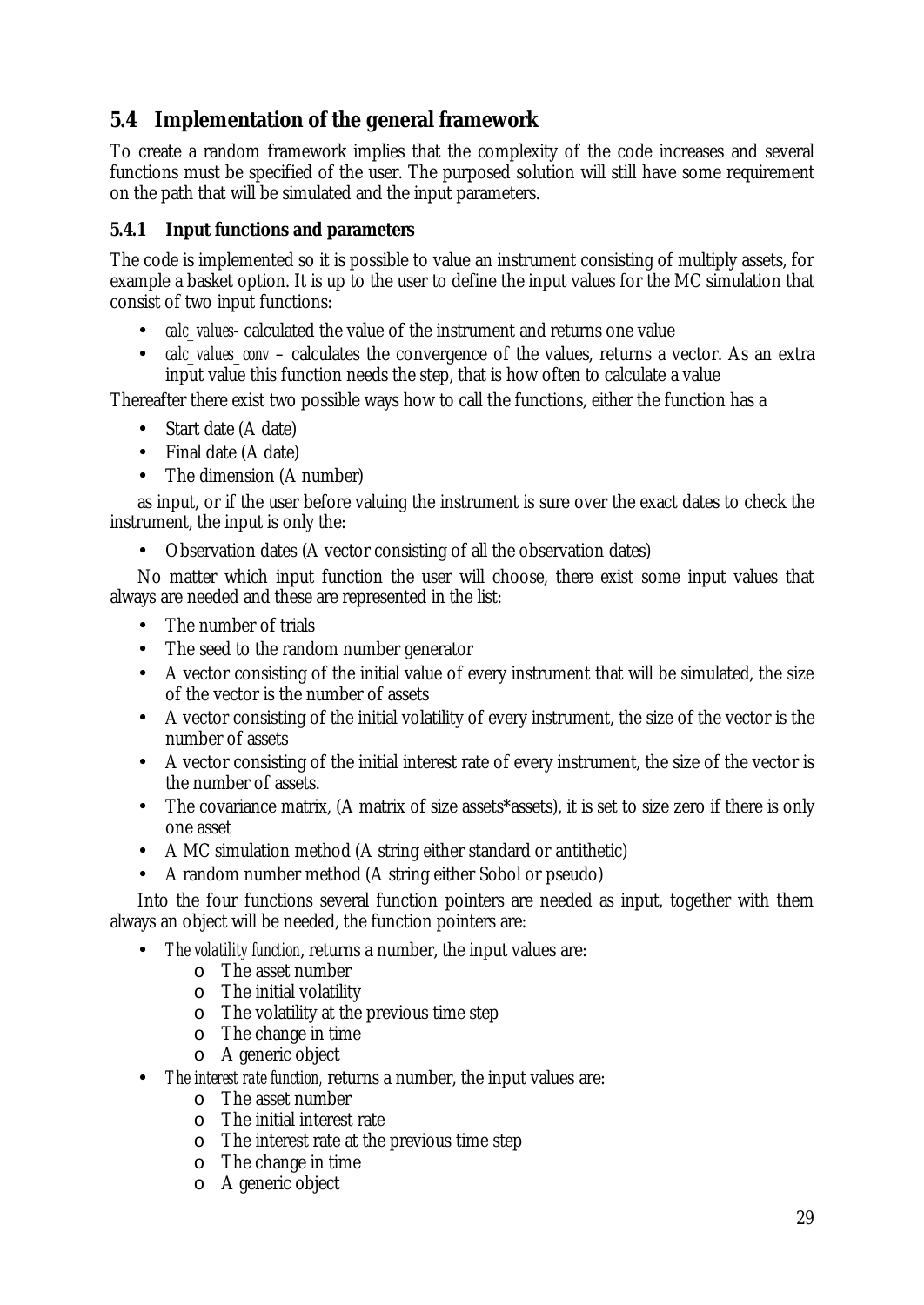## 5.4 Implementation of the general framework

To create a random framework implies that the complexity of the code increases and several functions must be specified of the user. The purposed solution will still have some requirement on the path that will be simulated and the input parameters.

### 5.4.1 Input functions and parameters

The code is implemented so it is possible to value an instrument consisting of multiply assets, for example a basket option. It is up to the user to define the input values for the MC simulation that consist of two input functions:

- *calc_values*- calculated the value of the instrument and returns one value
- *calc_values_conv* – calculates the convergence of the values, returns a vector. As an extra input value this function needs the step, that is how often to calculate a value

Thereafter there exist two possible ways how to call the functions, either the function has a

- Start date (A date)
- Final date (A date)
- The dimension (A number)

as input, or if the user before valuing the instrument is sure over the exact dates to check the instrument, the input is only the:

- Observation dates (A vector consisting of all the observation dates)

No matter which input function the user will choose, there exist some input values that always are needed and these are represented in the list:

- The number of trials
- The seed to the random number generator
- A vector consisting of the initial value of every instrument that will be simulated, the size of the vector is the number of assets
- A vector consisting of the initial volatility of every instrument, the size of the vector is the number of assets
- A vector consisting of the initial interest rate of every instrument, the size of the vector is the number of assets.
- The covariance matrix, (A matrix of size assets*assets), it is set to size zero if there is only one asset
- A MC simulation method (A string either standard or antithetic)
- A random number method (A string either Sobol or pseudo)

Into the four functions several function pointers are needed as input, together with them always an object will be needed, the function pointers are:

- *The volatility function*, returns a number, the input values are:
  - The asset number
  - The initial volatility
  - The volatility at the previous time step
  - The change in time
  - A generic object
- *The interest rate function*, returns a number, the input values are:
  - The asset number
  - The initial interest rate
  - The interest rate at the previous time step
  - The change in time
  - A generic object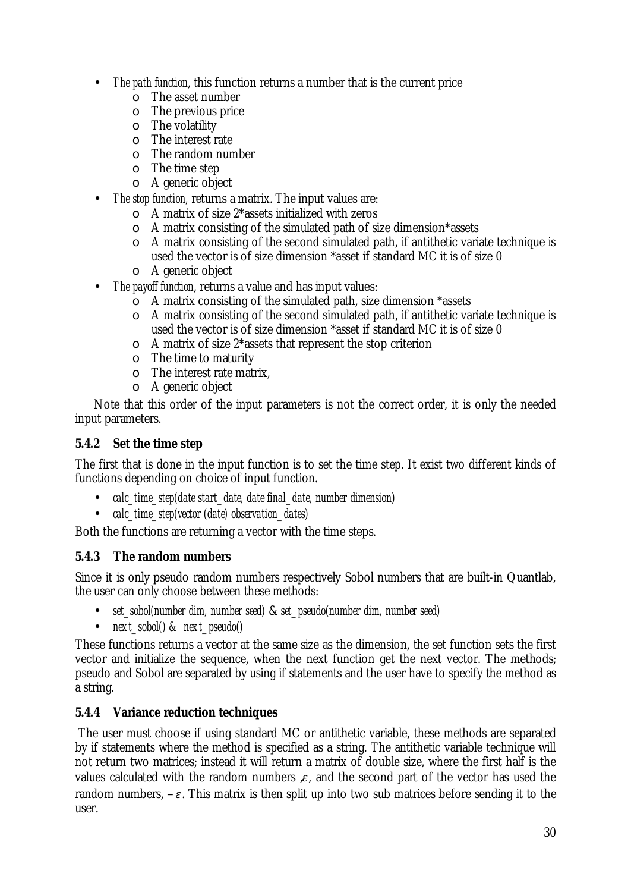- *The path function*, this function returns a number that is the current price
    - The asset number
    - The previous price
    - The volatility
    - The interest rate
    - The random number
    - The time step
    - A generic object
- *The stop function,* returns a matrix. The input values are:
    - A matrix of size 2*assets initialized with zeros
    - A matrix consisting of the simulated path of size dimension*assets
    - A matrix consisting of the second simulated path, if antithetic variate technique is used the vector is of size dimension *asset if standard MC it is of size 0
    - A generic object
- *The payoff function*, returns a value and has input values:
    - A matrix consisting of the simulated path, size dimension *assets
    - A matrix consisting of the second simulated path, if antithetic variate technique is used the vector is of size dimension *asset if standard MC it is of size 0
    - A matrix of size 2*assets that represent the stop criterion
    - The time to maturity
    - The interest rate matrix,
    - A generic object

Note that this order of the input parameters is not the correct order, it is only the needed input parameters.

### 5.4.2 Set the time step

The first that is done in the input function is to set the time step. It exist two different kinds of functions depending on choice of input function.

- *calc_time_step(date start_date, date final_date, number dimension)*
- *calc_time_step(vector (date) observation_dates)*

Both the functions are returning a vector with the time steps.

### 5.4.3 The random numbers

Since it is only pseudo random numbers respectively Sobol numbers that are built-in Quantlab, the user can only choose between these methods:

- *set_sobol(number dim, number seed)* & *set_pseudo(number dim, number seed)*
- *next_sobol()* & *next_pseudo()*

These functions returns a vector at the same size as the dimension, the set function sets the first vector and initialize the sequence, when the next function get the next vector. The methods; pseudo and Sobol are separated by using if statements and the user have to specify the method as a string.

### 5.4.4 Variance reduction techniques

The user must choose if using standard MC or antithetic variable, these methods are separated by if statements where the method is specified as a string. The antithetic variable technique will not return two matrices; instead it will return a matrix of double size, where the first half is the values calculated with the random numbers ,$\varepsilon$, and the second part of the vector has used the random numbers, $-\varepsilon$. This matrix is then split up into two sub matrices before sending it to the user.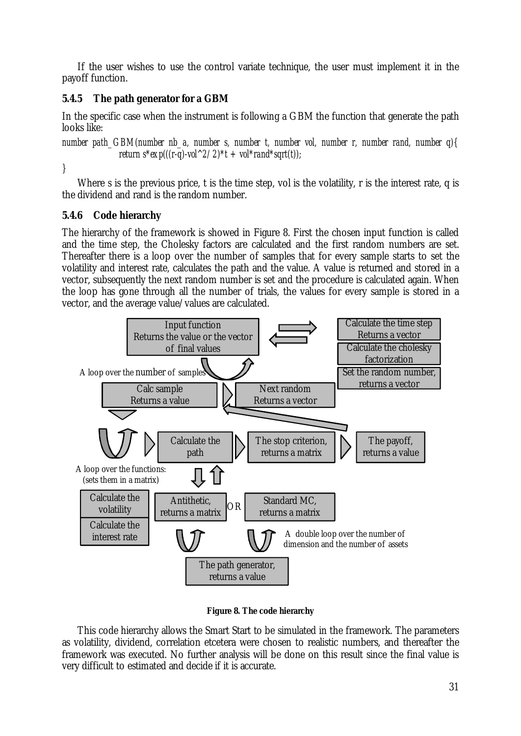If the user wishes to use the control variate technique, the user must implement it in the payoff function.

### 5.4.5 The path generator for a GBM

In the specific case when the instrument is following a GBM the function that generate the path looks like:

```
number path_GBM(number nb_a, number s, number t, number vol, number r, number rand, number q){
        return s*exp(((r-q)-vol^2/2)*t + vol*rand*sqrt(t));
}
```

Where s is the previous price, t is the time step, vol is the volatility, r is the interest rate, q is the dividend and rand is the random number.

### 5.4.6 Code hierarchy

The hierarchy of the framework is showed in Figure 8. First the chosen input function is called and the time step, the Cholesky factors are calculated and the first random numbers are set. Thereafter there is a loop over the number of samples that for every sample starts to set the volatility and interest rate, calculates the path and the value. A value is returned and stored in a vector, subsequently the next random number is set and the procedure is calculated again. When the loop has gone through all the number of trials, the values for every sample is stored in a vector, and the average value/values are calculated.

**Figure 8. The code hierarchy**

This code hierarchy allows the Smart Start to be simulated in the framework. The parameters as volatility, dividend, correlation etcetera were chosen to realistic numbers, and thereafter the framework was executed. No further analysis will be done on this result since the final value is very difficult to estimated and decide if it is accurate.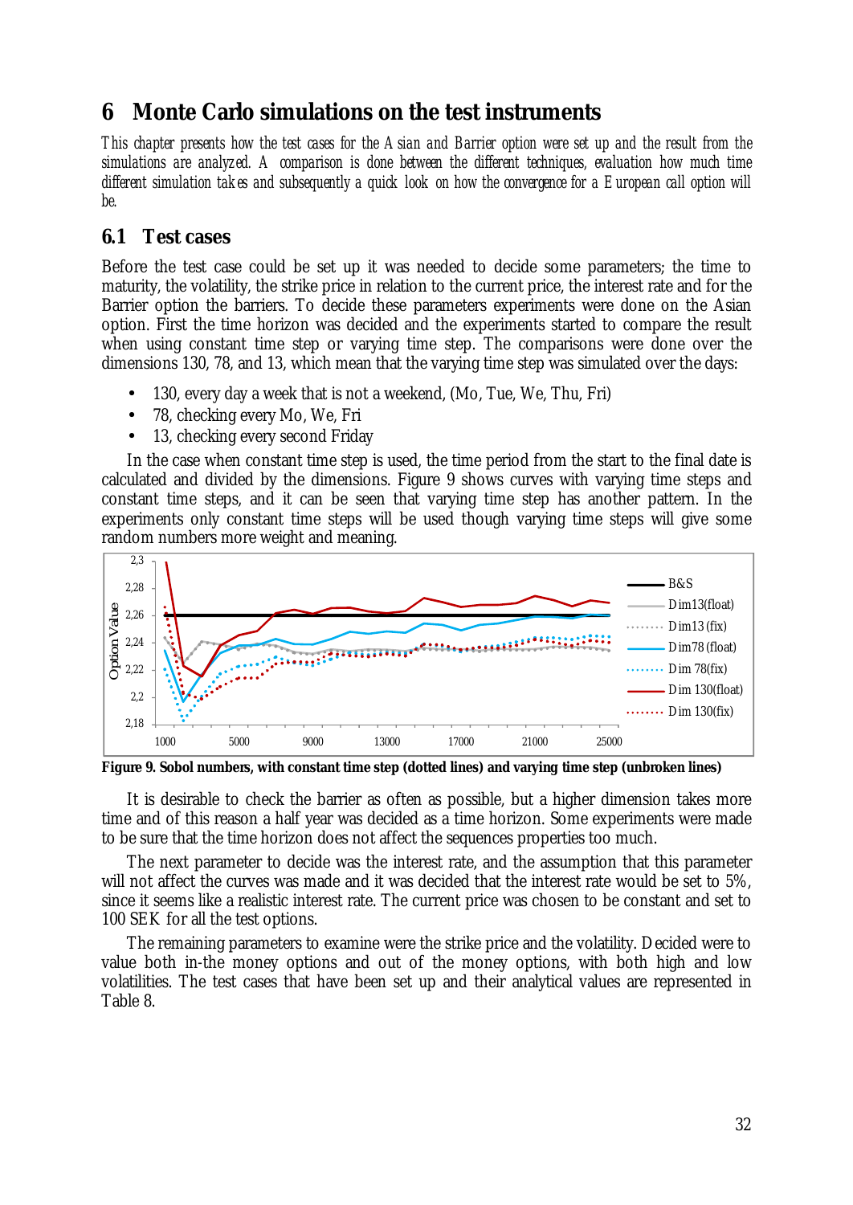# 6 Monte Carlo simulations on the test instruments

*This chapter presents how the test cases for the Asian and Barrier option were set up and the result from the simulations are analyzed. A comparison is done between the different techniques, evaluation how much time different simulation takes and subsequently a quick look on how the convergence for a European call option will be.*

## 6.1 Test cases

Before the test case could be set up it was needed to decide some parameters; the time to maturity, the volatility, the strike price in relation to the current price, the interest rate and for the Barrier option the barriers. To decide these parameters experiments were done on the Asian option. First the time horizon was decided and the experiments started to compare the result when using constant time step or varying time step. The comparisons were done over the dimensions 130, 78, and 13, which mean that the varying time step was simulated over the days:

- 130, every day a week that is not a weekend, (Mo, Tue, We, Thu, Fri)
- 78, checking every Mo, We, Fri
- 13, checking every second Friday

In the case when constant time step is used, the time period from the start to the final date is calculated and divided by the dimensions. Figure 9 shows curves with varying time steps and constant time steps, and it can be seen that varying time step has another pattern. In the experiments only constant time steps will be used though varying time steps will give some random numbers more weight and meaning.

**Figure 9. Sobol numbers, with constant time step (dotted lines) and varying time step (unbroken lines)**

It is desirable to check the barrier as often as possible, but a higher dimension takes more time and of this reason a half year was decided as a time horizon. Some experiments were made to be sure that the time horizon does not affect the sequences properties too much.

The next parameter to decide was the interest rate, and the assumption that this parameter will not affect the curves was made and it was decided that the interest rate would be set to 5%, since it seems like a realistic interest rate. The current price was chosen to be constant and set to 100 SEK for all the test options.

The remaining parameters to examine were the strike price and the volatility. Decided were to value both in-the money options and out of the money options, with both high and low volatilities. The test cases that have been set up and their analytical values are represented in Table 8.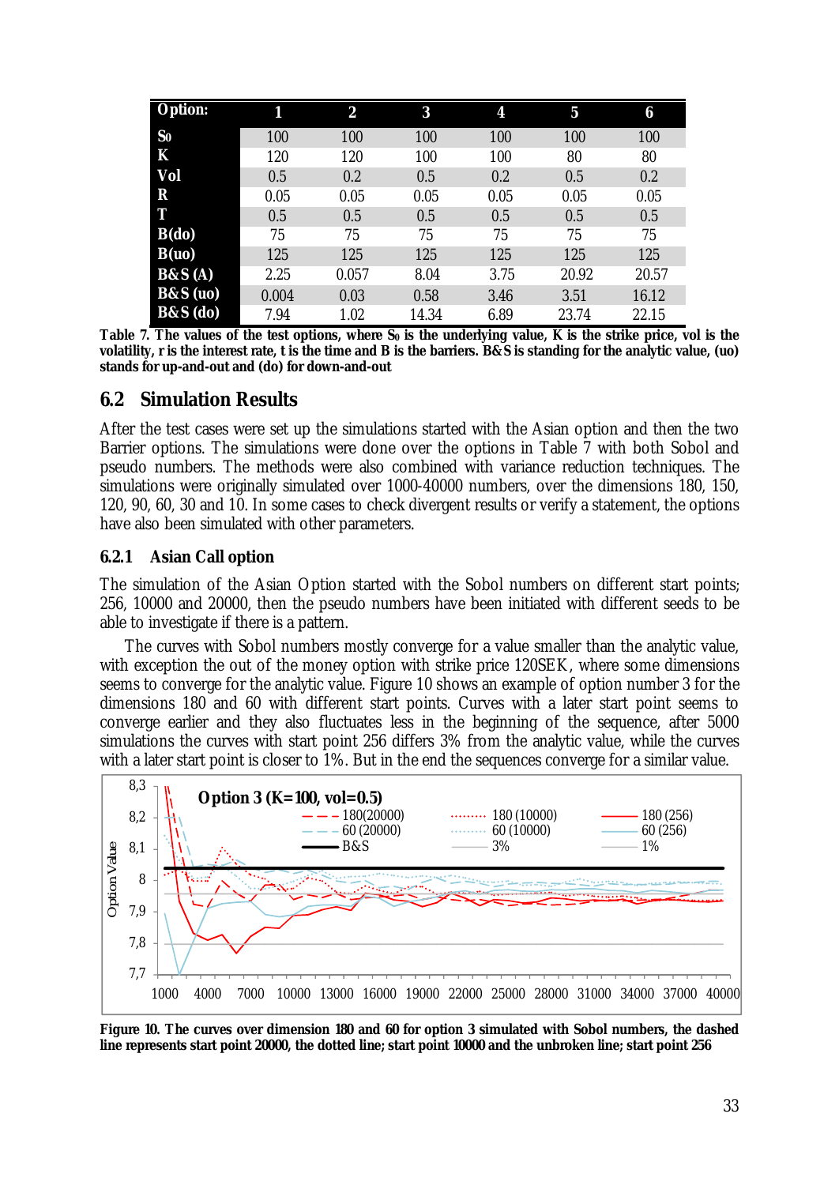| Option: | 1 | 2 | 3 | 4 | 5 | 6 |
|---|---|---|---|---|---|---|
| $S_0$ | 100 | 100 | 100 | 100 | 100 | 100 |
| K | 120 | 120 | 100 | 100 | 80 | 80 |
| Vol | 0.5 | 0.2 | 0.5 | 0.2 | 0.5 | 0.2 |
| R | 0.05 | 0.05 | 0.05 | 0.05 | 0.05 | 0.05 |
| T | 0.5 | 0.5 | 0.5 | 0.5 | 0.5 | 0.5 |
| B(do) | 75 | 75 | 75 | 75 | 75 | 75 |
| B(uo) | 125 | 125 | 125 | 125 | 125 | 125 |
| B&S (A) | 2.25 | 0.057 | 8.04 | 3.75 | 20.92 | 20.57 |
| B&S (uo) | 0.004 | 0.03 | 0.58 | 3.46 | 3.51 | 16.12 |
| B&S (do) | 7.94 | 1.02 | 14.34 | 6.89 | 23.74 | 22.15 |

**Table 7. The values of the test options, where $S_0$ is the underlying value, K is the strike price, vol is the volatility, r is the interest rate, t is the time and B is the barriers. B&S is standing for the analytic value, (uo) stands for up-and-out and (do) for down-and-out**

## 6.2 Simulation Results

After the test cases were set up the simulations started with the Asian option and then the two Barrier options. The simulations were done over the options in Table 7 with both Sobol and pseudo numbers. The methods were also combined with variance reduction techniques. The simulations were originally simulated over 1000-40000 numbers, over the dimensions 180, 150, 120, 90, 60, 30 and 10. In some cases to check divergent results or verify a statement, the options have also been simulated with other parameters.

### 6.2.1 Asian Call option

The simulation of the Asian Option started with the Sobol numbers on different start points; 256, 10000 and 20000, then the pseudo numbers have been initiated with different seeds to be able to investigate if there is a pattern.

The curves with Sobol numbers mostly converge for a value smaller than the analytic value, with exception the out of the money option with strike price 120SEK, where some dimensions seems to converge for the analytic value. Figure 10 shows an example of option number 3 for the dimensions 180 and 60 with different start points. Curves with a later start point seems to converge earlier and they also fluctuates less in the beginning of the sequence, after 5000 simulations the curves with start point 256 differs 3% from the analytic value, while the curves with a later start point is closer to 1%. But in the end the sequences converge for a similar value.

**Figure 10. The curves over dimension 180 and 60 for option 3 simulated with Sobol numbers, the dashed line represents start point 20000, the dotted line; start point 10000 and the unbroken line; start point 256**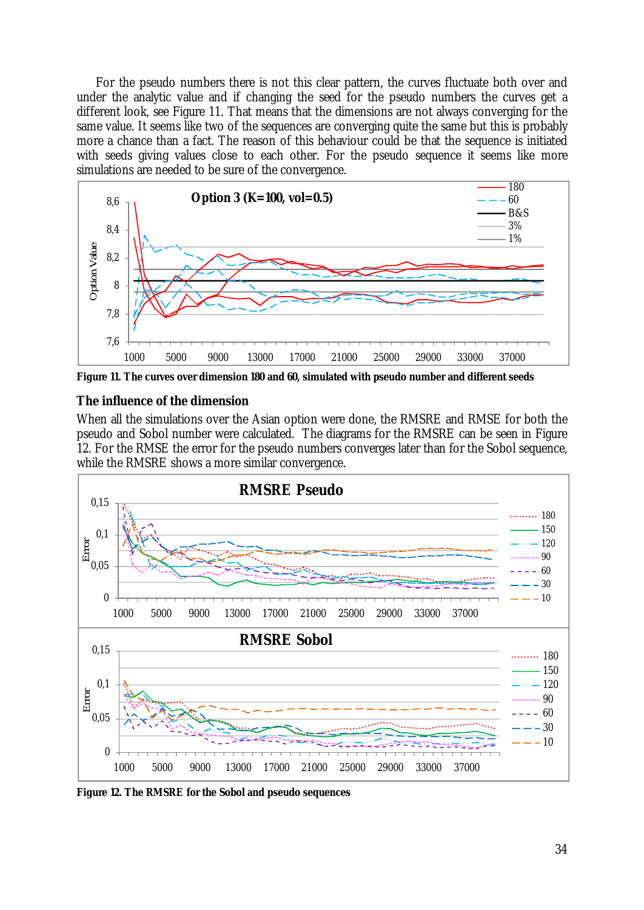For the pseudo numbers there is not this clear pattern, the curves fluctuate both over and under the analytic value and if changing the seed for the pseudo numbers the curves get a different look, see Figure 11. That means that the dimensions are not always converging for the same value. It seems like two of the sequences are converging quite the same but this is probably more a chance than a fact. The reason of this behaviour could be that the sequence is initiated with seeds giving values close to each other. For the pseudo sequence it seems like more simulations are needed to be sure of the convergence.

**Figure 11. The curves over dimension 180 and 60, simulated with pseudo number and different seeds**

### The influence of the dimension

When all the simulations over the Asian option were done, the RMSRE and RMSE for both the pseudo and Sobol number were calculated. The diagrams for the RMSRE can be seen in Figure 12. For the RMSE the error for the pseudo numbers converges later than for the Sobol sequence, while the RMSRE shows a more similar convergence.

**Figure 12. The RMSRE for the Sobol and pseudo sequences**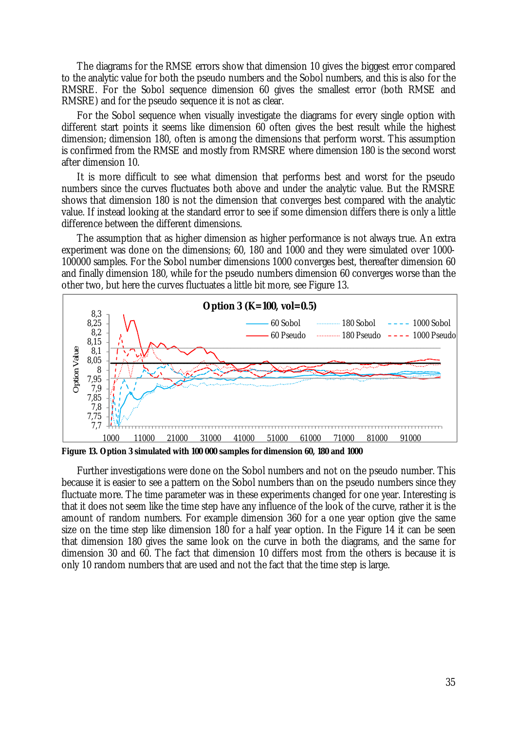The diagrams for the RMSE errors show that dimension 10 gives the biggest error compared to the analytic value for both the pseudo numbers and the Sobol numbers, and this is also for the RMSRE. For the Sobol sequence dimension 60 gives the smallest error (both RMSE and RMSRE) and for the pseudo sequence it is not as clear.

For the Sobol sequence when visually investigate the diagrams for every single option with different start points it seems like dimension 60 often gives the best result while the highest dimension; dimension 180, often is among the dimensions that perform worst. This assumption is confirmed from the RMSE and mostly from RMSRE where dimension 180 is the second worst after dimension 10.

It is more difficult to see what dimension that performs best and worst for the pseudo numbers since the curves fluctuates both above and under the analytic value. But the RMSRE shows that dimension 180 is not the dimension that converges best compared with the analytic value. If instead looking at the standard error to see if some dimension differs there is only a little difference between the different dimensions.

The assumption that as higher dimension as higher performance is not always true. An extra experiment was done on the dimensions; 60, 180 and 1000 and they were simulated over 1000-100000 samples. For the Sobol number dimensions 1000 converges best, thereafter dimension 60 and finally dimension 180, while for the pseudo numbers dimension 60 converges worse than the other two, but here the curves fluctuates a little bit more, see Figure 13.

**Figure 13. Option 3 simulated with 100 000 samples for dimension 60, 180 and 1000**

Further investigations were done on the Sobol numbers and not on the pseudo number. This because it is easier to see a pattern on the Sobol numbers than on the pseudo numbers since they fluctuate more. The time parameter was in these experiments changed for one year. Interesting is that it does not seem like the time step have any influence of the look of the curve, rather it is the amount of random numbers. For example dimension 360 for a one year option give the same size on the time step like dimension 180 for a half year option. In the Figure 14 it can be seen that dimension 180 gives the same look on the curve in both the diagrams, and the same for dimension 30 and 60. The fact that dimension 10 differs most from the others is because it is only 10 random numbers that are used and not the fact that the time step is large.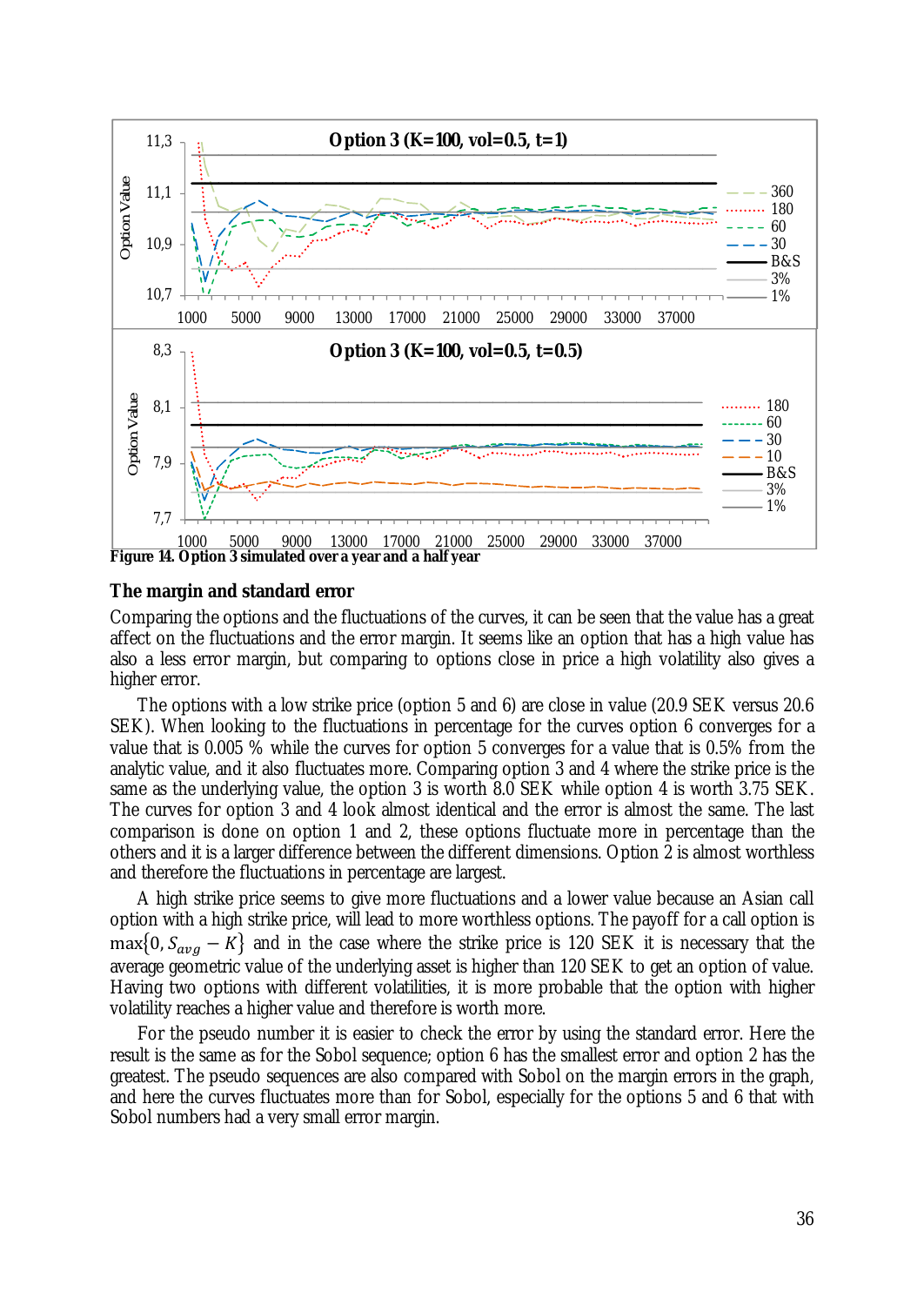Figure 14. Option 3 simulated over a year and a half year

### The margin and standard error

Comparing the options and the fluctuations of the curves, it can be seen that the value has a great affect on the fluctuations and the error margin. It seems like an option that has a high value has also a less error margin, but comparing to options close in price a high volatility also gives a higher error.

The options with a low strike price (option 5 and 6) are close in value (20.9 SEK versus 20.6 SEK). When looking to the fluctuations in percentage for the curves option 6 converges for a value that is 0.005 % while the curves for option 5 converges for a value that is 0.5% from the analytic value, and it also fluctuates more. Comparing option 3 and 4 where the strike price is the same as the underlying value, the option 3 is worth 8.0 SEK while option 4 is worth 3.75 SEK. The curves for option 3 and 4 look almost identical and the error is almost the same. The last comparison is done on option 1 and 2, these options fluctuate more in percentage than the others and it is a larger difference between the different dimensions. Option 2 is almost worthless and therefore the fluctuations in percentage are largest.

A high strike price seems to give more fluctuations and a lower value because an Asian call option with a high strike price, will lead to more worthless options. The payoff for a call option is $\max\{0, S_{avg} - K\}$ and in the case where the strike price is 120 SEK it is necessary that the average geometric value of the underlying asset is higher than 120 SEK to get an option of value. Having two options with different volatilities, it is more probable that the option with higher volatility reaches a higher value and therefore is worth more.

For the pseudo number it is easier to check the error by using the standard error. Here the result is the same as for the Sobol sequence; option 6 has the smallest error and option 2 has the greatest. The pseudo sequences are also compared with Sobol on the margin errors in the graph, and here the curves fluctuates more than for Sobol, especially for the options 5 and 6 that with Sobol numbers had a very small error margin.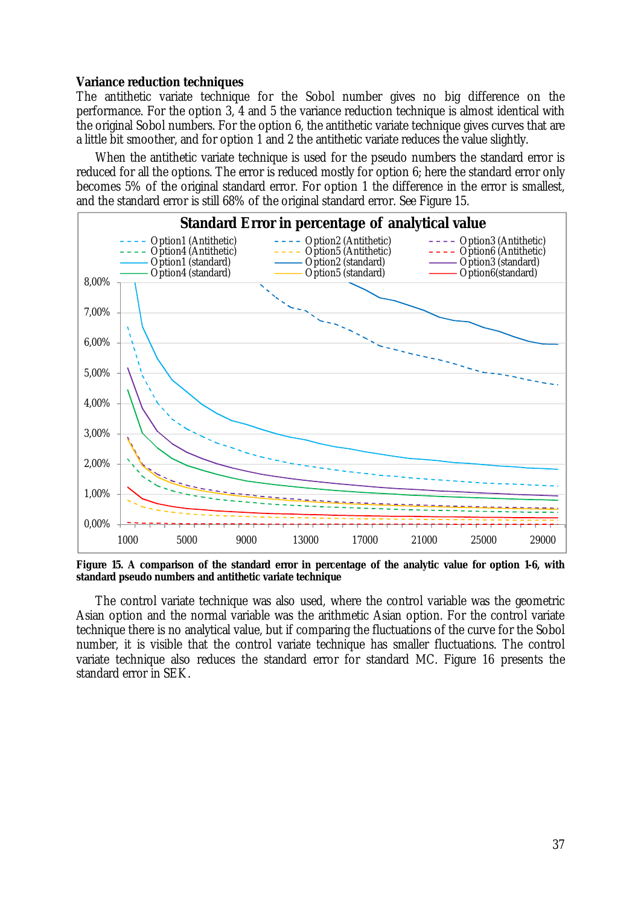**Variance reduction techniques**

The antithetic variate technique for the Sobol number gives no big difference on the performance. For the option 3, 4 and 5 the variance reduction technique is almost identical with the original Sobol numbers. For the option 6, the antithetic variate technique gives curves that are a little bit smoother, and for option 1 and 2 the antithetic variate reduces the value slightly.

When the antithetic variate technique is used for the pseudo numbers the standard error is reduced for all the options. The error is reduced mostly for option 6; here the standard error only becomes 5% of the original standard error. For option 1 the difference in the error is smallest, and the standard error is still 68% of the original standard error. See Figure 15.

**Figure 15. A comparison of the standard error in percentage of the analytic value for option 1-6, with standard pseudo numbers and antithetic variate technique**

The control variate technique was also used, where the control variable was the geometric Asian option and the normal variable was the arithmetic Asian option. For the control variate technique there is no analytical value, but if comparing the fluctuations of the curve for the Sobol number, it is visible that the control variate technique has smaller fluctuations. The control variate technique also reduces the standard error for standard MC. Figure 16 presents the standard error in SEK.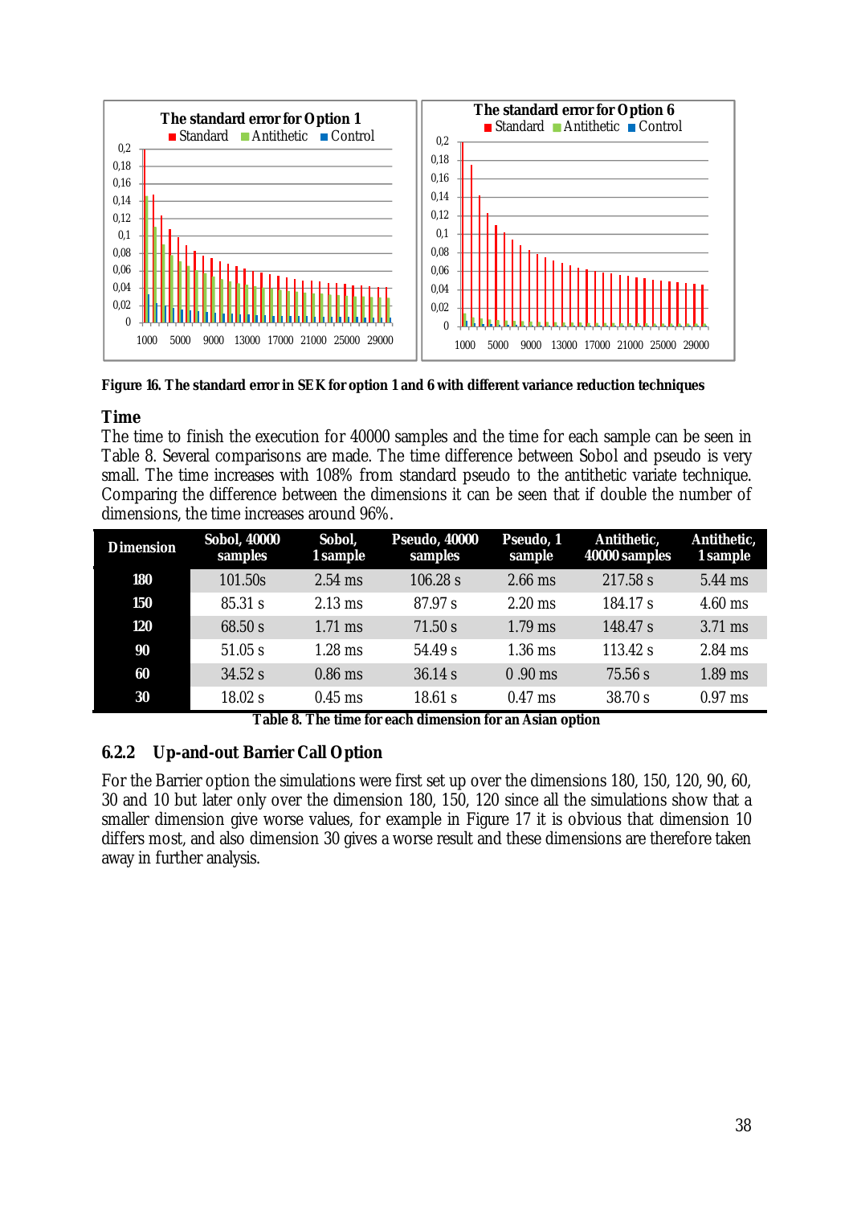Figure 16. The standard error in SEK for option 1 and 6 with different variance reduction techniques

### Time

The time to finish the execution for 40000 samples and the time for each sample can be seen in Table 8. Several comparisons are made. The time difference between Sobol and pseudo is very small. The time increases with 108% from standard pseudo to the antithetic variate technique. Comparing the difference between the dimensions it can be seen that if double the number of dimensions, the time increases around 96%.

| Dimension | Sobol, 40000 samples | Sobol, 1 sample | Pseudo, 40000 samples | Pseudo, 1 sample | Antithetic, 40000 samples | Antithetic, 1 sample |
|---|---|---|---|---|---|---|
| 180 | 101.50s | 2.54 ms | 106.28 s | 2.66 ms | 217.58 s | 5.44 ms |
| 150 | 85.31 s | 2.13 ms | 87.97 s | 2.20 ms | 184.17 s | 4.60 ms |
| 120 | 68.50 s | 1.71 ms | 71.50 s | 1.79 ms | 148.47 s | 3.71 ms |
| 90 | 51.05 s | 1.28 ms | 54.49 s | 1.36 ms | 113.42 s | 2.84 ms |
| 60 | 34.52 s | 0.86 ms | 36.14 s | 0 .90 ms | 75.56 s | 1.89 ms |
| 30 | 18.02 s | 0.45 ms | 18.61 s | 0.47 ms | 38.70 s | 0.97 ms |

Table 8. The time for each dimension for an Asian option

### 6.2.2 Up-and-out Barrier Call Option

For the Barrier option the simulations were first set up over the dimensions 180, 150, 120, 90, 60, 30 and 10 but later only over the dimension 180, 150, 120 since all the simulations show that a smaller dimension give worse values, for example in Figure 17 it is obvious that dimension 10 differs most, and also dimension 30 gives a worse result and these dimensions are therefore taken away in further analysis.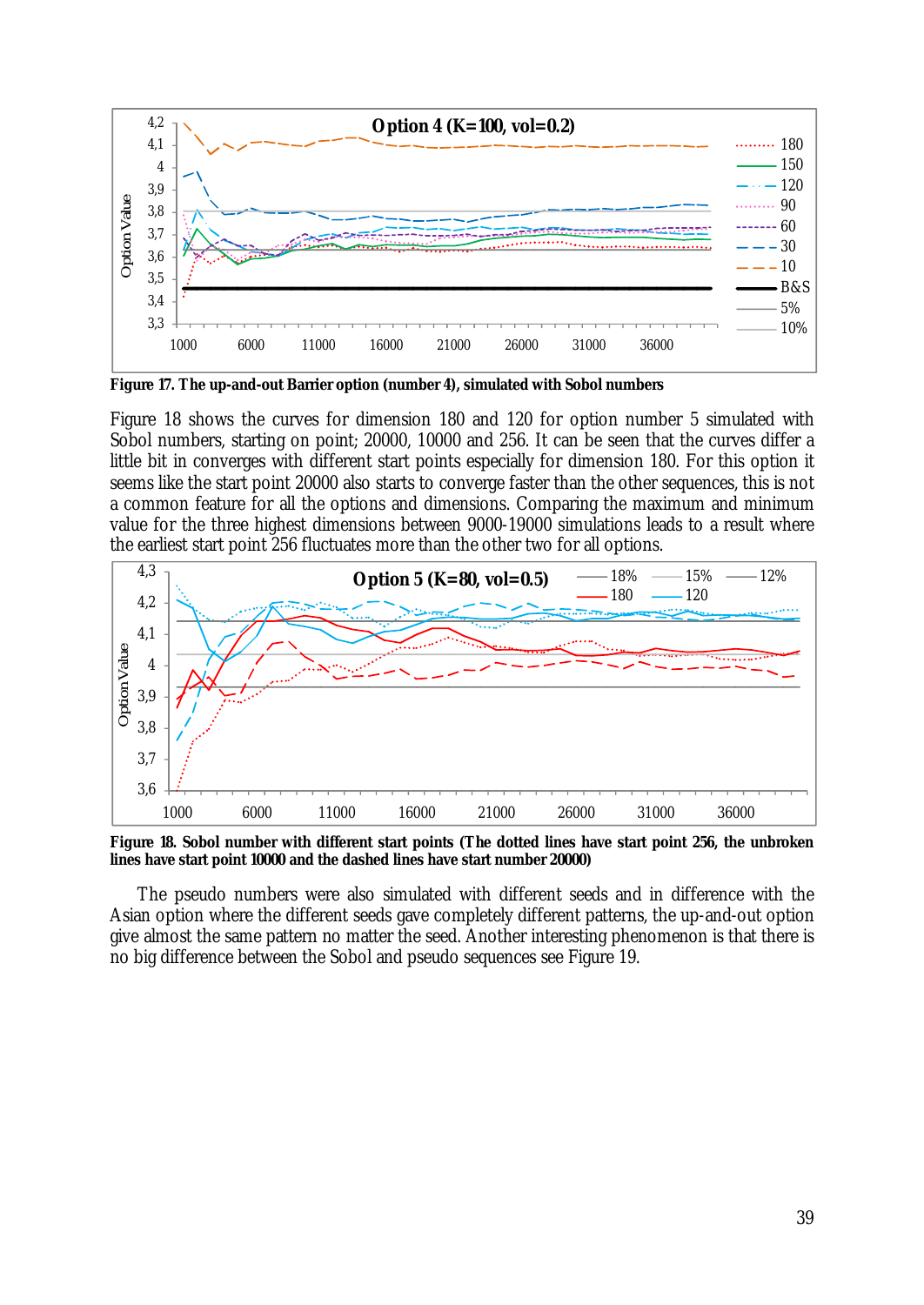**Figure 17. The up-and-out Barrier option (number 4), simulated with Sobol numbers**

Figure 18 shows the curves for dimension 180 and 120 for option number 5 simulated with Sobol numbers, starting on point; 20000, 10000 and 256. It can be seen that the curves differ a little bit in converges with different start points especially for dimension 180. For this option it seems like the start point 20000 also starts to converge faster than the other sequences, this is not a common feature for all the options and dimensions. Comparing the maximum and minimum value for the three highest dimensions between 9000-19000 simulations leads to a result where the earliest start point 256 fluctuates more than the other two for all options.

**Figure 18. Sobol number with different start points (The dotted lines have start point 256, the unbroken lines have start point 10000 and the dashed lines have start number 20000)**

The pseudo numbers were also simulated with different seeds and in difference with the Asian option where the different seeds gave completely different patterns, the up-and-out option give almost the same pattern no matter the seed. Another interesting phenomenon is that there is no big difference between the Sobol and pseudo sequences see Figure 19.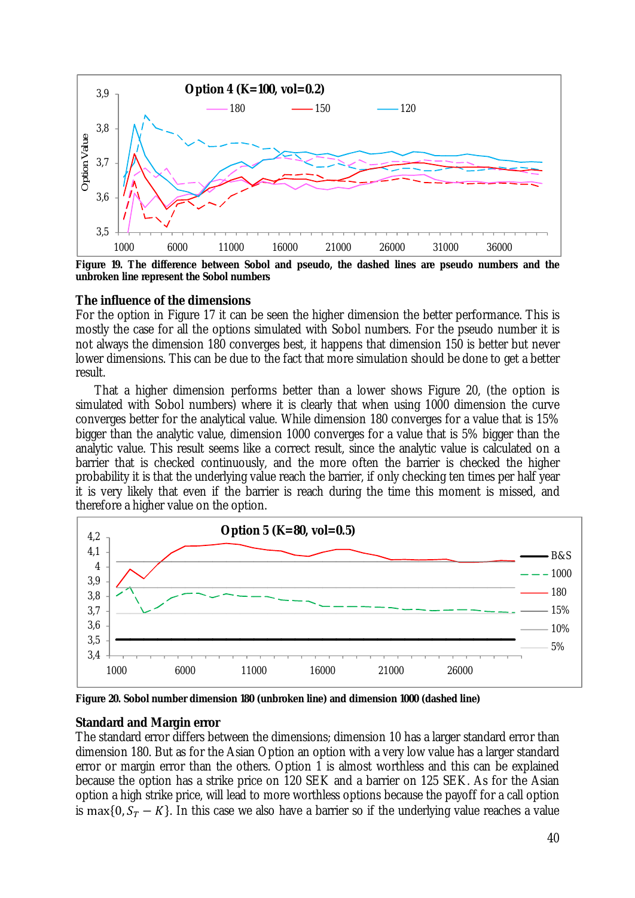Figure 19. The difference between Sobol and pseudo, the dashed lines are pseudo numbers and the unbroken line represent the Sobol numbers

### The influence of the dimensions

For the option in Figure 17 it can be seen the higher dimension the better performance. This is mostly the case for all the options simulated with Sobol numbers. For the pseudo number it is not always the dimension 180 converges best, it happens that dimension 150 is better but never lower dimensions. This can be due to the fact that more simulation should be done to get a better result.

That a higher dimension performs better than a lower shows Figure 20, (the option is simulated with Sobol numbers) where it is clearly that when using 1000 dimension the curve converges better for the analytical value. While dimension 180 converges for a value that is 15% bigger than the analytic value, dimension 1000 converges for a value that is 5% bigger than the analytic value. This result seems like a correct result, since the analytic value is calculated on a barrier that is checked continuously, and the more often the barrier is checked the higher probability it is that the underlying value reach the barrier, if only checking ten times per half year it is very likely that even if the barrier is reach during the time this moment is missed, and therefore a higher value on the option.

Figure 20. Sobol number dimension 180 (unbroken line) and dimension 1000 (dashed line)

### Standard and Margin error

The standard error differs between the dimensions; dimension 10 has a larger standard error than dimension 180. But as for the Asian Option an option with a very low value has a larger standard error or margin error than the others. Option 1 is almost worthless and this can be explained because the option has a strike price on 120 SEK and a barrier on 125 SEK. As for the Asian option a high strike price, will lead to more worthless options because the payoff for a call option is $\max\{0, S_T - K\}$. In this case we also have a barrier so if the underlying value reaches a value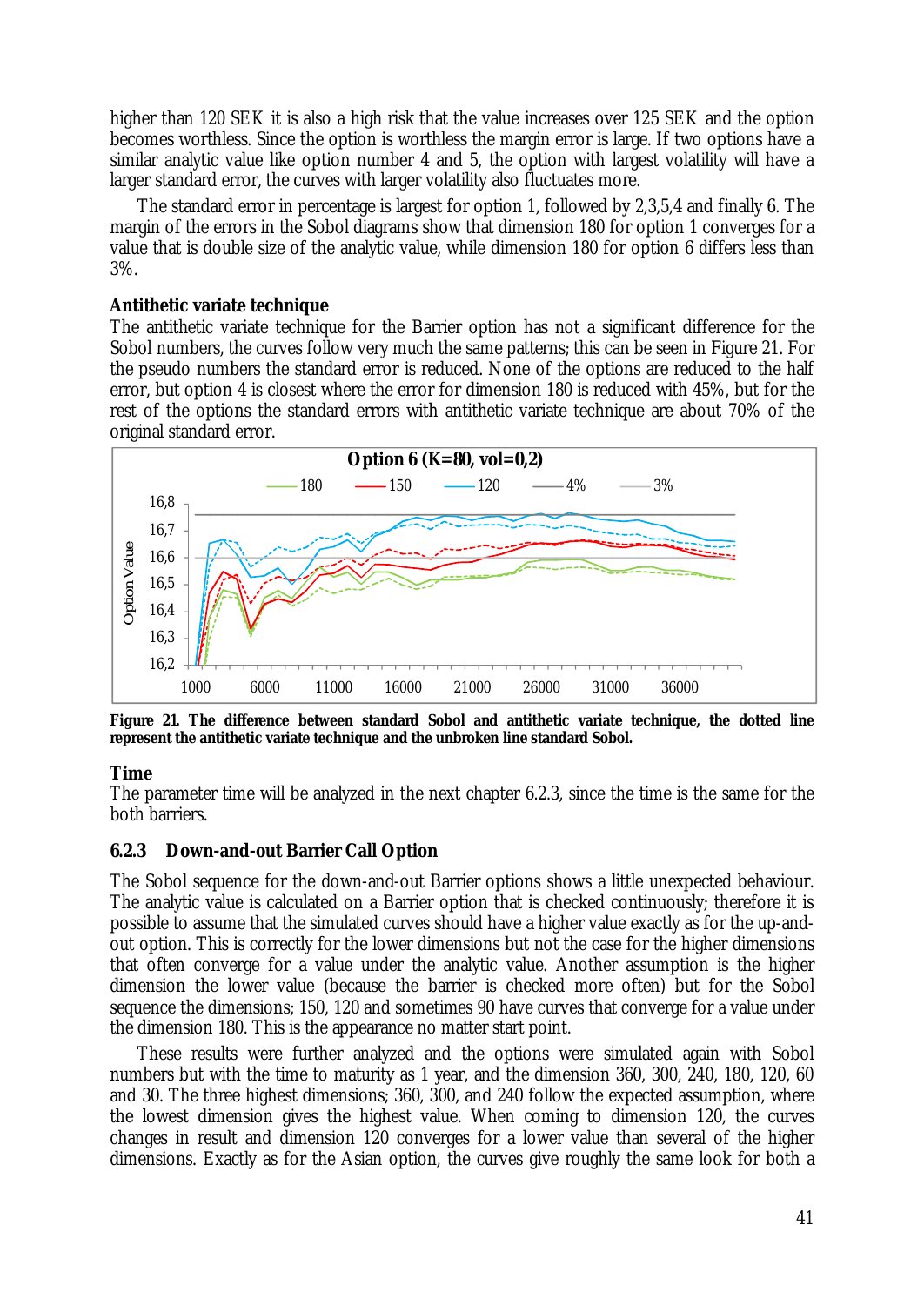higher than 120 SEK it is also a high risk that the value increases over 125 SEK and the option becomes worthless. Since the option is worthless the margin error is large. If two options have a similar analytic value like option number 4 and 5, the option with largest volatility will have a larger standard error, the curves with larger volatility also fluctuates more.

The standard error in percentage is largest for option 1, followed by 2,3,5,4 and finally 6. The margin of the errors in the Sobol diagrams show that dimension 180 for option 1 converges for a value that is double size of the analytic value, while dimension 180 for option 6 differs less than 3%.

**Antithetic variate technique**

The antithetic variate technique for the Barrier option has not a significant difference for the Sobol numbers, the curves follow very much the same patterns; this can be seen in Figure 21. For the pseudo numbers the standard error is reduced. None of the options are reduced to the half error, but option 4 is closest where the error for dimension 180 is reduced with 45%, but for the rest of the options the standard errors with antithetic variate technique are about 70% of the original standard error.

**Figure 21. The difference between standard Sobol and antithetic variate technique, the dotted line represent the antithetic variate technique and the unbroken line standard Sobol.**

**Time**

The parameter time will be analyzed in the next chapter 6.2.3, since the time is the same for the both barriers.

### 6.2.3 Down-and-out Barrier Call Option

The Sobol sequence for the down-and-out Barrier options shows a little unexpected behaviour. The analytic value is calculated on a Barrier option that is checked continuously; therefore it is possible to assume that the simulated curves should have a higher value exactly as for the up-and-out option. This is correctly for the lower dimensions but not the case for the higher dimensions that often converge for a value under the analytic value. Another assumption is the higher dimension the lower value (because the barrier is checked more often) but for the Sobol sequence the dimensions; 150, 120 and sometimes 90 have curves that converge for a value under the dimension 180. This is the appearance no matter start point.

These results were further analyzed and the options were simulated again with Sobol numbers but with the time to maturity as 1 year, and the dimension 360, 300, 240, 180, 120, 60 and 30. The three highest dimensions; 360, 300, and 240 follow the expected assumption, where the lowest dimension gives the highest value. When coming to dimension 120, the curves changes in result and dimension 120 converges for a lower value than several of the higher dimensions. Exactly as for the Asian option, the curves give roughly the same look for both a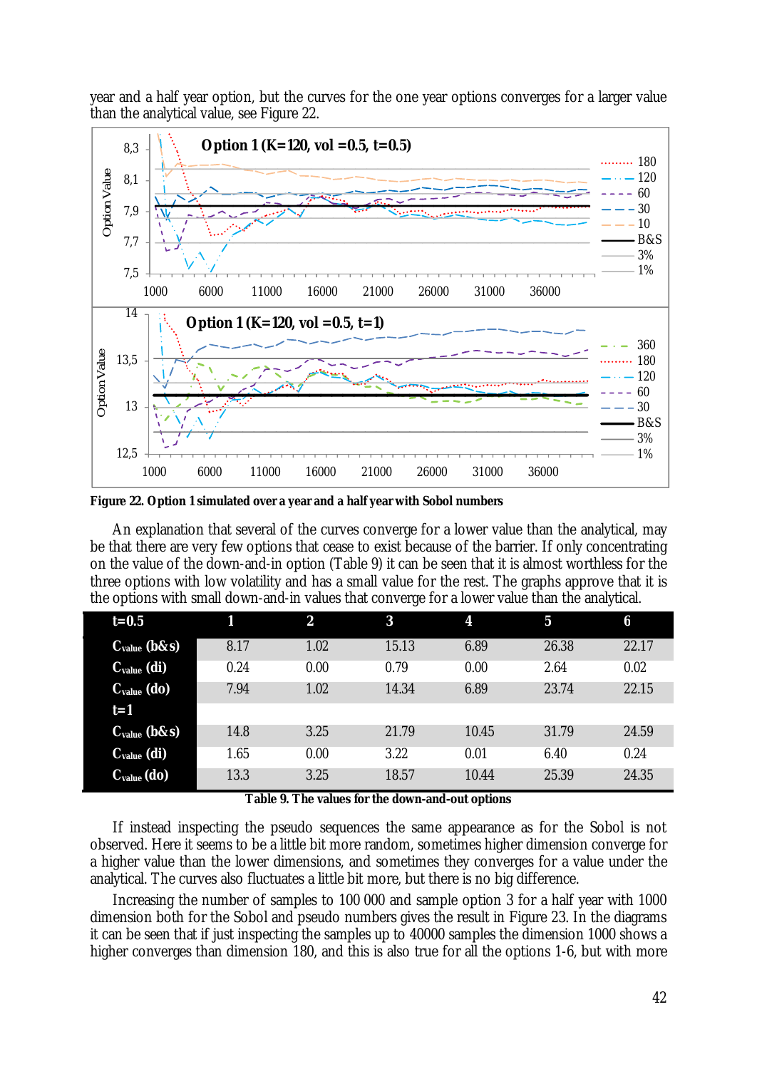year and a half year option, but the curves for the one year options converges for a larger value than the analytical value, see Figure 22.

**Figure 22. Option 1 simulated over a year and a half year with Sobol numbers**

An explanation that several of the curves converge for a lower value than the analytical, may be that there are very few options that cease to exist because of the barrier. If only concentrating on the value of the down-and-in option (Table 9) it can be seen that it is almost worthless for the three options with low volatility and has a small value for the rest. The graphs approve that it is the options with small down-and-in values that converge for a lower value than the analytical.

| t=0.5 | 1 | 2 | 3 | 4 | 5 | 6 |
|---|---|---|---|---|---|---|
| $C_{value}$ (b&s) | 8.17 | 1.02 | 15.13 | 6.89 | 26.38 | 22.17 |
| $C_{value}$ (di) | 0.24 | 0.00 | 0.79 | 0.00 | 2.64 | 0.02 |
| $C_{value}$ (do) | 7.94 | 1.02 | 14.34 | 6.89 | 23.74 | 22.15 |
| t=1 | | | | | | |
| $C_{value}$ (b&s) | 14.8 | 3.25 | 21.79 | 10.45 | 31.79 | 24.59 |
| $C_{value}$ (di) | 1.65 | 0.00 | 3.22 | 0.01 | 6.40 | 0.24 |
| $C_{value}$ (do) | 13.3 | 3.25 | 18.57 | 10.44 | 25.39 | 24.35 |

**Table 9. The values for the down-and-out options**

If instead inspecting the pseudo sequences the same appearance as for the Sobol is not observed. Here it seems to be a little bit more random, sometimes higher dimension converge for a higher value than the lower dimensions, and sometimes they converges for a value under the analytical. The curves also fluctuates a little bit more, but there is no big difference.

Increasing the number of samples to 100 000 and sample option 3 for a half year with 1000 dimension both for the Sobol and pseudo numbers gives the result in Figure 23. In the diagrams it can be seen that if just inspecting the samples up to 40000 samples the dimension 1000 shows a higher converges than dimension 180, and this is also true for all the options 1-6, but with more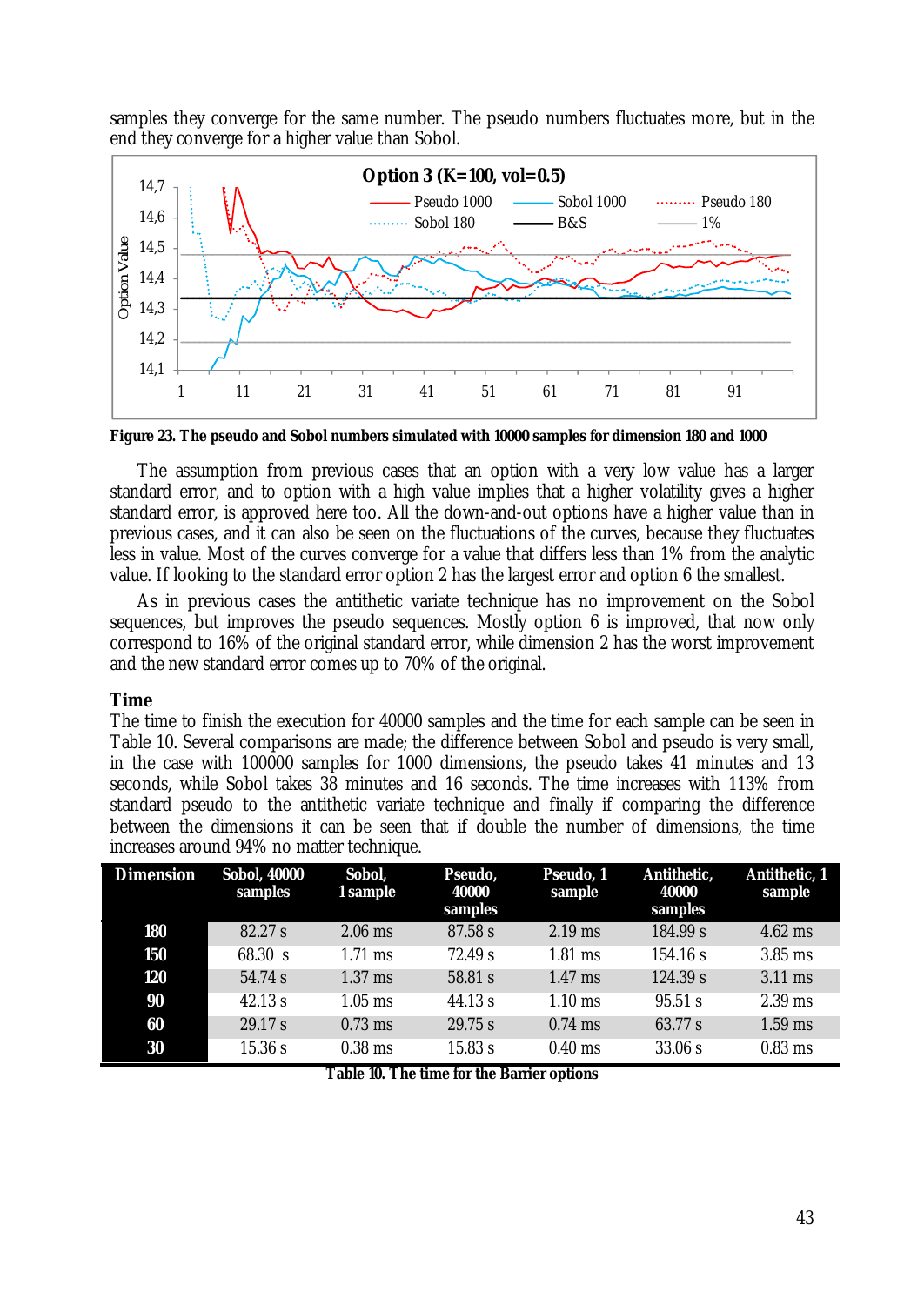samples they converge for the same number. The pseudo numbers fluctuates more, but in the end they converge for a higher value than Sobol.

**Figure 23. The pseudo and Sobol numbers simulated with 10000 samples for dimension 180 and 1000**

The assumption from previous cases that an option with a very low value has a larger standard error, and to option with a high value implies that a higher volatility gives a higher standard error, is approved here too. All the down-and-out options have a higher value than in previous cases, and it can also be seen on the fluctuations of the curves, because they fluctuates less in value. Most of the curves converge for a value that differs less than 1% from the analytic value. If looking to the standard error option 2 has the largest error and option 6 the smallest.

As in previous cases the antithetic variate technique has no improvement on the Sobol sequences, but improves the pseudo sequences. Mostly option 6 is improved, that now only correspond to 16% of the original standard error, while dimension 2 has the worst improvement and the new standard error comes up to 70% of the original.

### Time

The time to finish the execution for 40000 samples and the time for each sample can be seen in Table 10. Several comparisons are made; the difference between Sobol and pseudo is very small, in the case with 100000 samples for 1000 dimensions, the pseudo takes 41 minutes and 13 seconds, while Sobol takes 38 minutes and 16 seconds. The time increases with 113% from standard pseudo to the antithetic variate technique and finally if comparing the difference between the dimensions it can be seen that if double the number of dimensions, the time increases around 94% no matter technique.

| Dimension | Sobol, 40000 samples | Sobol, 1 sample | Pseudo, 40000 samples | Pseudo, 1 sample | Antithetic, 40000 samples | Antithetic, 1 sample |
|---|---|---|---|---|---|---|
| 180 | 82.27 s | 2.06 ms | 87.58 s | 2.19 ms | 184.99 s | 4.62 ms |
| 150 | 68.30 s | 1.71 ms | 72.49 s | 1.81 ms | 154.16 s | 3.85 ms |
| 120 | 54.74 s | 1.37 ms | 58.81 s | 1.47 ms | 124.39 s | 3.11 ms |
| 90 | 42.13 s | 1.05 ms | 44.13 s | 1.10 ms | 95.51 s | 2.39 ms |
| 60 | 29.17 s | 0.73 ms | 29.75 s | 0.74 ms | 63.77 s | 1.59 ms |
| 30 | 15.36 s | 0.38 ms | 15.83 s | 0.40 ms | 33.06 s | 0.83 ms |

**Table 10. The time for the Barrier options**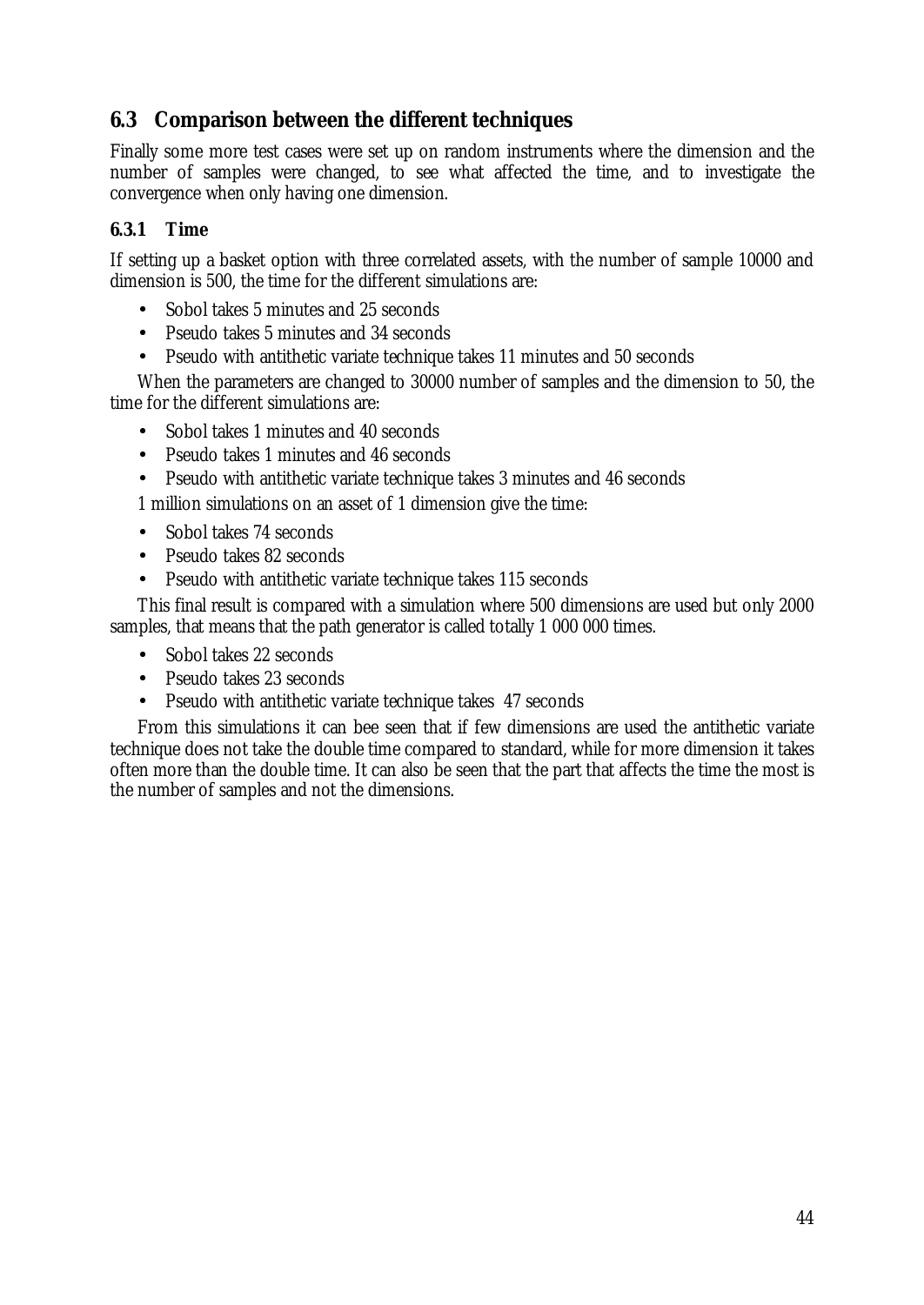## 6.3 Comparison between the different techniques

Finally some more test cases were set up on random instruments where the dimension and the number of samples were changed, to see what affected the time, and to investigate the convergence when only having one dimension.

### 6.3.1 Time

If setting up a basket option with three correlated assets, with the number of sample 10000 and dimension is 500, the time for the different simulations are:

- Sobol takes 5 minutes and 25 seconds
- Pseudo takes 5 minutes and 34 seconds
- Pseudo with antithetic variate technique takes 11 minutes and 50 seconds

When the parameters are changed to 30000 number of samples and the dimension to 50, the time for the different simulations are:

- Sobol takes 1 minutes and 40 seconds
- Pseudo takes 1 minutes and 46 seconds
- Pseudo with antithetic variate technique takes 3 minutes and 46 seconds

1 million simulations on an asset of 1 dimension give the time:

- Sobol takes 74 seconds
- Pseudo takes 82 seconds
- Pseudo with antithetic variate technique takes 115 seconds

This final result is compared with a simulation where 500 dimensions are used but only 2000 samples, that means that the path generator is called totally 1 000 000 times.

- Sobol takes 22 seconds
- Pseudo takes 23 seconds
- Pseudo with antithetic variate technique takes 47 seconds

From this simulations it can bee seen that if few dimensions are used the antithetic variate technique does not take the double time compared to standard, while for more dimension it takes often more than the double time. It can also be seen that the part that affects the time the most is the number of samples and not the dimensions.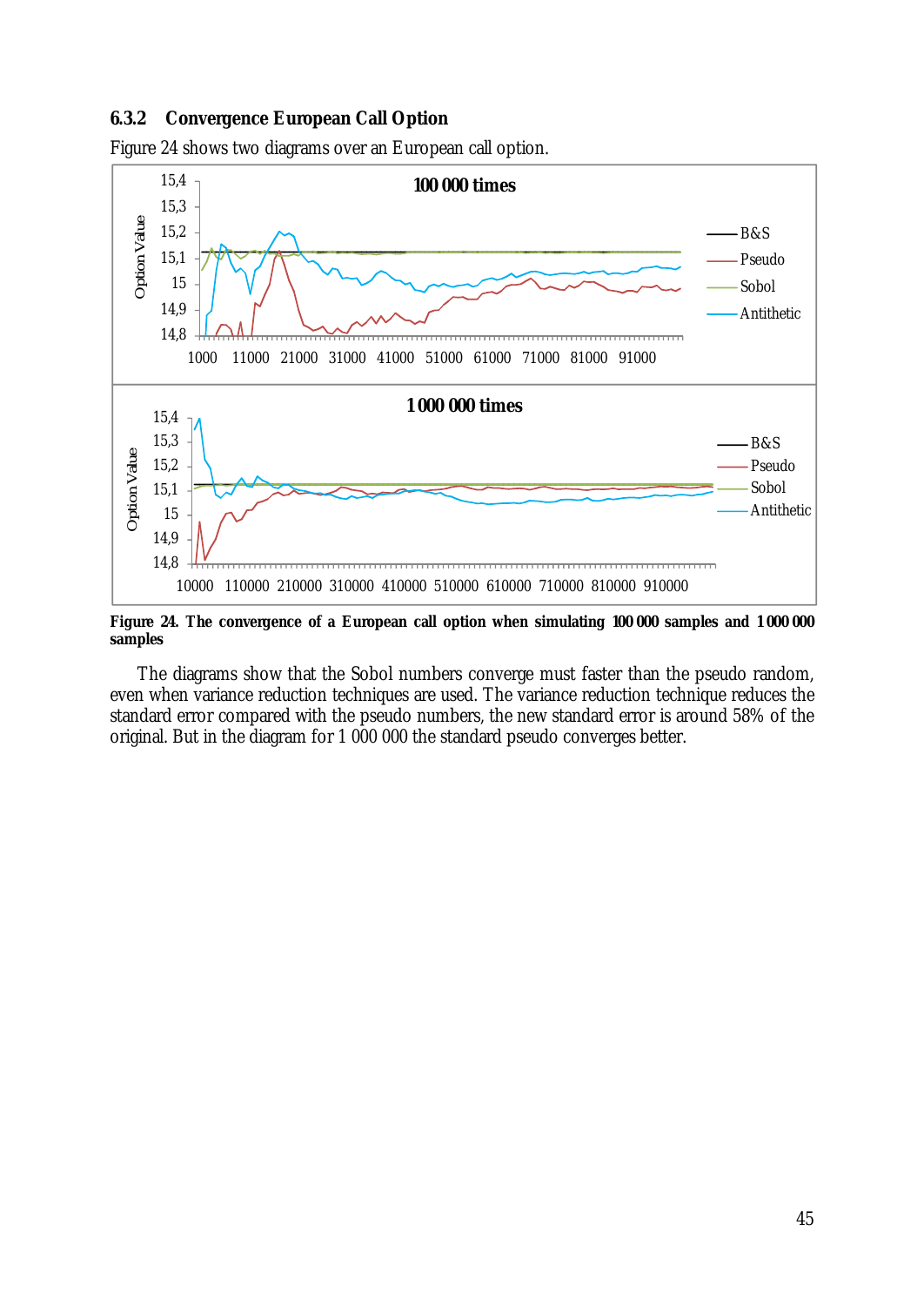### 6.3.2 Convergence European Call Option

Figure 24 shows two diagrams over an European call option.

**Figure 24. The convergence of a European call option when simulating 100 000 samples and 1 000 000 samples**

The diagrams show that the Sobol numbers converge must faster than the pseudo random, even when variance reduction techniques are used. The variance reduction technique reduces the standard error compared with the pseudo numbers, the new standard error is around 58% of the original. But in the diagram for 1 000 000 the standard pseudo converges better.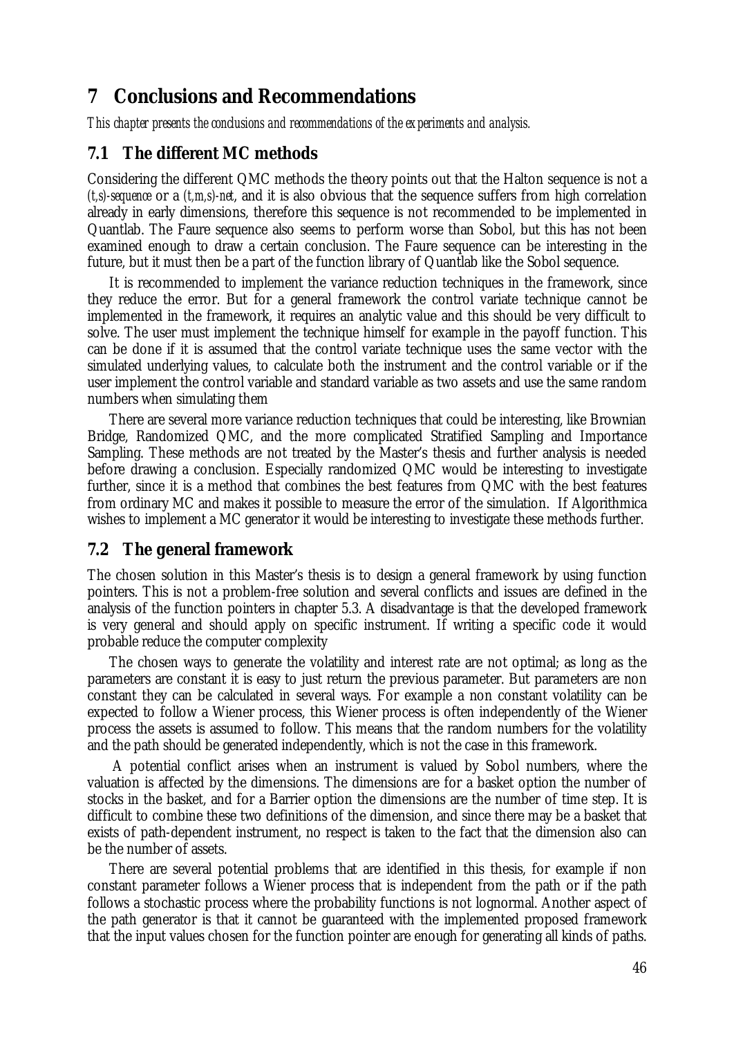# 7 Conclusions and Recommendations

*This chapter presents the conclusions and recommendations of the experiments and analysis.*

## 7.1 The different MC methods

Considering the different QMC methods the theory points out that the Halton sequence is not a *(t,s)-sequence* or a *(t,m,s)-net*, and it is also obvious that the sequence suffers from high correlation already in early dimensions, therefore this sequence is not recommended to be implemented in Quantlab. The Faure sequence also seems to perform worse than Sobol, but this has not been examined enough to draw a certain conclusion. The Faure sequence can be interesting in the future, but it must then be a part of the function library of Quantlab like the Sobol sequence.

It is recommended to implement the variance reduction techniques in the framework, since they reduce the error. But for a general framework the control variate technique cannot be implemented in the framework, it requires an analytic value and this should be very difficult to solve. The user must implement the technique himself for example in the payoff function. This can be done if it is assumed that the control variate technique uses the same vector with the simulated underlying values, to calculate both the instrument and the control variable or if the user implement the control variable and standard variable as two assets and use the same random numbers when simulating them

There are several more variance reduction techniques that could be interesting, like Brownian Bridge, Randomized QMC, and the more complicated Stratified Sampling and Importance Sampling. These methods are not treated by the Master's thesis and further analysis is needed before drawing a conclusion. Especially randomized QMC would be interesting to investigate further, since it is a method that combines the best features from QMC with the best features from ordinary MC and makes it possible to measure the error of the simulation. If Algorithmica wishes to implement a MC generator it would be interesting to investigate these methods further.

## 7.2 The general framework

The chosen solution in this Master's thesis is to design a general framework by using function pointers. This is not a problem-free solution and several conflicts and issues are defined in the analysis of the function pointers in chapter 5.3. A disadvantage is that the developed framework is very general and should apply on specific instrument. If writing a specific code it would probable reduce the computer complexity

The chosen ways to generate the volatility and interest rate are not optimal; as long as the parameters are constant it is easy to just return the previous parameter. But parameters are non constant they can be calculated in several ways. For example a non constant volatility can be expected to follow a Wiener process, this Wiener process is often independently of the Wiener process the assets is assumed to follow. This means that the random numbers for the volatility and the path should be generated independently, which is not the case in this framework.

A potential conflict arises when an instrument is valued by Sobol numbers, where the valuation is affected by the dimensions. The dimensions are for a basket option the number of stocks in the basket, and for a Barrier option the dimensions are the number of time step. It is difficult to combine these two definitions of the dimension, and since there may be a basket that exists of path-dependent instrument, no respect is taken to the fact that the dimension also can be the number of assets.

There are several potential problems that are identified in this thesis, for example if non constant parameter follows a Wiener process that is independent from the path or if the path follows a stochastic process where the probability functions is not lognormal. Another aspect of the path generator is that it cannot be guaranteed with the implemented proposed framework that the input values chosen for the function pointer are enough for generating all kinds of paths.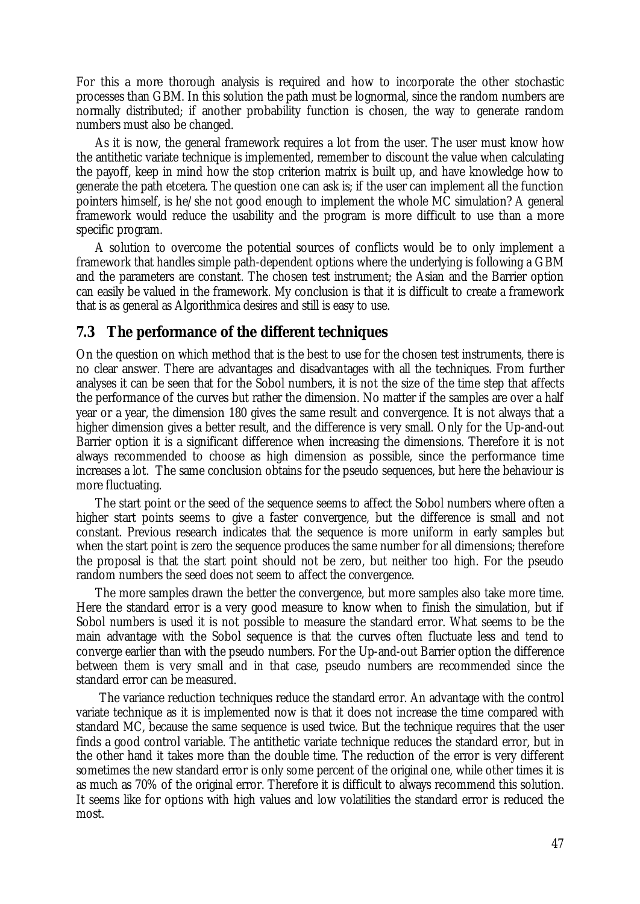For this a more thorough analysis is required and how to incorporate the other stochastic processes than GBM. In this solution the path must be lognormal, since the random numbers are normally distributed; if another probability function is chosen, the way to generate random numbers must also be changed.

As it is now, the general framework requires a lot from the user. The user must know how the antithetic variate technique is implemented, remember to discount the value when calculating the payoff, keep in mind how the stop criterion matrix is built up, and have knowledge how to generate the path etcetera. The question one can ask is; if the user can implement all the function pointers himself, is he/she not good enough to implement the whole MC simulation? A general framework would reduce the usability and the program is more difficult to use than a more specific program.

A solution to overcome the potential sources of conflicts would be to only implement a framework that handles simple path-dependent options where the underlying is following a GBM and the parameters are constant. The chosen test instrument; the Asian and the Barrier option can easily be valued in the framework. My conclusion is that it is difficult to create a framework that is as general as Algorithmica desires and still is easy to use.

## 7.3 The performance of the different techniques

On the question on which method that is the best to use for the chosen test instruments, there is no clear answer. There are advantages and disadvantages with all the techniques. From further analyses it can be seen that for the Sobol numbers, it is not the size of the time step that affects the performance of the curves but rather the dimension. No matter if the samples are over a half year or a year, the dimension 180 gives the same result and convergence. It is not always that a higher dimension gives a better result, and the difference is very small. Only for the Up-and-out Barrier option it is a significant difference when increasing the dimensions. Therefore it is not always recommended to choose as high dimension as possible, since the performance time increases a lot. The same conclusion obtains for the pseudo sequences, but here the behaviour is more fluctuating.

The start point or the seed of the sequence seems to affect the Sobol numbers where often a higher start points seems to give a faster convergence, but the difference is small and not constant. Previous research indicates that the sequence is more uniform in early samples but when the start point is zero the sequence produces the same number for all dimensions; therefore the proposal is that the start point should not be zero, but neither too high. For the pseudo random numbers the seed does not seem to affect the convergence.

The more samples drawn the better the convergence, but more samples also take more time. Here the standard error is a very good measure to know when to finish the simulation, but if Sobol numbers is used it is not possible to measure the standard error. What seems to be the main advantage with the Sobol sequence is that the curves often fluctuate less and tend to converge earlier than with the pseudo numbers. For the Up-and-out Barrier option the difference between them is very small and in that case, pseudo numbers are recommended since the standard error can be measured.

The variance reduction techniques reduce the standard error. An advantage with the control variate technique as it is implemented now is that it does not increase the time compared with standard MC, because the same sequence is used twice. But the technique requires that the user finds a good control variable. The antithetic variate technique reduces the standard error, but in the other hand it takes more than the double time. The reduction of the error is very different sometimes the new standard error is only some percent of the original one, while other times it is as much as 70% of the original error. Therefore it is difficult to always recommend this solution. It seems like for options with high values and low volatilities the standard error is reduced the most.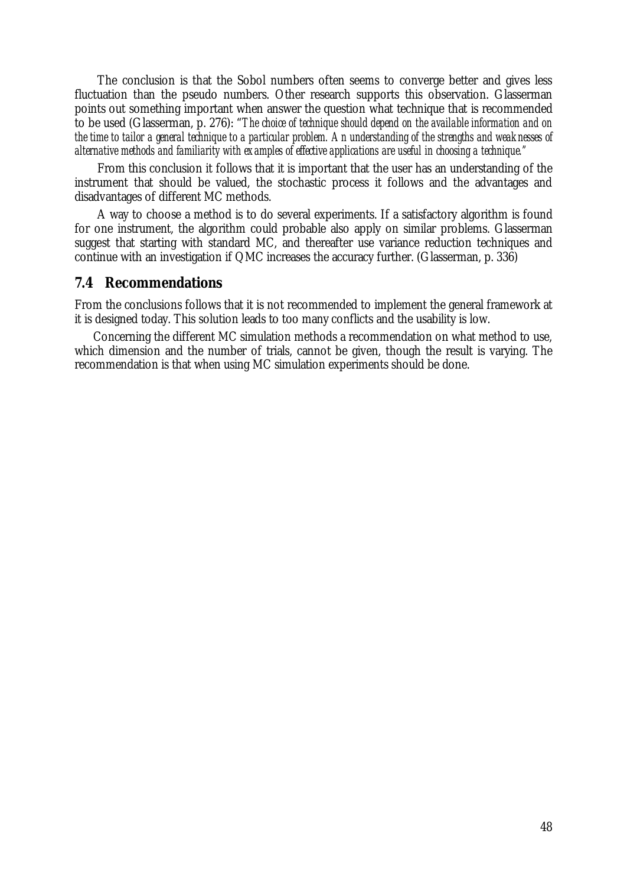The conclusion is that the Sobol numbers often seems to converge better and gives less fluctuation than the pseudo numbers. Other research supports this observation. Glasserman points out something important when answer the question what technique that is recommended to be used (Glasserman, p. 276): *"The choice of technique should depend on the available information and on the time to tailor a general technique to a particular problem. An understanding of the strengths and weaknesses of alternative methods and familiarity with examples of effective applications are useful in choosing a technique."*

From this conclusion it follows that it is important that the user has an understanding of the instrument that should be valued, the stochastic process it follows and the advantages and disadvantages of different MC methods.

A way to choose a method is to do several experiments. If a satisfactory algorithm is found for one instrument, the algorithm could probable also apply on similar problems. Glasserman suggest that starting with standard MC, and thereafter use variance reduction techniques and continue with an investigation if QMC increases the accuracy further. (Glasserman, p. 336)

## 7.4 Recommendations

From the conclusions follows that it is not recommended to implement the general framework at it is designed today. This solution leads to too many conflicts and the usability is low.

Concerning the different MC simulation methods a recommendation on what method to use, which dimension and the number of trials, cannot be given, though the result is varying. The recommendation is that when using MC simulation experiments should be done.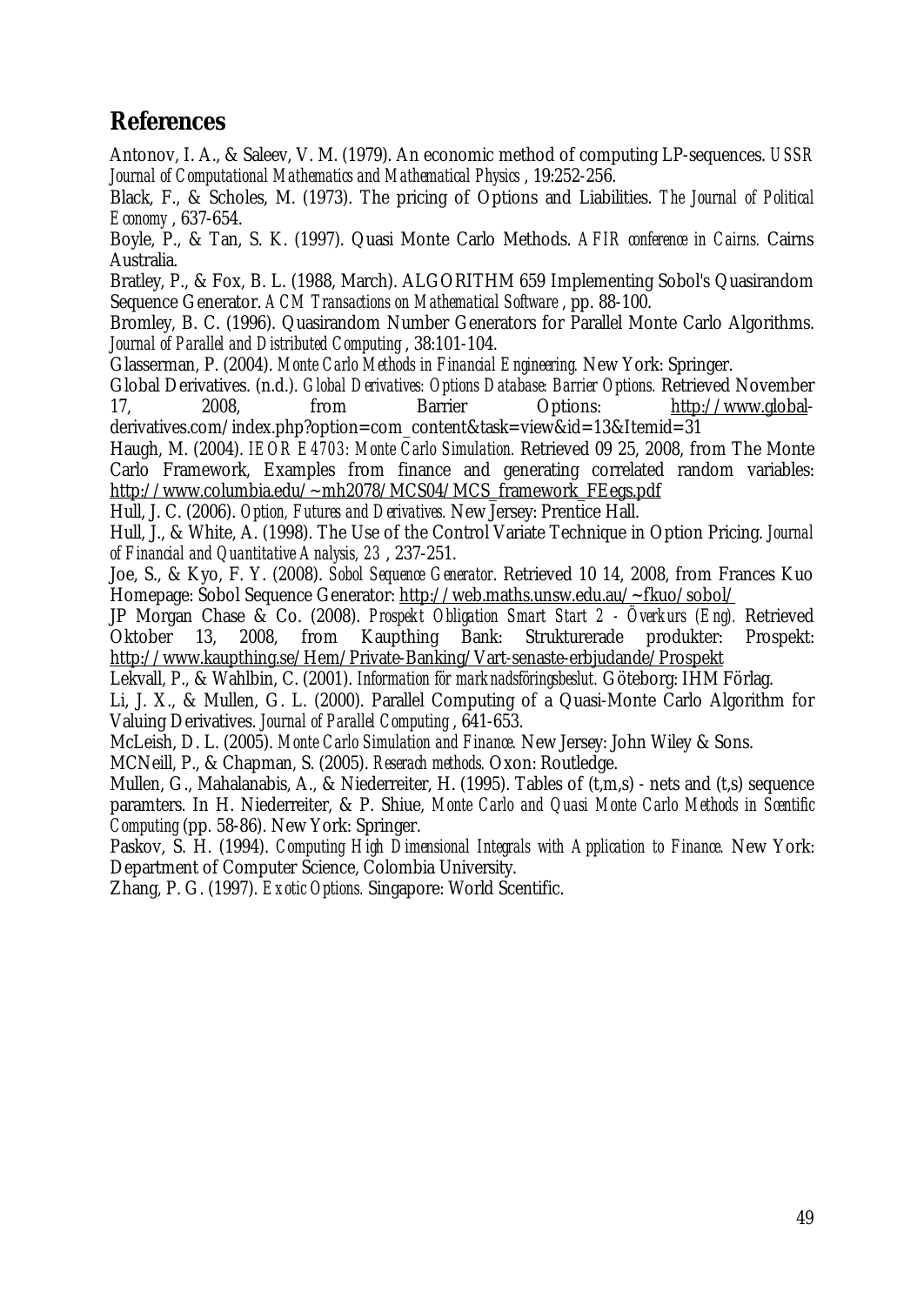## References

Antonov, I. A., & Saleev, V. M. (1979). An economic method of computing LP-sequences. *USSR Journal of Computational Mathematics and Mathematical Physics* , 19:252-256.

Black, F., & Scholes, M. (1973). The pricing of Options and Liabilities. *The Journal of Political Economy* , 637-654.

Boyle, P., & Tan, S. K. (1997). Quasi Monte Carlo Methods. *AFIR conference in Cairns.* Cairns Australia.

Bratley, P., & Fox, B. L. (1988, March). ALGORITHM 659 Implementing Sobol's Quasirandom Sequence Generator. *ACM Transactions on Mathematical Software* , pp. 88-100.

Bromley, B. C. (1996). Quasirandom Number Generators for Parallel Monte Carlo Algorithms. *Journal of Parallel and Distributed Computing* , 38:101-104.

Glasserman, P. (2004). *Monte Carlo Methods in Financial Engineering.* New York: Springer.

Global Derivatives. (n.d.). *Global Derivatives: Options Database: Barrier Options.* Retrieved November 17, 2008, from Barrier Options: http://www.global-derivatives.com/index.php?option=com_content&task=view&id=13&Itemid=31

Haugh, M. (2004). *IEOR E4703: Monte Carlo Simulation.* Retrieved 09 25, 2008, from The Monte Carlo Framework, Examples from finance and generating correlated random variables: http://www.columbia.edu/~mh2078/MCS04/MCS_framework_FEegs.pdf

Hull, J. C. (2006). *Option, Futures and Derivatives.* New Jersey: Prentice Hall.

Hull, J., & White, A. (1998). The Use of the Control Variate Technique in Option Pricing. *Journal of Financial and Quantitative Analysis, 23* , 237-251.

Joe, S., & Kyo, F. Y. (2008). *Sobol Sequence Generator*. Retrieved 10 14, 2008, from Frances Kuo Homepage: Sobol Sequence Generator: http://web.maths.unsw.edu.au/~fkuo/sobol/

JP Morgan Chase & Co. (2008). *Prospekt Obligation Smart Start 2 - Överkurs (Eng).* Retrieved Oktober 13, 2008, from Kaupthing Bank: Strukturerade produkter: Prospekt: http://www.kaupthing.se/Hem/Private-Banking/Vart-senaste-erbjudande/Prospekt

Lekvall, P., & Wahlbin, C. (2001). *Information för marknadsföringsbeslut.* Göteborg: IHM Förlag.

Li, J. X., & Mullen, G. L. (2000). Parallel Computing of a Quasi-Monte Carlo Algorithm for Valuing Derivatives. *Journal of Parallel Computing* , 641-653.

McLeish, D. L. (2005). *Monte Carlo Simulation and Finance.* New Jersey: John Wiley & Sons.

MCNeill, P., & Chapman, S. (2005). *Reserach methods.* Oxon: Routledge.

Mullen, G., Mahalanabis, A., & Niederreiter, H. (1995). Tables of (t,m,s) - nets and (t,s) sequence paramters. In H. Niederreiter, & P. Shiue, *Monte Carlo and Quasi Monte Carlo Methods in Scentific Computing* (pp. 58-86). New York: Springer.

Paskov, S. H. (1994). *Computing High Dimensional Integrals with Application to Finance.* New York: Department of Computer Science, Colombia University.

Zhang, P. G. (1997). *Exotic Options.* Singapore: World Scentific.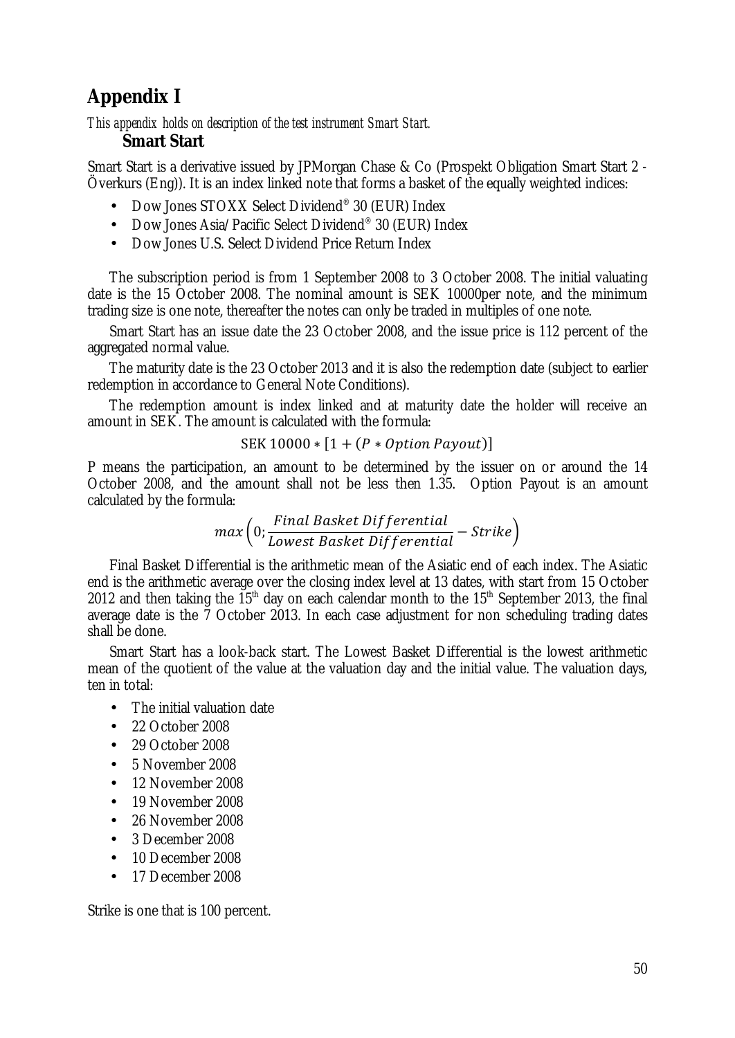# Appendix I

*This appendix holds on description of the test instrument Smart Start.*

### Smart Start

Smart Start is a derivative issued by JPMorgan Chase & Co (Prospekt Obligation Smart Start 2 - Överkurs (Eng)). It is an index linked note that forms a basket of the equally weighted indices:

- Dow Jones STOXX Select Dividend® 30 (EUR) Index
- Dow Jones Asia/Pacific Select Dividend® 30 (EUR) Index
- Dow Jones U.S. Select Dividend Price Return Index

The subscription period is from 1 September 2008 to 3 October 2008. The initial valuating date is the 15 October 2008. The nominal amount is SEK 10000per note, and the minimum trading size is one note, thereafter the notes can only be traded in multiples of one note.

Smart Start has an issue date the 23 October 2008, and the issue price is 112 percent of the aggregated normal value.

The maturity date is the 23 October 2013 and it is also the redemption date (subject to earlier redemption in accordance to General Note Conditions).

The redemption amount is index linked and at maturity date the holder will receive an amount in SEK. The amount is calculated with the formula:

$$\text{SEK } 10000 * [1 + (P * Option\ Payout)]$$

P means the participation, an amount to be determined by the issuer on or around the 14 October 2008, and the amount shall not be less then 1.35. Option Payout is an amount calculated by the formula:

$$max\left(0; \frac{Final\ Basket\ Differential}{Lowest\ Basket\ Differential} - Strike\right)$$

Final Basket Differential is the arithmetic mean of the Asiatic end of each index. The Asiatic end is the arithmetic average over the closing index level at 13 dates, with start from 15 October 2012 and then taking the $15^{th}$ day on each calendar month to the $15^{th}$ September 2013, the final average date is the 7 October 2013. In each case adjustment for non scheduling trading dates shall be done.

Smart Start has a look-back start. The Lowest Basket Differential is the lowest arithmetic mean of the quotient of the value at the valuation day and the initial value. The valuation days, ten in total:

- The initial valuation date
- 22 October 2008
- 29 October 2008
- 5 November 2008
- 12 November 2008
- 19 November 2008
- 26 November 2008
- 3 December 2008
- 10 December 2008
- 17 December 2008

Strike is one that is 100 percent.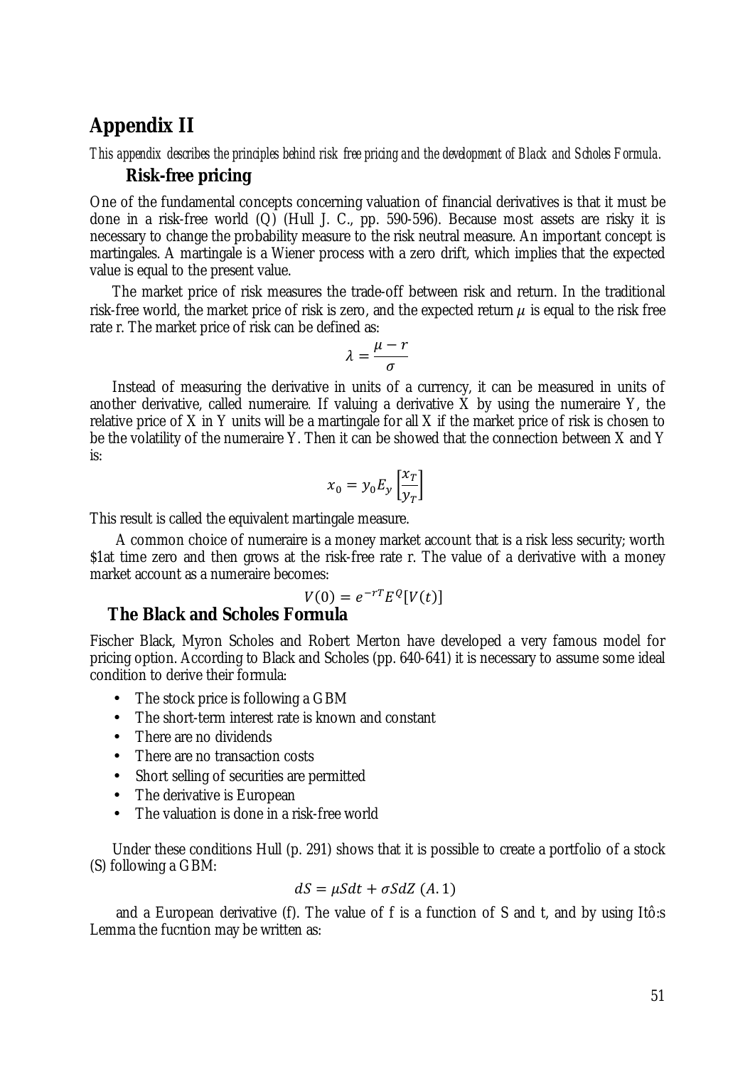# Appendix II

*This appendix describes the principles behind risk free pricing and the development of Black and Scholes Formula.*

## Risk-free pricing

One of the fundamental concepts concerning valuation of financial derivatives is that it must be done in a risk-free world (Q) (Hull J. C., pp. 590-596). Because most assets are risky it is necessary to change the probability measure to the risk neutral measure. An important concept is martingales. A martingale is a Wiener process with a zero drift, which implies that the expected value is equal to the present value.

The market price of risk measures the trade-off between risk and return. In the traditional risk-free world, the market price of risk is zero, and the expected return $\mu$ is equal to the risk free rate r. The market price of risk can be defined as:

$$\lambda = \frac{\mu - r}{\sigma}$$

Instead of measuring the derivative in units of a currency, it can be measured in units of another derivative, called numeraire. If valuing a derivative X by using the numeraire Y, the relative price of X in Y units will be a martingale for all X if the market price of risk is chosen to be the volatility of the numeraire Y. Then it can be showed that the connection between X and Y is:

$$x_0 = y_0 E_y \left[\frac{x_T}{y_T}\right]$$

This result is called the equivalent martingale measure.

A common choice of numeraire is a money market account that is a risk less security; worth \$1at time zero and then grows at the risk-free rate r. The value of a derivative with a money market account as a numeraire becomes:

$$V(0) = e^{-rT} E^{Q}[V(t)]$$

## The Black and Scholes Formula

Fischer Black, Myron Scholes and Robert Merton have developed a very famous model for pricing option. According to Black and Scholes (pp. 640-641) it is necessary to assume some ideal condition to derive their formula:

- The stock price is following a GBM
- The short-term interest rate is known and constant
- There are no dividends
- There are no transaction costs
- Short selling of securities are permitted
- The derivative is European
- The valuation is done in a risk-free world

Under these conditions Hull (p. 291) shows that it is possible to create a portfolio of a stock (S) following a GBM:

$$dS = \mu S dt + \sigma S dZ \; (A.1)$$

and a European derivative (f). The value of f is a function of S and t, and by using Itô:s Lemma the fucntion may be written as: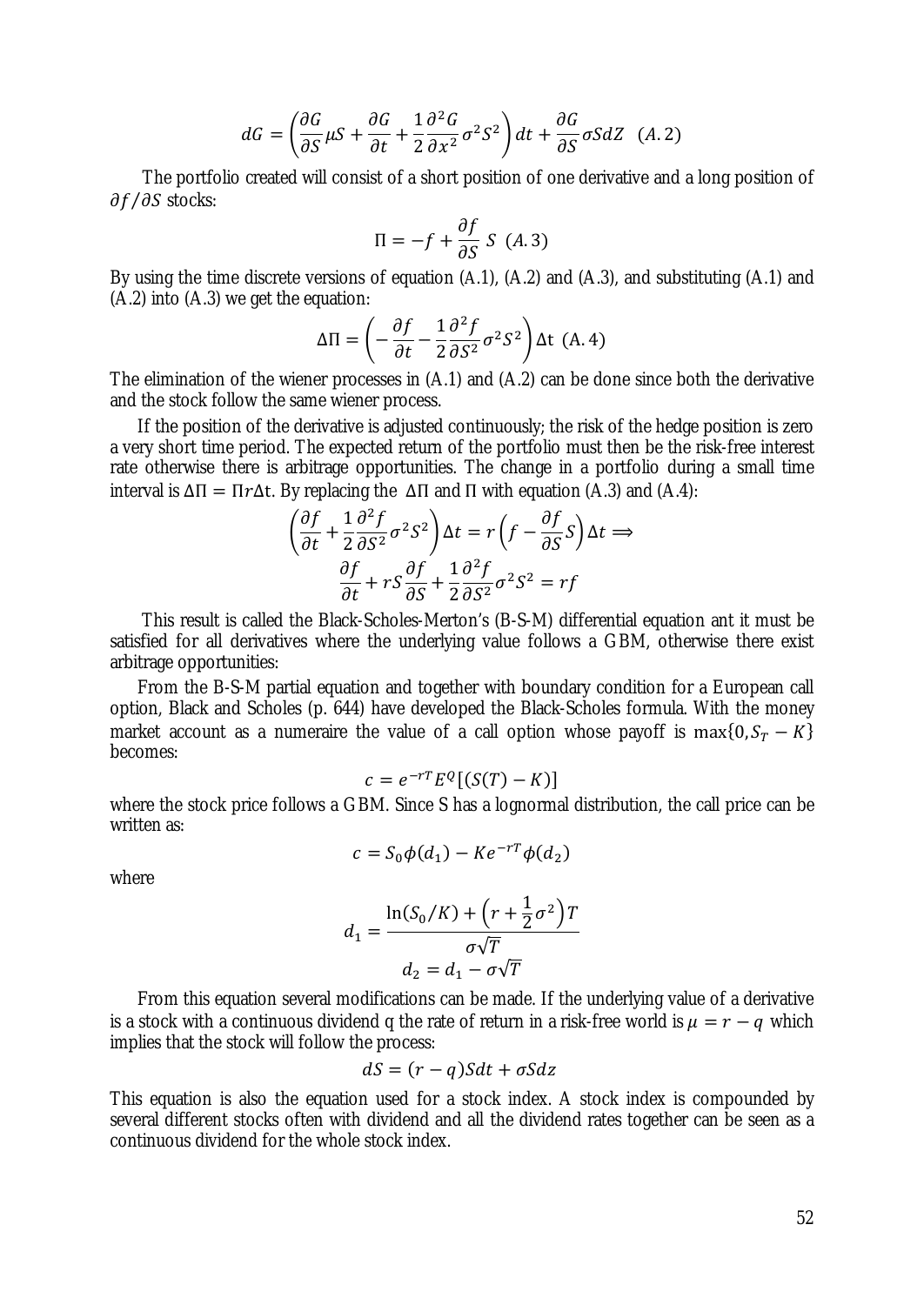$$dG = \left(\frac{\partial G}{\partial S}\mu S + \frac{\partial G}{\partial t} + \frac{1}{2}\frac{\partial^2 G}{\partial x^2}\sigma^2 S^2\right)dt + \frac{\partial G}{\partial S}\sigma S dZ \quad (A.2)$$

The portfolio created will consist of a short position of one derivative and a long position of $\partial f / \partial S$ stocks:

$$\Pi = -f + \frac{\partial f}{\partial S}\ S \quad (A.3)$$

By using the time discrete versions of equation (A.1), (A.2) and (A.3), and substituting (A.1) and (A.2) into (A.3) we get the equation:

$$\Delta\Pi = \left(-\frac{\partial f}{\partial t} - \frac{1}{2}\frac{\partial^2 f}{\partial S^2}\sigma^2 S^2\right)\Delta t \quad (A.4)$$

The elimination of the wiener processes in (A.1) and (A.2) can be done since both the derivative and the stock follow the same wiener process.

If the position of the derivative is adjusted continuously; the risk of the hedge position is zero a very short time period. The expected return of the portfolio must then be the risk-free interest rate otherwise there is arbitrage opportunities. The change in a portfolio during a small time interval is $\Delta\Pi = \Pi r \Delta t$. By replacing the $\Delta\Pi$ and $\Pi$ with equation (A.3) and (A.4):

$$\left(\frac{\partial f}{\partial t} + \frac{1}{2}\frac{\partial^2 f}{\partial S^2}\sigma^2 S^2\right)\Delta t = r\left(f - \frac{\partial f}{\partial S}S\right)\Delta t \Longrightarrow$$

$$\frac{\partial f}{\partial t} + rS\frac{\partial f}{\partial S} + \frac{1}{2}\frac{\partial^2 f}{\partial S^2}\sigma^2 S^2 = rf$$

This result is called the Black-Scholes-Merton's (B-S-M) differential equation ant it must be satisfied for all derivatives where the underlying value follows a GBM, otherwise there exist arbitrage opportunities:

From the B-S-M partial equation and together with boundary condition for a European call option, Black and Scholes (p. 644) have developed the Black-Scholes formula. With the money market account as a numeraire the value of a call option whose payoff is $\max\{0, S_T - K\}$ becomes:

$$c = e^{-rT}E^Q[(S(T) - K)]$$

where the stock price follows a GBM. Since S has a lognormal distribution, the call price can be written as:

$$c = S_0\phi(d_1) - Ke^{-rT}\phi(d_2)$$

where

$$d_1 = \frac{\ln(S_0/K) + \left(r + \frac{1}{2}\sigma^2\right)T}{\sigma\sqrt{T}}$$

$$d_2 = d_1 - \sigma\sqrt{T}$$

From this equation several modifications can be made. If the underlying value of a derivative is a stock with a continuous dividend q the rate of return in a risk-free world is $\mu = r - q$ which implies that the stock will follow the process:

$$dS = (r - q)Sdt + \sigma Sdz$$

This equation is also the equation used for a stock index. A stock index is compounded by several different stocks often with dividend and all the dividend rates together can be seen as a continuous dividend for the whole stock index.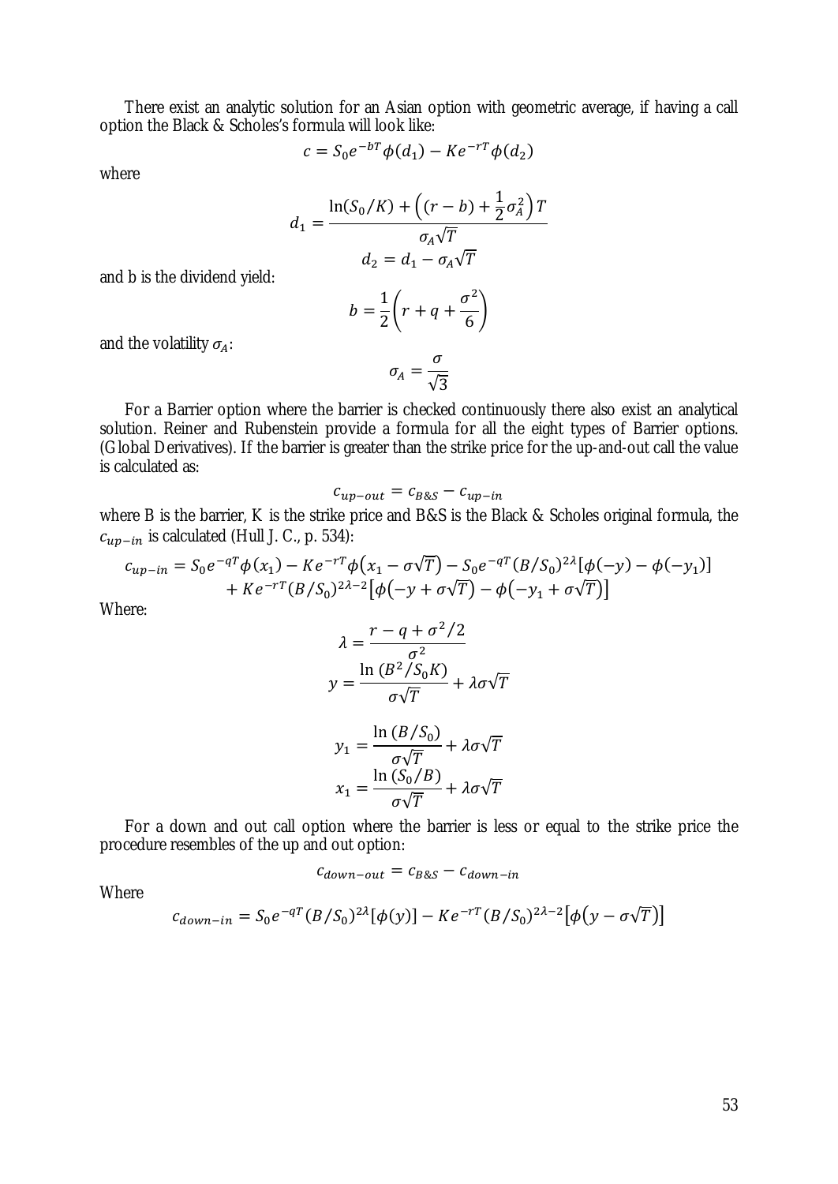There exist an analytic solution for an Asian option with geometric average, if having a call option the Black & Scholes's formula will look like:

$$c = S_0 e^{-bT}\phi(d_1) - Ke^{-rT}\phi(d_2)$$

where

$$d_1 = \frac{\ln(S_0/K) + \left((r-b) + \frac{1}{2}\sigma_A^2\right)T}{\sigma_A\sqrt{T}}$$

$$d_2 = d_1 - \sigma_A\sqrt{T}$$

and b is the dividend yield:

$$b = \frac{1}{2}\left(r + q + \frac{\sigma^2}{6}\right)$$

and the volatility $\sigma_A$:

$$\sigma_A = \frac{\sigma}{\sqrt{3}}$$

For a Barrier option where the barrier is checked continuously there also exist an analytical solution. Reiner and Rubenstein provide a formula for all the eight types of Barrier options. (Global Derivatives). If the barrier is greater than the strike price for the up-and-out call the value is calculated as:

$$c_{up-out} = c_{B\&S} - c_{up-in}$$

where B is the barrier, K is the strike price and B&S is the Black & Scholes original formula, the $c_{up-in}$ is calculated (Hull J. C., p. 534):

$$c_{up-in} = S_0 e^{-qT}\phi(x_1) - Ke^{-rT}\phi\left(x_1 - \sigma\sqrt{T}\right) - S_0 e^{-qT}(B/S_0)^{2\lambda}[\phi(-y) - \phi(-y_1)] + Ke^{-rT}(B/S_0)^{2\lambda-2}\left[\phi\left(-y + \sigma\sqrt{T}\right) - \phi\left(-y_1 + \sigma\sqrt{T}\right)\right]$$

Where:

$$\lambda = \frac{r - q + \sigma^2/2}{\sigma^2}$$

$$y = \frac{\ln\left(B^2/S_0K\right)}{\sigma\sqrt{T}} + \lambda\sigma\sqrt{T}$$

$$y_1 = \frac{\ln\left(B/S_0\right)}{\sigma\sqrt{T}} + \lambda\sigma\sqrt{T}$$

$$x_1 = \frac{\ln\left(S_0/B\right)}{\sigma\sqrt{T}} + \lambda\sigma\sqrt{T}$$

For a down and out call option where the barrier is less or equal to the strike price the procedure resembles of the up and out option:

$$c_{down-out} = c_{B\&S} - c_{down-in}$$

Where

$$c_{down-in} = S_0 e^{-qT}(B/S_0)^{2\lambda}[\phi(y)] - Ke^{-rT}(B/S_0)^{2\lambda-2}\left[\phi\left(y - \sigma\sqrt{T}\right)\right]$$